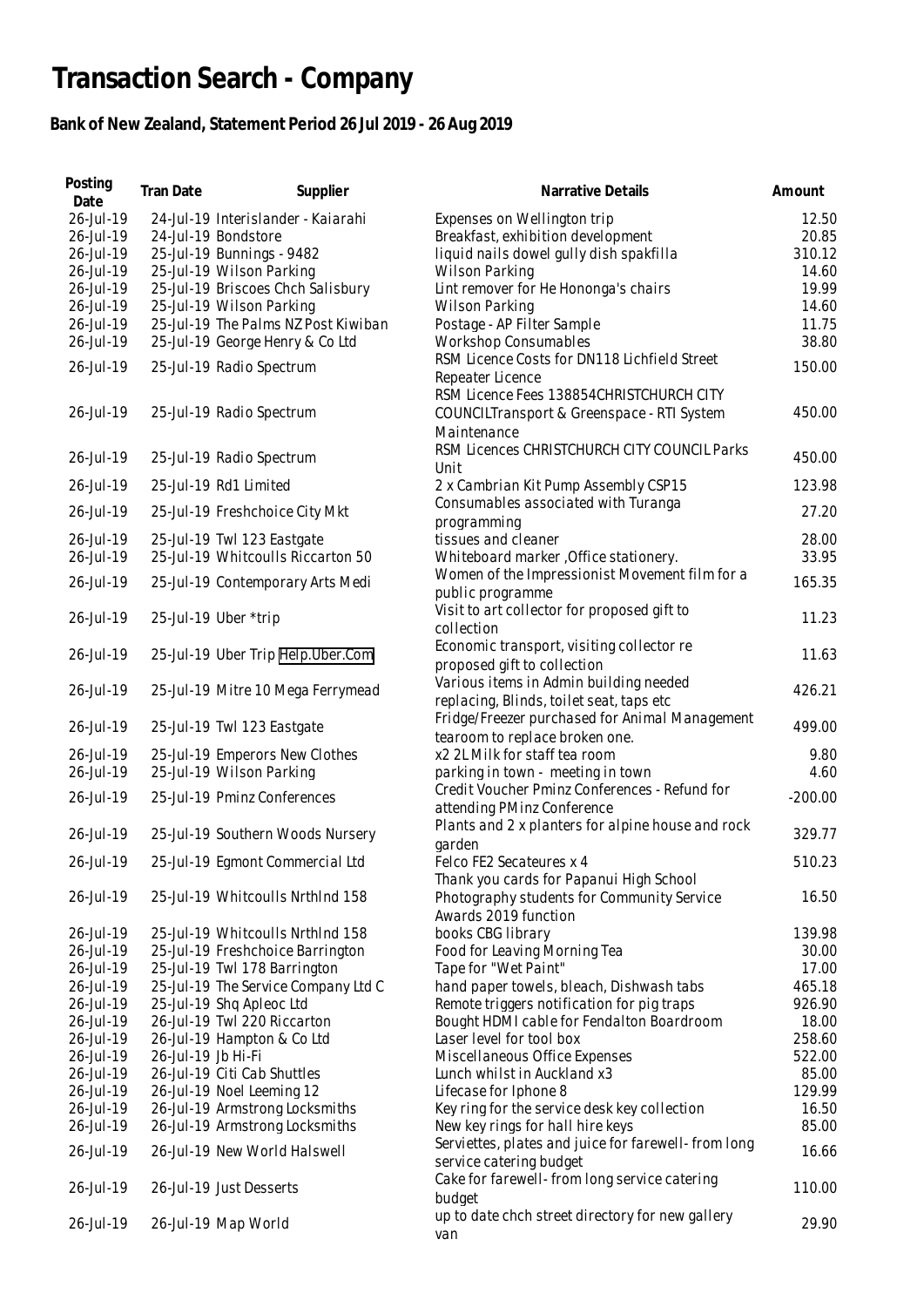# Transaction Search - Company

## Bank of New Zealand, Statement Period 26 Jul 2019 - 26 Aug 2019

| Posting Date | Tran Date | Supplier | Narrative Details | Amount |
|---|---|---|---|---|
| 26-Jul-19 | 24-Jul-19 | Interislander - Kaiarahi | Expenses on Wellington trip | 12.50 |
| 26-Jul-19 | 24-Jul-19 | Bondstore | Breakfast, exhibition development | 20.85 |
| 26-Jul-19 | 25-Jul-19 | Bunnings - 9482 | liquid nails dowel gully dish spakfilla | 310.12 |
| 26-Jul-19 | 25-Jul-19 | Wilson Parking | Wilson Parking | 14.60 |
| 26-Jul-19 | 25-Jul-19 | Briscoes Chch Salisbury | Lint remover for He Hononga's chairs | 19.99 |
| 26-Jul-19 | 25-Jul-19 | Wilson Parking | Wilson Parking | 14.60 |
| 26-Jul-19 | 25-Jul-19 | The Palms NZ Post Kiwiban | Postage - AP Filter Sample | 11.75 |
| 26-Jul-19 | 25-Jul-19 | George Henry & Co Ltd | Workshop Consumables | 38.80 |
| 26-Jul-19 | 25-Jul-19 | Radio Spectrum | RSM Licence Costs for DN118 Lichfield Street Repeater Licence | 150.00 |
| 26-Jul-19 | 25-Jul-19 | Radio Spectrum | RSM Licence Fees 138854CHRISTCHURCH CITY COUNCILTransport & Greenspace - RTI System Maintenance | 450.00 |
| 26-Jul-19 | 25-Jul-19 | Radio Spectrum | RSM Licences CHRISTCHURCH CITY COUNCIL Parks Unit | 450.00 |
| 26-Jul-19 | 25-Jul-19 | Rd1 Limited | 2 x Cambrian Kit Pump Assembly CSP15 | 123.98 |
| 26-Jul-19 | 25-Jul-19 | Freshchoice City Mkt | Consumables associated with Turanga programming | 27.20 |
| 26-Jul-19 | 25-Jul-19 | Twl 123 Eastgate | tissues and cleaner | 28.00 |
| 26-Jul-19 | 25-Jul-19 | Whitcoulls Riccarton 50 | Whiteboard marker ,Office stationery. | 33.95 |
| 26-Jul-19 | 25-Jul-19 | Contemporary Arts Medi | Women of the Impressionist Movement film for a public programme | 165.35 |
| 26-Jul-19 | 25-Jul-19 | Uber *trip | Visit to art collector for proposed gift to collection | 11.23 |
| 26-Jul-19 | 25-Jul-19 | Uber Trip Help.Uber.Com | Economic transport, visiting collector re proposed gift to collection | 11.63 |
| 26-Jul-19 | 25-Jul-19 | Mitre 10 Mega Ferrymead | Various items in Admin building needed replacing, Blinds, toilet seat, taps etc | 426.21 |
| 26-Jul-19 | 25-Jul-19 | Twl 123 Eastgate | Fridge/Freezer purchased for Animal Management tearoom to replace broken one. | 499.00 |
| 26-Jul-19 | 25-Jul-19 | Emperors New Clothes | x2 2L Milk for staff tea room | 9.80 |
| 26-Jul-19 | 25-Jul-19 | Wilson Parking | parking in town - meeting in town | 4.60 |
| 26-Jul-19 | 25-Jul-19 | Pminz Conferences | Credit Voucher Pminz Conferences - Refund for attending PMinz Conference | -200.00 |
| 26-Jul-19 | 25-Jul-19 | Southern Woods Nursery | Plants and 2 x planters for alpine house and rock garden | 329.77 |
| 26-Jul-19 | 25-Jul-19 | Egmont Commercial Ltd | Felco FE2 Secateures x 4 | 510.23 |
| 26-Jul-19 | 25-Jul-19 | Whitcoulls Nrthlnd 158 | Thank you cards for Papanui High School Photography students for Community Service Awards 2019 function | 16.50 |
| 26-Jul-19 | 25-Jul-19 | Whitcoulls Nrthlnd 158 | books CBG library | 139.98 |
| 26-Jul-19 | 25-Jul-19 | Freshchoice Barrington | Food for Leaving Morning Tea | 30.00 |
| 26-Jul-19 | 25-Jul-19 | Twl 178 Barrington | Tape for "Wet Paint" | 17.00 |
| 26-Jul-19 | 25-Jul-19 | The Service Company Ltd C | hand paper towels, bleach, Dishwash tabs | 465.18 |
| 26-Jul-19 | 25-Jul-19 | Shq Apleoc Ltd | Remote triggers notification for pig traps | 926.90 |
| 26-Jul-19 | 26-Jul-19 | Twl 220 Riccarton | Bought HDMI cable for Fendalton Boardroom | 18.00 |
| 26-Jul-19 | 26-Jul-19 | Hampton & Co Ltd | Laser level for tool box | 258.60 |
| 26-Jul-19 | 26-Jul-19 | Jb Hi-Fi | Miscellaneous Office Expenses | 522.00 |
| 26-Jul-19 | 26-Jul-19 | Citi Cab Shuttles | Lunch whilst in Auckland x3 | 85.00 |
| 26-Jul-19 | 26-Jul-19 | Noel Leeming 12 | Lifecase for Iphone 8 | 129.99 |
| 26-Jul-19 | 26-Jul-19 | Armstrong Locksmiths | Key ring for the service desk key collection | 16.50 |
| 26-Jul-19 | 26-Jul-19 | Armstrong Locksmiths | New key rings for hall hire keys | 85.00 |
| 26-Jul-19 | 26-Jul-19 | New World Halswell | Serviettes, plates and juice for farewell- from long service catering budget | 16.66 |
| 26-Jul-19 | 26-Jul-19 | Just Desserts | Cake for farewell- from long service catering budget | 110.00 |
| 26-Jul-19 | 26-Jul-19 | Map World | up to date chch street directory for new gallery van | 29.90 |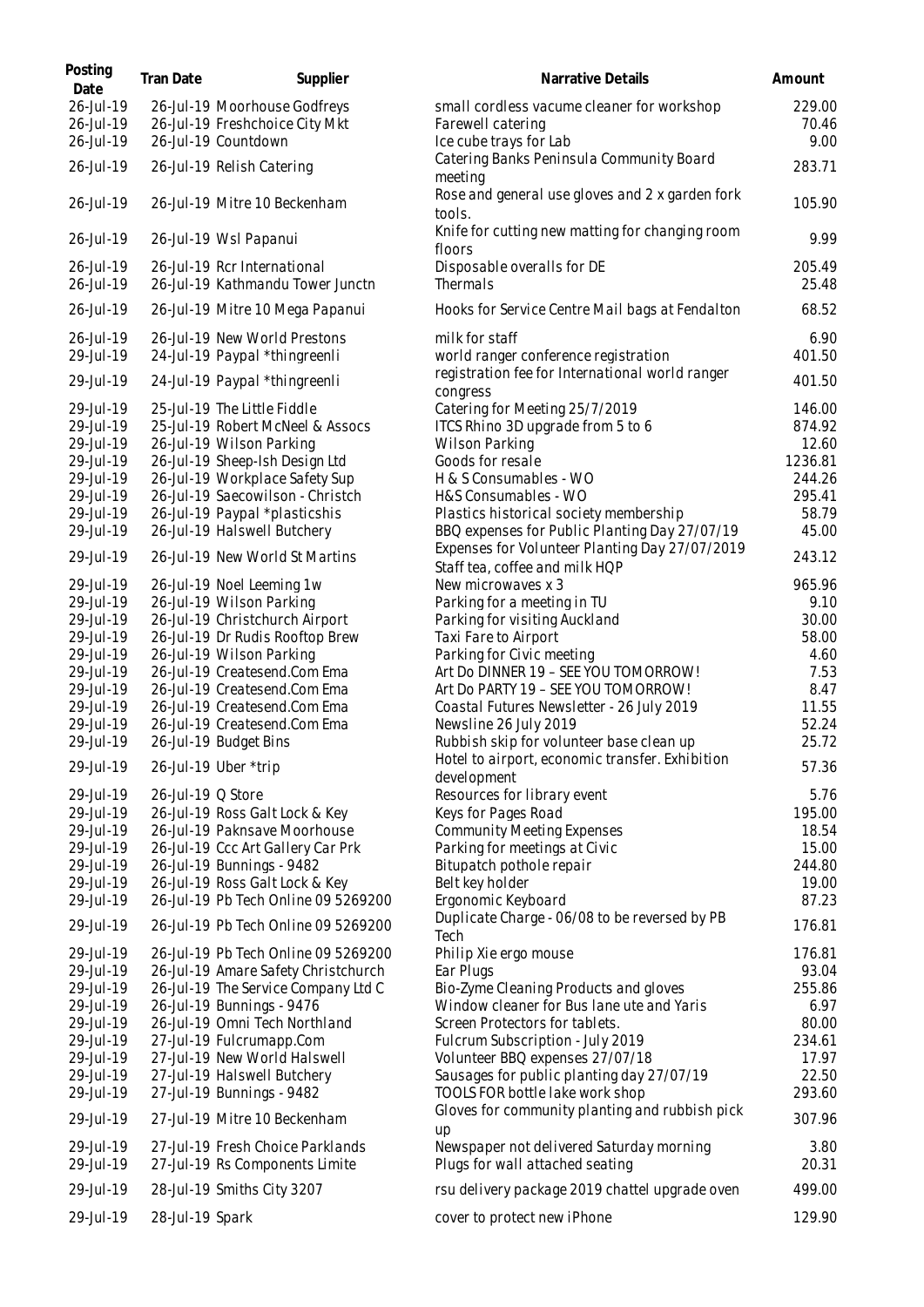| Posting Date | Tran Date | Supplier | Narrative Details | Amount |
|---|---|---|---|---|
| 26-Jul-19 | 26-Jul-19 | Moorhouse Godfreys | small cordless vacume cleaner for workshop | 229.00 |
| 26-Jul-19 | 26-Jul-19 | Freshchoice City Mkt | Farewell catering | 70.46 |
| 26-Jul-19 | 26-Jul-19 | Countdown | Ice cube trays for Lab | 9.00 |
| 26-Jul-19 | 26-Jul-19 | Relish Catering | Catering Banks Peninsula Community Board meeting | 283.71 |
| 26-Jul-19 | 26-Jul-19 | Mitre 10 Beckenham | Rose and general use gloves and 2 x garden fork tools. | 105.90 |
| 26-Jul-19 | 26-Jul-19 | Wsl Papanui | Knife for cutting new matting for changing room floors | 9.99 |
| 26-Jul-19 | 26-Jul-19 | Rcr International | Disposable overalls for DE | 205.49 |
| 26-Jul-19 | 26-Jul-19 | Kathmandu Tower Junctn | Thermals | 25.48 |
| 26-Jul-19 | 26-Jul-19 | Mitre 10 Mega Papanui | Hooks for Service Centre Mail bags at Fendalton | 68.52 |
| 26-Jul-19 | 26-Jul-19 | New World Prestons | milk for staff | 6.90 |
| 29-Jul-19 | 24-Jul-19 | Paypal *thingreenli | world ranger conference registration | 401.50 |
| 29-Jul-19 | 24-Jul-19 | Paypal *thingreenli | registration fee for International world ranger congress | 401.50 |
| 29-Jul-19 | 25-Jul-19 | The Little Fiddle | Catering for Meeting 25/7/2019 | 146.00 |
| 29-Jul-19 | 25-Jul-19 | Robert McNeel & Assocs | ITCS Rhino 3D upgrade from 5 to 6 | 874.92 |
| 29-Jul-19 | 26-Jul-19 | Wilson Parking | Wilson Parking | 12.60 |
| 29-Jul-19 | 26-Jul-19 | Sheep-Ish Design Ltd | Goods for resale | 1236.81 |
| 29-Jul-19 | 26-Jul-19 | Workplace Safety Sup | H & S Consumables - WO | 244.26 |
| 29-Jul-19 | 26-Jul-19 | Saecowilson - Christch | H&S Consumables - WO | 295.41 |
| 29-Jul-19 | 26-Jul-19 | Paypal *plasticshis | Plastics historical society membership | 58.79 |
| 29-Jul-19 | 26-Jul-19 | Halswell Butchery | BBQ expenses for Public Planting Day 27/07/19 | 45.00 |
| 29-Jul-19 | 26-Jul-19 | New World St Martins | Expenses for Volunteer Planting Day 27/07/2019 Staff tea, coffee and milk HQP | 243.12 |
| 29-Jul-19 | 26-Jul-19 | Noel Leeming 1w | New microwaves x 3 | 965.96 |
| 29-Jul-19 | 26-Jul-19 | Wilson Parking | Parking for a meeting in TU | 9.10 |
| 29-Jul-19 | 26-Jul-19 | Christchurch Airport | Parking for visiting Auckland | 30.00 |
| 29-Jul-19 | 26-Jul-19 | Dr Rudis Rooftop Brew | Taxi Fare to Airport | 58.00 |
| 29-Jul-19 | 26-Jul-19 | Wilson Parking | Parking for Civic meeting | 4.60 |
| 29-Jul-19 | 26-Jul-19 | Createsend.Com Ema | Art Do DINNER 19 – SEE YOU TOMORROW! | 7.53 |
| 29-Jul-19 | 26-Jul-19 | Createsend.Com Ema | Art Do PARTY 19 – SEE YOU TOMORROW! | 8.47 |
| 29-Jul-19 | 26-Jul-19 | Createsend.Com Ema | Coastal Futures Newsletter - 26 July 2019 | 11.55 |
| 29-Jul-19 | 26-Jul-19 | Createsend.Com Ema | Newsline 26 July 2019 | 52.24 |
| 29-Jul-19 | 26-Jul-19 | Budget Bins | Rubbish skip for volunteer base clean up | 25.72 |
| 29-Jul-19 | 26-Jul-19 | Uber *trip | Hotel to airport, economic transfer. Exhibition development | 57.36 |
| 29-Jul-19 | 26-Jul-19 | Q Store | Resources for library event | 5.76 |
| 29-Jul-19 | 26-Jul-19 | Ross Galt Lock & Key | Keys for Pages Road | 195.00 |
| 29-Jul-19 | 26-Jul-19 | Paknsave Moorhouse | Community Meeting Expenses | 18.54 |
| 29-Jul-19 | 26-Jul-19 | Ccc Art Gallery Car Prk | Parking for meetings at Civic | 15.00 |
| 29-Jul-19 | 26-Jul-19 | Bunnings - 9482 | Bitupatch pothole repair | 244.80 |
| 29-Jul-19 | 26-Jul-19 | Ross Galt Lock & Key | Belt key holder | 19.00 |
| 29-Jul-19 | 26-Jul-19 | Pb Tech Online 09 5269200 | Ergonomic Keyboard | 87.23 |
| 29-Jul-19 | 26-Jul-19 | Pb Tech Online 09 5269200 | Duplicate Charge - 06/08 to be reversed by PB Tech | 176.81 |
| 29-Jul-19 | 26-Jul-19 | Pb Tech Online 09 5269200 | Philip Xie ergo mouse | 176.81 |
| 29-Jul-19 | 26-Jul-19 | Amare Safety Christchurch | Ear Plugs | 93.04 |
| 29-Jul-19 | 26-Jul-19 | The Service Company Ltd C | Bio-Zyme Cleaning Products and gloves | 255.86 |
| 29-Jul-19 | 26-Jul-19 | Bunnings - 9476 | Window cleaner for Bus lane ute and Yaris | 6.97 |
| 29-Jul-19 | 26-Jul-19 | Omni Tech Northland | Screen Protectors for tablets. | 80.00 |
| 29-Jul-19 | 27-Jul-19 | Fulcrumapp.Com | Fulcrum Subscription - July 2019 | 234.61 |
| 29-Jul-19 | 27-Jul-19 | New World Halswell | Volunteer BBQ expenses 27/07/18 | 17.97 |
| 29-Jul-19 | 27-Jul-19 | Halswell Butchery | Sausages for public planting day 27/07/19 | 22.50 |
| 29-Jul-19 | 27-Jul-19 | Bunnings - 9482 | TOOLS FOR bottle lake work shop | 293.60 |
| 29-Jul-19 | 27-Jul-19 | Mitre 10 Beckenham | Gloves for community planting and rubbish pick up | 307.96 |
| 29-Jul-19 | 27-Jul-19 | Fresh Choice Parklands | Newspaper not delivered Saturday morning | 3.80 |
| 29-Jul-19 | 27-Jul-19 | Rs Components Limite | Plugs for wall attached seating | 20.31 |
| 29-Jul-19 | 28-Jul-19 | Smiths City 3207 | rsu delivery package 2019 chattel upgrade oven | 499.00 |
| 29-Jul-19 | 28-Jul-19 | Spark | cover to protect new iPhone | 129.90 |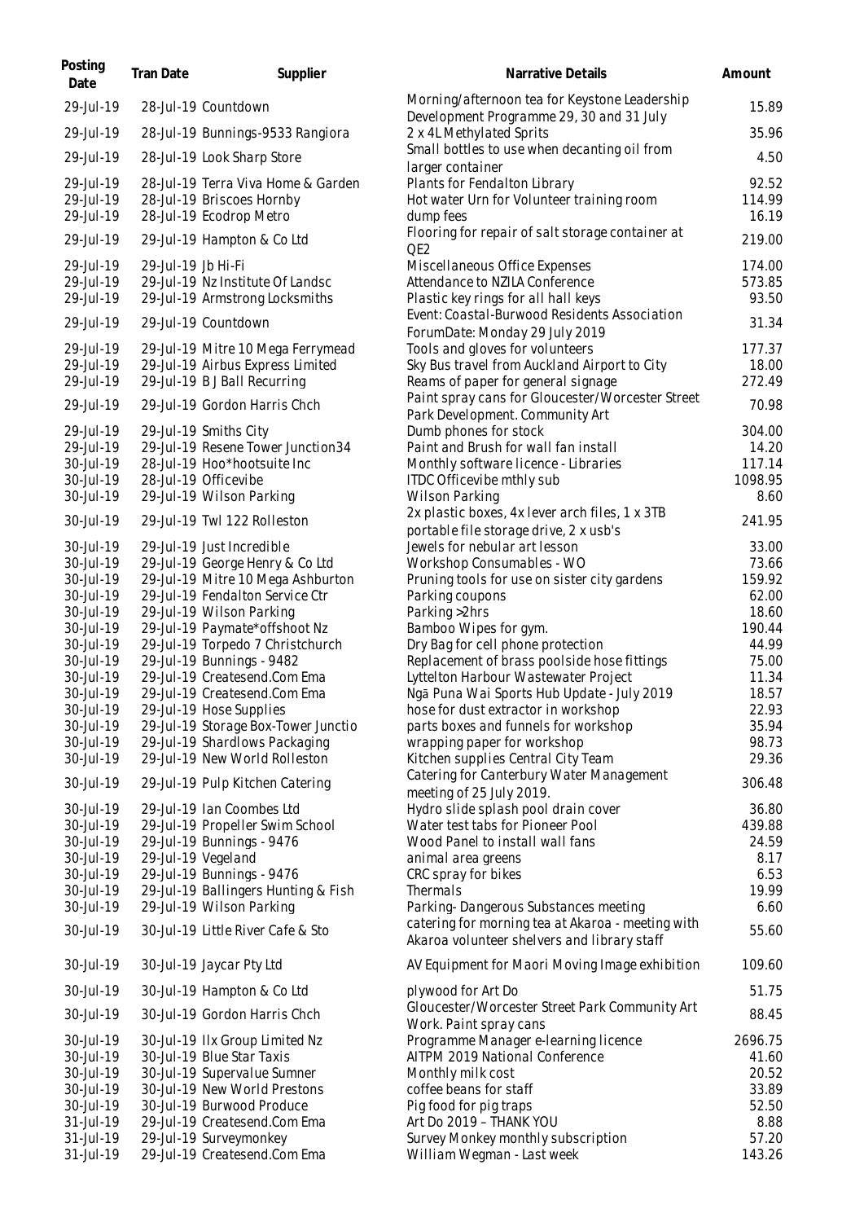| Posting Date | Tran Date | Supplier | Narrative Details | Amount |
|---|---|---|---|---|
| 29-Jul-19 | 28-Jul-19 | Countdown | Morning/afternoon tea for Keystone Leadership Development Programme 29, 30 and 31 July | 15.89 |
| 29-Jul-19 | 28-Jul-19 | Bunnings-9533 Rangiora | 2 x 4L Methylated Sprits | 35.96 |
| 29-Jul-19 | 28-Jul-19 | Look Sharp Store | Small bottles to use when decanting oil from larger container | 4.50 |
| 29-Jul-19 | 28-Jul-19 | Terra Viva Home & Garden | Plants for Fendalton Library | 92.52 |
| 29-Jul-19 | 28-Jul-19 | Briscoes Hornby | Hot water Urn for Volunteer training room | 114.99 |
| 29-Jul-19 | 28-Jul-19 | Ecodrop Metro | dump fees | 16.19 |
| 29-Jul-19 | 29-Jul-19 | Hampton & Co Ltd | Flooring for repair of salt storage container at QE2 | 219.00 |
| 29-Jul-19 | 29-Jul-19 | Jb Hi-Fi | Miscellaneous Office Expenses | 174.00 |
| 29-Jul-19 | 29-Jul-19 | Nz Institute Of Landsc | Attendance to NZILA Conference | 573.85 |
| 29-Jul-19 | 29-Jul-19 | Armstrong Locksmiths | Plastic key rings for all hall keys | 93.50 |
| 29-Jul-19 | 29-Jul-19 | Countdown | Event: Coastal-Burwood Residents Association ForumDate: Monday 29 July 2019 | 31.34 |
| 29-Jul-19 | 29-Jul-19 | Mitre 10 Mega Ferrymead | Tools and gloves for volunteers | 177.37 |
| 29-Jul-19 | 29-Jul-19 | Airbus Express Limited | Sky Bus travel from Auckland Airport to City | 18.00 |
| 29-Jul-19 | 29-Jul-19 | B J Ball Recurring | Reams of paper for general signage | 272.49 |
| 29-Jul-19 | 29-Jul-19 | Gordon Harris Chch | Paint spray cans for Gloucester/Worcester Street Park Development. Community Art | 70.98 |
| 29-Jul-19 | 29-Jul-19 | Smiths City | Dumb phones for stock | 304.00 |
| 29-Jul-19 | 29-Jul-19 | Resene Tower Junction34 | Paint and Brush for wall fan install | 14.20 |
| 30-Jul-19 | 28-Jul-19 | Hoo*hootsuite Inc | Monthly software licence - Libraries | 117.14 |
| 30-Jul-19 | 28-Jul-19 | Officevibe | ITDC Officevibe mthly sub | 1098.95 |
| 30-Jul-19 | 29-Jul-19 | Wilson Parking | Wilson Parking | 8.60 |
| 30-Jul-19 | 29-Jul-19 | Twl 122 Rolleston | 2x plastic boxes, 4x lever arch files, 1 x 3TB portable file storage drive, 2 x usb's | 241.95 |
| 30-Jul-19 | 29-Jul-19 | Just Incredible | Jewels for nebular art lesson | 33.00 |
| 30-Jul-19 | 29-Jul-19 | George Henry & Co Ltd | Workshop Consumables - WO | 73.66 |
| 30-Jul-19 | 29-Jul-19 | Mitre 10 Mega Ashburton | Pruning tools for use on sister city gardens | 159.92 |
| 30-Jul-19 | 29-Jul-19 | Fendalton Service Ctr | Parking coupons | 62.00 |
| 30-Jul-19 | 29-Jul-19 | Wilson Parking | Parking >2hrs | 18.60 |
| 30-Jul-19 | 29-Jul-19 | Paymate*offshoot Nz | Bamboo Wipes for gym. | 190.44 |
| 30-Jul-19 | 29-Jul-19 | Torpedo 7 Christchurch | Dry Bag for cell phone protection | 44.99 |
| 30-Jul-19 | 29-Jul-19 | Bunnings - 9482 | Replacement of brass poolside hose fittings | 75.00 |
| 30-Jul-19 | 29-Jul-19 | Createsend.Com Ema | Lyttelton Harbour Wastewater Project | 11.34 |
| 30-Jul-19 | 29-Jul-19 | Createsend.Com Ema | Ngā Puna Wai Sports Hub Update - July 2019 | 18.57 |
| 30-Jul-19 | 29-Jul-19 | Hose Supplies | hose for dust extractor in workshop | 22.93 |
| 30-Jul-19 | 29-Jul-19 | Storage Box-Tower Junctio | parts boxes and funnels for workshop | 35.94 |
| 30-Jul-19 | 29-Jul-19 | Shardlows Packaging | wrapping paper for workshop | 98.73 |
| 30-Jul-19 | 29-Jul-19 | New World Rolleston | Kitchen supplies Central City Team | 29.36 |
| 30-Jul-19 | 29-Jul-19 | Pulp Kitchen Catering | Catering for Canterbury Water Management meeting of 25 July 2019. | 306.48 |
| 30-Jul-19 | 29-Jul-19 | Ian Coombes Ltd | Hydro slide splash pool drain cover | 36.80 |
| 30-Jul-19 | 29-Jul-19 | Propeller Swim School | Water test tabs for Pioneer Pool | 439.88 |
| 30-Jul-19 | 29-Jul-19 | Bunnings - 9476 | Wood Panel to install wall fans | 24.59 |
| 30-Jul-19 | 29-Jul-19 | Vegeland | animal area greens | 8.17 |
| 30-Jul-19 | 29-Jul-19 | Bunnings - 9476 | CRC spray for bikes | 6.53 |
| 30-Jul-19 | 29-Jul-19 | Ballingers Hunting & Fish | Thermals | 19.99 |
| 30-Jul-19 | 29-Jul-19 | Wilson Parking | Parking- Dangerous Substances meeting | 6.60 |
| 30-Jul-19 | 30-Jul-19 | Little River Cafe & Sto | catering for morning tea at Akaroa - meeting with Akaroa volunteer shelvers and library staff | 55.60 |
| 30-Jul-19 | 30-Jul-19 | Jaycar Pty Ltd | AV Equipment for Maori Moving Image exhibition | 109.60 |
| 30-Jul-19 | 30-Jul-19 | Hampton & Co Ltd | plywood for Art Do | 51.75 |
| 30-Jul-19 | 30-Jul-19 | Gordon Harris Chch | Gloucester/Worcester Street Park Community Art Work. Paint spray cans | 88.45 |
| 30-Jul-19 | 30-Jul-19 | Ilx Group Limited Nz | Programme Manager e-learning licence | 2696.75 |
| 30-Jul-19 | 30-Jul-19 | Blue Star Taxis | AITPM 2019 National Conference | 41.60 |
| 30-Jul-19 | 30-Jul-19 | Supervalue Sumner | Monthly milk cost | 20.52 |
| 30-Jul-19 | 30-Jul-19 | New World Prestons | coffee beans for staff | 33.89 |
| 30-Jul-19 | 30-Jul-19 | Burwood Produce | Pig food for pig traps | 52.50 |
| 31-Jul-19 | 29-Jul-19 | Createsend.Com Ema | Art Do 2019 – THANK YOU | 8.88 |
| 31-Jul-19 | 29-Jul-19 | Surveymonkey | Survey Monkey monthly subscription | 57.20 |
| 31-Jul-19 | 29-Jul-19 | Createsend.Com Ema | William Wegman - Last week | 143.26 |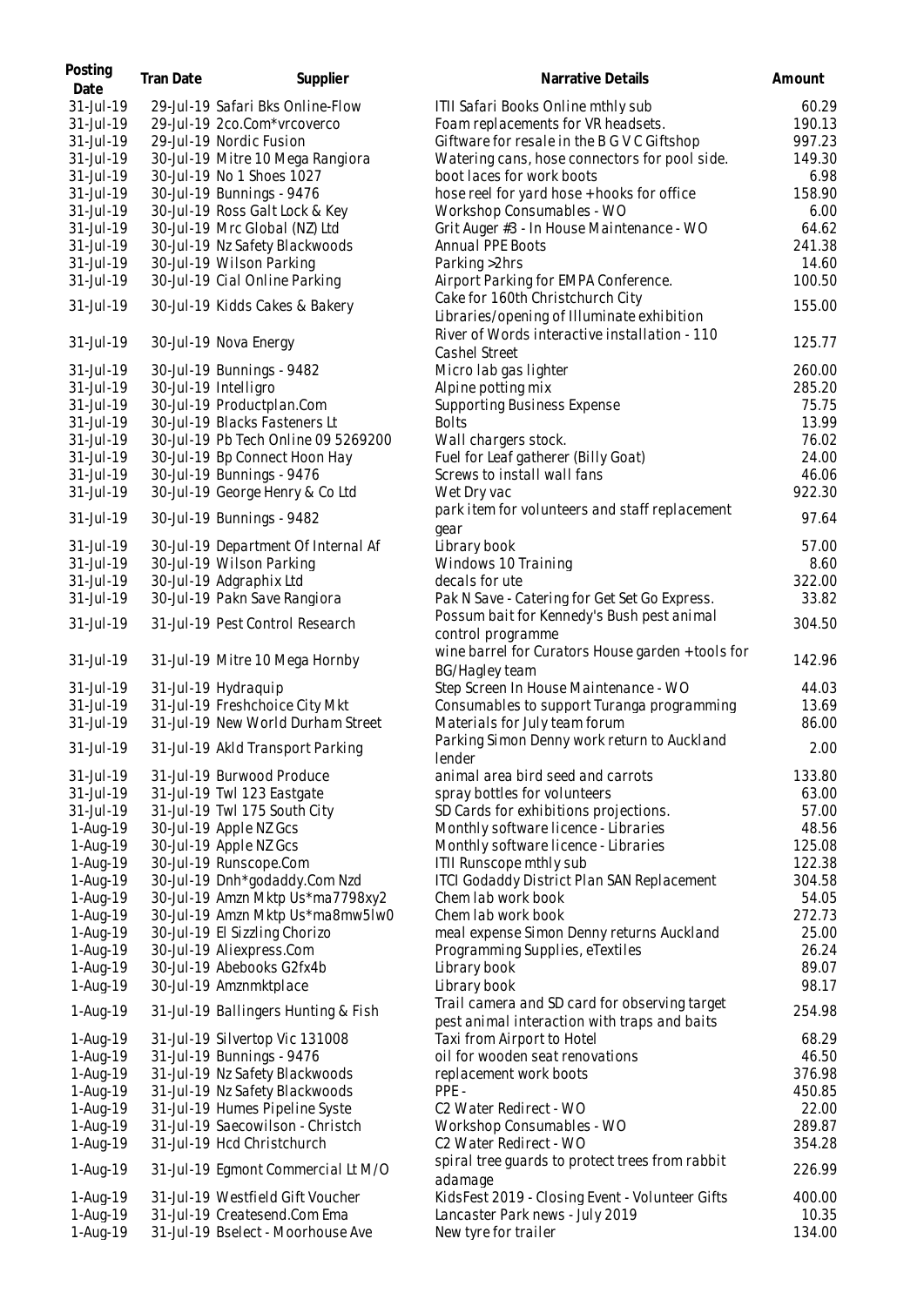| Posting Date | Tran Date | Supplier | Narrative Details | Amount |
|---|---|---|---|---|
| 31-Jul-19 | 29-Jul-19 | Safari Bks Online-Flow | ITII Safari Books Online mthly sub | 60.29 |
| 31-Jul-19 | 29-Jul-19 | 2co.Com*vrcoverco | Foam replacements for VR headsets. | 190.13 |
| 31-Jul-19 | 29-Jul-19 | Nordic Fusion | Giftware for resale in the B G V C Giftshop | 997.23 |
| 31-Jul-19 | 30-Jul-19 | Mitre 10 Mega Rangiora | Watering cans, hose connectors for pool side. | 149.30 |
| 31-Jul-19 | 30-Jul-19 | No 1 Shoes 1027 | boot laces for work boots | 6.98 |
| 31-Jul-19 | 30-Jul-19 | Bunnings - 9476 | hose reel for yard hose + hooks for office | 158.90 |
| 31-Jul-19 | 30-Jul-19 | Ross Galt Lock & Key | Workshop Consumables - WO | 6.00 |
| 31-Jul-19 | 30-Jul-19 | Mrc Global (NZ) Ltd | Grit Auger #3 - In House Maintenance - WO | 64.62 |
| 31-Jul-19 | 30-Jul-19 | Nz Safety Blackwoods | Annual PPE Boots | 241.38 |
| 31-Jul-19 | 30-Jul-19 | Wilson Parking | Parking >2hrs | 14.60 |
| 31-Jul-19 | 30-Jul-19 | Cial Online Parking | Airport Parking for EMPA Conference. | 100.50 |
| 31-Jul-19 | 30-Jul-19 | Kidds Cakes & Bakery | Cake for 160th Christchurch City Libraries/opening of Illuminate exhibition | 155.00 |
| 31-Jul-19 | 30-Jul-19 | Nova Energy | River of Words interactive installation - 110 Cashel Street | 125.77 |
| 31-Jul-19 | 30-Jul-19 | Bunnings - 9482 | Micro lab gas lighter | 260.00 |
| 31-Jul-19 | 30-Jul-19 | Intelligro | Alpine potting mix | 285.20 |
| 31-Jul-19 | 30-Jul-19 | Productplan.Com | Supporting Business Expense | 75.75 |
| 31-Jul-19 | 30-Jul-19 | Blacks Fasteners Lt | Bolts | 13.99 |
| 31-Jul-19 | 30-Jul-19 | Pb Tech Online 09 5269200 | Wall chargers stock. | 76.02 |
| 31-Jul-19 | 30-Jul-19 | Bp Connect Hoon Hay | Fuel for Leaf gatherer (Billy Goat) | 24.00 |
| 31-Jul-19 | 30-Jul-19 | Bunnings - 9476 | Screws to install wall fans | 46.06 |
| 31-Jul-19 | 30-Jul-19 | George Henry & Co Ltd | Wet Dry vac | 922.30 |
| 31-Jul-19 | 30-Jul-19 | Bunnings - 9482 | park item for volunteers and staff replacement gear | 97.64 |
| 31-Jul-19 | 30-Jul-19 | Department Of Internal Af | Library book | 57.00 |
| 31-Jul-19 | 30-Jul-19 | Wilson Parking | Windows 10 Training | 8.60 |
| 31-Jul-19 | 30-Jul-19 | Adgraphix Ltd | decals for ute | 322.00 |
| 31-Jul-19 | 30-Jul-19 | Pakn Save Rangiora | Pak N Save - Catering for Get Set Go Express. | 33.82 |
| 31-Jul-19 | 31-Jul-19 | Pest Control Research | Possum bait for Kennedy's Bush pest animal control programme | 304.50 |
| 31-Jul-19 | 31-Jul-19 | Mitre 10 Mega Hornby | wine barrel for Curators House garden + tools for BG/Hagley team | 142.96 |
| 31-Jul-19 | 31-Jul-19 | Hydraquip | Step Screen In House Maintenance - WO | 44.03 |
| 31-Jul-19 | 31-Jul-19 | Freshchoice City Mkt | Consumables to support Turanga programming | 13.69 |
| 31-Jul-19 | 31-Jul-19 | New World Durham Street | Materials for July team forum | 86.00 |
| 31-Jul-19 | 31-Jul-19 | Akld Transport Parking | Parking Simon Denny work return to Auckland lender | 2.00 |
| 31-Jul-19 | 31-Jul-19 | Burwood Produce | animal area bird seed and carrots | 133.80 |
| 31-Jul-19 | 31-Jul-19 | Twl 123 Eastgate | spray bottles for volunteers | 63.00 |
| 31-Jul-19 | 31-Jul-19 | Twl 175 South City | SD Cards for exhibitions projections. | 57.00 |
| 1-Aug-19 | 30-Jul-19 | Apple NZ Gcs | Monthly software licence - Libraries | 48.56 |
| 1-Aug-19 | 30-Jul-19 | Apple NZ Gcs | Monthly software licence - Libraries | 125.08 |
| 1-Aug-19 | 30-Jul-19 | Runscope.Com | ITII Runscope mthly sub | 122.38 |
| 1-Aug-19 | 30-Jul-19 | Dnh*godaddy.Com Nzd | ITCI Godaddy District Plan SAN Replacement | 304.58 |
| 1-Aug-19 | 30-Jul-19 | Amzn Mktp Us*ma7798xy2 | Chem lab work book | 54.05 |
| 1-Aug-19 | 30-Jul-19 | Amzn Mktp Us*ma8mw5lw0 | Chem lab work book | 272.73 |
| 1-Aug-19 | 30-Jul-19 | El Sizzling Chorizo | meal expense Simon Denny returns Auckland | 25.00 |
| 1-Aug-19 | 30-Jul-19 | Aliexpress.Com | Programming Supplies, eTextiles | 26.24 |
| 1-Aug-19 | 30-Jul-19 | Abebooks G2fx4b | Library book | 89.07 |
| 1-Aug-19 | 30-Jul-19 | Amznmktplace | Library book | 98.17 |
| 1-Aug-19 | 31-Jul-19 | Ballingers Hunting & Fish | Trail camera and SD card for observing target pest animal interaction with traps and baits | 254.98 |
| 1-Aug-19 | 31-Jul-19 | Silvertop Vic 131008 | Taxi from Airport to Hotel | 68.29 |
| 1-Aug-19 | 31-Jul-19 | Bunnings - 9476 | oil for wooden seat renovations | 46.50 |
| 1-Aug-19 | 31-Jul-19 | Nz Safety Blackwoods | replacement work boots | 376.98 |
| 1-Aug-19 | 31-Jul-19 | Nz Safety Blackwoods | PPE - | 450.85 |
| 1-Aug-19 | 31-Jul-19 | Humes Pipeline Syste | C2 Water Redirect - WO | 22.00 |
| 1-Aug-19 | 31-Jul-19 | Saecowilson - Christch | Workshop Consumables - WO | 289.87 |
| 1-Aug-19 | 31-Jul-19 | Hcd Christchurch | C2 Water Redirect - WO | 354.28 |
| 1-Aug-19 | 31-Jul-19 | Egmont Commercial Lt M/O | spiral tree guards to protect trees from rabbit adamage | 226.99 |
| 1-Aug-19 | 31-Jul-19 | Westfield Gift Voucher | KidsFest 2019 - Closing Event - Volunteer Gifts | 400.00 |
| 1-Aug-19 | 31-Jul-19 | Createsend.Com Ema | Lancaster Park news - July 2019 | 10.35 |
| 1-Aug-19 | 31-Jul-19 | Bselect - Moorhouse Ave | New tyre for trailer | 134.00 |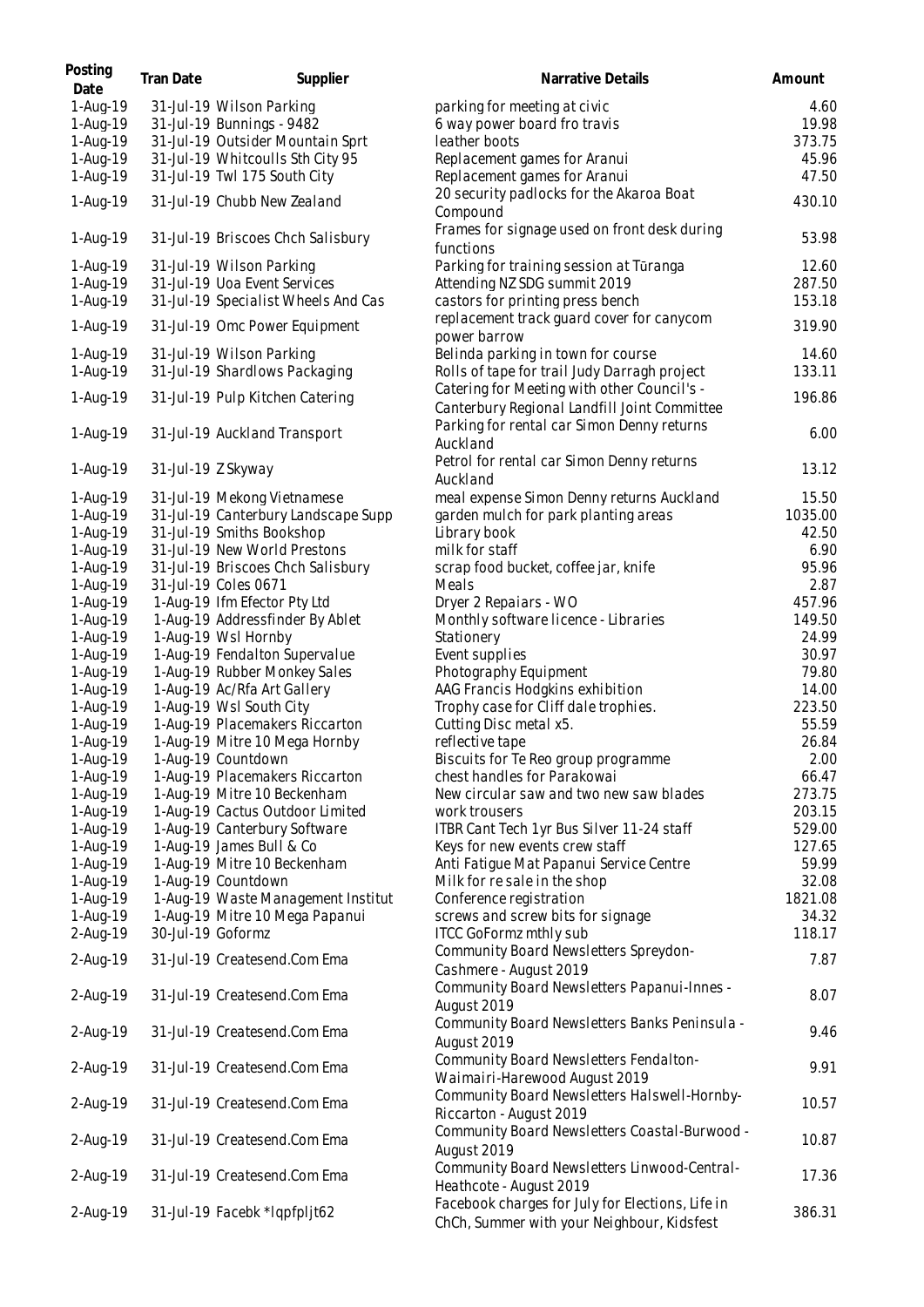| Posting Date | Tran Date | Supplier | Narrative Details | Amount |
|---|---|---|---|---|
| 1-Aug-19 | 31-Jul-19 | Wilson Parking | parking for meeting at civic | 4.60 |
| 1-Aug-19 | 31-Jul-19 | Bunnings - 9482 | 6 way power board fro travis | 19.98 |
| 1-Aug-19 | 31-Jul-19 | Outsider Mountain Sprt | leather boots | 373.75 |
| 1-Aug-19 | 31-Jul-19 | Whitcoulls Sth City 95 | Replacement games for Aranui | 45.96 |
| 1-Aug-19 | 31-Jul-19 | Twl 175 South City | Replacement games for Aranui | 47.50 |
| 1-Aug-19 | 31-Jul-19 | Chubb New Zealand | 20 security padlocks for the Akaroa Boat Compound | 430.10 |
| 1-Aug-19 | 31-Jul-19 | Briscoes Chch Salisbury | Frames for signage used on front desk during functions | 53.98 |
| 1-Aug-19 | 31-Jul-19 | Wilson Parking | Parking for training session at Tūranga | 12.60 |
| 1-Aug-19 | 31-Jul-19 | Uoa Event Services | Attending NZ SDG summit 2019 | 287.50 |
| 1-Aug-19 | 31-Jul-19 | Specialist Wheels And Cas | castors for printing press bench | 153.18 |
| 1-Aug-19 | 31-Jul-19 | Omc Power Equipment | replacement track guard cover for canycom power barrow | 319.90 |
| 1-Aug-19 | 31-Jul-19 | Wilson Parking | Belinda parking in town for course | 14.60 |
| 1-Aug-19 | 31-Jul-19 | Shardlows Packaging | Rolls of tape for trail Judy Darragh project | 133.11 |
| 1-Aug-19 | 31-Jul-19 | Pulp Kitchen Catering | Catering for Meeting with other Council's - Canterbury Regional Landfill Joint Committee | 196.86 |
| 1-Aug-19 | 31-Jul-19 | Auckland Transport | Parking for rental car Simon Denny returns Auckland | 6.00 |
| 1-Aug-19 | 31-Jul-19 | Z Skyway | Petrol for rental car Simon Denny returns Auckland | 13.12 |
| 1-Aug-19 | 31-Jul-19 | Mekong Vietnamese | meal expense Simon Denny returns Auckland | 15.50 |
| 1-Aug-19 | 31-Jul-19 | Canterbury Landscape Supp | garden mulch for park planting areas | 1035.00 |
| 1-Aug-19 | 31-Jul-19 | Smiths Bookshop | Library book | 42.50 |
| 1-Aug-19 | 31-Jul-19 | New World Prestons | milk for staff | 6.90 |
| 1-Aug-19 | 31-Jul-19 | Briscoes Chch Salisbury | scrap food bucket, coffee jar, knife | 95.96 |
| 1-Aug-19 | 31-Jul-19 | Coles 0671 | Meals | 2.87 |
| 1-Aug-19 | 1-Aug-19 | Ifm Efector Pty Ltd | Dryer 2 Repaiars - WO | 457.96 |
| 1-Aug-19 | 1-Aug-19 | Addressfinder By Ablet | Monthly software licence - Libraries | 149.50 |
| 1-Aug-19 | 1-Aug-19 | Wsl Hornby | Stationery | 24.99 |
| 1-Aug-19 | 1-Aug-19 | Fendalton Supervalue | Event supplies | 30.97 |
| 1-Aug-19 | 1-Aug-19 | Rubber Monkey Sales | Photography Equipment | 79.80 |
| 1-Aug-19 | 1-Aug-19 | Ac/Rfa Art Gallery | AAG Francis Hodgkins exhibition | 14.00 |
| 1-Aug-19 | 1-Aug-19 | Wsl South City | Trophy case for Cliff dale trophies. | 223.50 |
| 1-Aug-19 | 1-Aug-19 | Placemakers Riccarton | Cutting Disc metal x5. | 55.59 |
| 1-Aug-19 | 1-Aug-19 | Mitre 10 Mega Hornby | reflective tape | 26.84 |
| 1-Aug-19 | 1-Aug-19 | Countdown | Biscuits for Te Reo group programme | 2.00 |
| 1-Aug-19 | 1-Aug-19 | Placemakers Riccarton | chest handles for Parakowai | 66.47 |
| 1-Aug-19 | 1-Aug-19 | Mitre 10 Beckenham | New circular saw and two new saw blades | 273.75 |
| 1-Aug-19 | 1-Aug-19 | Cactus Outdoor Limited | work trousers | 203.15 |
| 1-Aug-19 | 1-Aug-19 | Canterbury Software | ITBR Cant Tech 1yr Bus Silver 11-24 staff | 529.00 |
| 1-Aug-19 | 1-Aug-19 | James Bull & Co | Keys for new events crew staff | 127.65 |
| 1-Aug-19 | 1-Aug-19 | Mitre 10 Beckenham | Anti Fatigue Mat Papanui Service Centre | 59.99 |
| 1-Aug-19 | 1-Aug-19 | Countdown | Milk for re sale in the shop | 32.08 |
| 1-Aug-19 | 1-Aug-19 | Waste Management Institut | Conference registration | 1821.08 |
| 1-Aug-19 | 1-Aug-19 | Mitre 10 Mega Papanui | screws and screw bits for signage | 34.32 |
| 2-Aug-19 | 30-Jul-19 | Goformz | ITCC GoFormz mthly sub | 118.17 |
| 2-Aug-19 | 31-Jul-19 | Createsend.Com Ema | Community Board Newsletters Spreydon-Cashmere - August 2019 | 7.87 |
| 2-Aug-19 | 31-Jul-19 | Createsend.Com Ema | Community Board Newsletters Papanui-Innes - August 2019 | 8.07 |
| 2-Aug-19 | 31-Jul-19 | Createsend.Com Ema | Community Board Newsletters Banks Peninsula - August 2019 | 9.46 |
| 2-Aug-19 | 31-Jul-19 | Createsend.Com Ema | Community Board Newsletters Fendalton-Waimairi-Harewood August 2019 | 9.91 |
| 2-Aug-19 | 31-Jul-19 | Createsend.Com Ema | Community Board Newsletters Halswell-Hornby-Riccarton - August 2019 | 10.57 |
| 2-Aug-19 | 31-Jul-19 | Createsend.Com Ema | Community Board Newsletters Coastal-Burwood - August 2019 | 10.87 |
| 2-Aug-19 | 31-Jul-19 | Createsend.Com Ema | Community Board Newsletters Linwood-Central-Heathcote - August 2019 | 17.36 |
| 2-Aug-19 | 31-Jul-19 | Facebk *lqpfpljt62 | Facebook charges for July for Elections, Life in ChCh, Summer with your Neighbour, Kidsfest | 386.31 |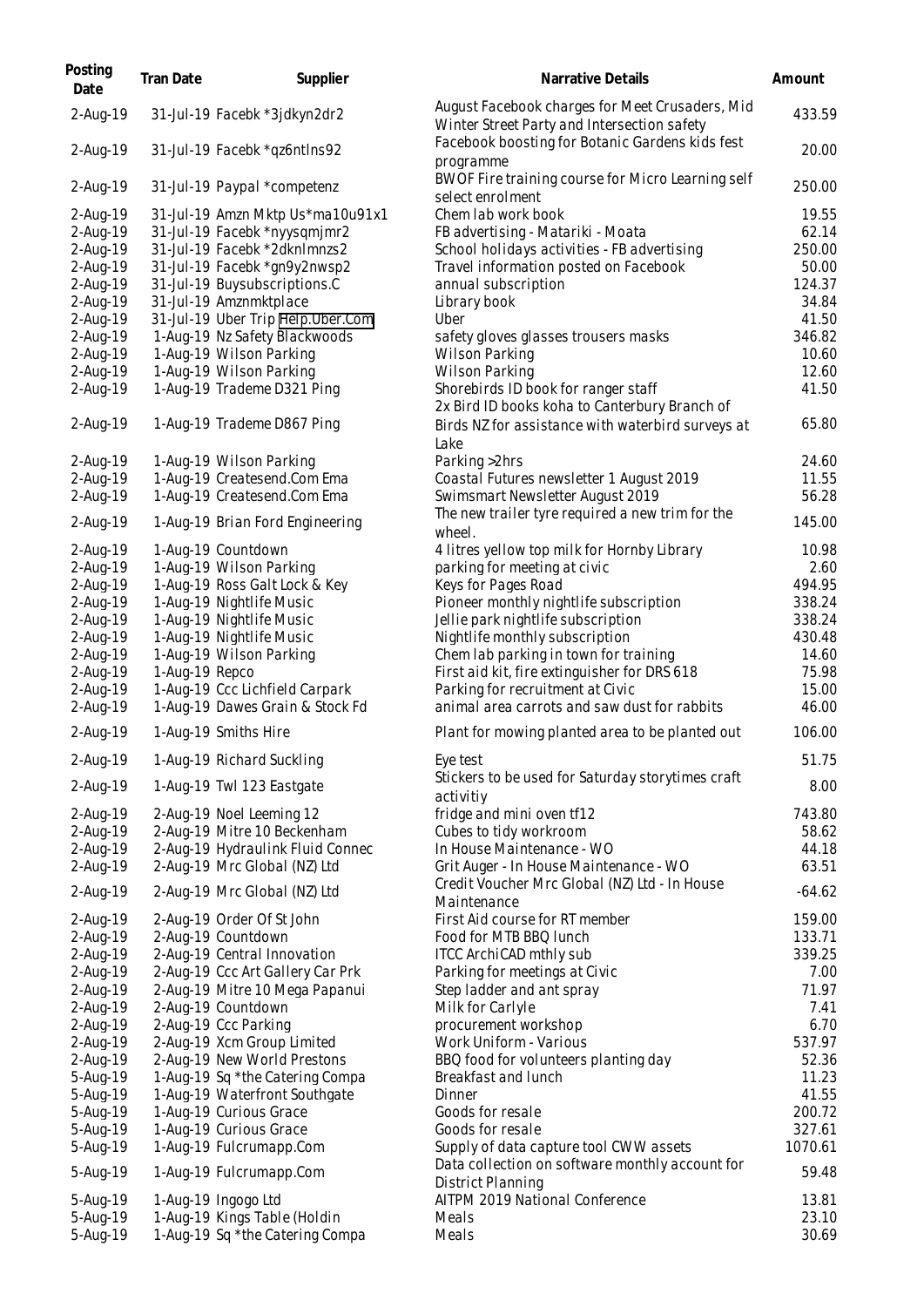| Posting Date | Tran Date | Supplier | Narrative Details | Amount |
| --- | --- | --- | --- | --- |
| 2-Aug-19 | 31-Jul-19 | Facebk *3jdkyn2dr2 | August Facebook charges for Meet Crusaders, Mid Winter Street Party and Intersection safety | 433.59 |
| 2-Aug-19 | 31-Jul-19 | Facebk *qz6ntlns92 | Facebook boosting for Botanic Gardens kids fest programme | 20.00 |
| 2-Aug-19 | 31-Jul-19 | Paypal *competenz | BWOF Fire training course for Micro Learning self select enrolment | 250.00 |
| 2-Aug-19 | 31-Jul-19 | Amzn Mktp Us*ma10u91x1 | Chem lab work book | 19.55 |
| 2-Aug-19 | 31-Jul-19 | Facebk *nyysqmjmr2 | FB advertising - Matariki - Moata | 62.14 |
| 2-Aug-19 | 31-Jul-19 | Facebk *2dknlmnzs2 | School holidays activities - FB advertising | 250.00 |
| 2-Aug-19 | 31-Jul-19 | Facebk *gn9y2nwsp2 | Travel information posted on Facebook | 50.00 |
| 2-Aug-19 | 31-Jul-19 | Buysubscriptions.C | annual subscription | 124.37 |
| 2-Aug-19 | 31-Jul-19 | Amznmktplace | Library book | 34.84 |
| 2-Aug-19 | 31-Jul-19 | Uber Trip Help.Uber.Com | Uber | 41.50 |
| 2-Aug-19 | 1-Aug-19 | Nz Safety Blackwoods | safety gloves glasses trousers masks | 346.82 |
| 2-Aug-19 | 1-Aug-19 | Wilson Parking | Wilson Parking | 10.60 |
| 2-Aug-19 | 1-Aug-19 | Wilson Parking | Wilson Parking | 12.60 |
| 2-Aug-19 | 1-Aug-19 | Trademe D321 Ping | Shorebirds ID book for ranger staff | 41.50 |
| 2-Aug-19 | 1-Aug-19 | Trademe D867 Ping | 2x Bird ID books koha to Canterbury Branch of Birds NZ for assistance with waterbird surveys at Lake | 65.80 |
| 2-Aug-19 | 1-Aug-19 | Wilson Parking | Parking >2hrs | 24.60 |
| 2-Aug-19 | 1-Aug-19 | Createsend.Com Ema | Coastal Futures newsletter 1 August 2019 | 11.55 |
| 2-Aug-19 | 1-Aug-19 | Createsend.Com Ema | Swimsmart Newsletter August 2019 | 56.28 |
| 2-Aug-19 | 1-Aug-19 | Brian Ford Engineering | The new trailer tyre required a new trim for the wheel. | 145.00 |
| 2-Aug-19 | 1-Aug-19 | Countdown | 4 litres yellow top milk for Hornby Library | 10.98 |
| 2-Aug-19 | 1-Aug-19 | Wilson Parking | parking for meeting at civic | 2.60 |
| 2-Aug-19 | 1-Aug-19 | Ross Galt Lock & Key | Keys for Pages Road | 494.95 |
| 2-Aug-19 | 1-Aug-19 | Nightlife Music | Pioneer monthly nightlife subscription | 338.24 |
| 2-Aug-19 | 1-Aug-19 | Nightlife Music | Jellie park nightlife subscription | 338.24 |
| 2-Aug-19 | 1-Aug-19 | Nightlife Music | Nightlife monthly subscription | 430.48 |
| 2-Aug-19 | 1-Aug-19 | Wilson Parking | Chem lab parking in town for training | 14.60 |
| 2-Aug-19 | 1-Aug-19 | Repco | First aid kit, fire extinguisher for DRS 618 | 75.98 |
| 2-Aug-19 | 1-Aug-19 | Ccc Lichfield Carpark | Parking for recruitment at Civic | 15.00 |
| 2-Aug-19 | 1-Aug-19 | Dawes Grain & Stock Fd | animal area carrots and saw dust for rabbits | 46.00 |
| 2-Aug-19 | 1-Aug-19 | Smiths Hire | Plant for mowing planted area to be planted out | 106.00 |
| 2-Aug-19 | 1-Aug-19 | Richard Suckling | Eye test | 51.75 |
| 2-Aug-19 | 1-Aug-19 | Twl 123 Eastgate | Stickers to be used for Saturday storytimes craft activitiy | 8.00 |
| 2-Aug-19 | 2-Aug-19 | Noel Leeming 12 | fridge and mini oven tf12 | 743.80 |
| 2-Aug-19 | 2-Aug-19 | Mitre 10 Beckenham | Cubes to tidy workroom | 58.62 |
| 2-Aug-19 | 2-Aug-19 | Hydraulink Fluid Connec | In House Maintenance - WO | 44.18 |
| 2-Aug-19 | 2-Aug-19 | Mrc Global (NZ) Ltd | Grit Auger - In House Maintenance - WO | 63.51 |
| 2-Aug-19 | 2-Aug-19 | Mrc Global (NZ) Ltd | Credit Voucher Mrc Global (NZ) Ltd - In House Maintenance | -64.62 |
| 2-Aug-19 | 2-Aug-19 | Order Of St John | First Aid course for RT member | 159.00 |
| 2-Aug-19 | 2-Aug-19 | Countdown | Food for MTB BBQ lunch | 133.71 |
| 2-Aug-19 | 2-Aug-19 | Central Innovation | ITCC ArchiCAD mthly sub | 339.25 |
| 2-Aug-19 | 2-Aug-19 | Ccc Art Gallery Car Prk | Parking for meetings at Civic | 7.00 |
| 2-Aug-19 | 2-Aug-19 | Mitre 10 Mega Papanui | Step ladder and ant spray | 71.97 |
| 2-Aug-19 | 2-Aug-19 | Countdown | Milk for Carlyle | 7.41 |
| 2-Aug-19 | 2-Aug-19 | Ccc Parking | procurement workshop | 6.70 |
| 2-Aug-19 | 2-Aug-19 | Xcm Group Limited | Work Uniform - Various | 537.97 |
| 2-Aug-19 | 2-Aug-19 | New World Prestons | BBQ food for volunteers planting day | 52.36 |
| 5-Aug-19 | 1-Aug-19 | Sq *the Catering Compa | Breakfast and lunch | 11.23 |
| 5-Aug-19 | 1-Aug-19 | Waterfront Southgate | Dinner | 41.55 |
| 5-Aug-19 | 1-Aug-19 | Curious Grace | Goods for resale | 200.72 |
| 5-Aug-19 | 1-Aug-19 | Curious Grace | Goods for resale | 327.61 |
| 5-Aug-19 | 1-Aug-19 | Fulcrumapp.Com | Supply of data capture tool CWW assets | 1070.61 |
| 5-Aug-19 | 1-Aug-19 | Fulcrumapp.Com | Data collection on software monthly account for District Planning | 59.48 |
| 5-Aug-19 | 1-Aug-19 | Ingogo Ltd | AITPM 2019 National Conference | 13.81 |
| 5-Aug-19 | 1-Aug-19 | Kings Table (Holdin | Meals | 23.10 |
| 5-Aug-19 | 1-Aug-19 | Sq *the Catering Compa | Meals | 30.69 |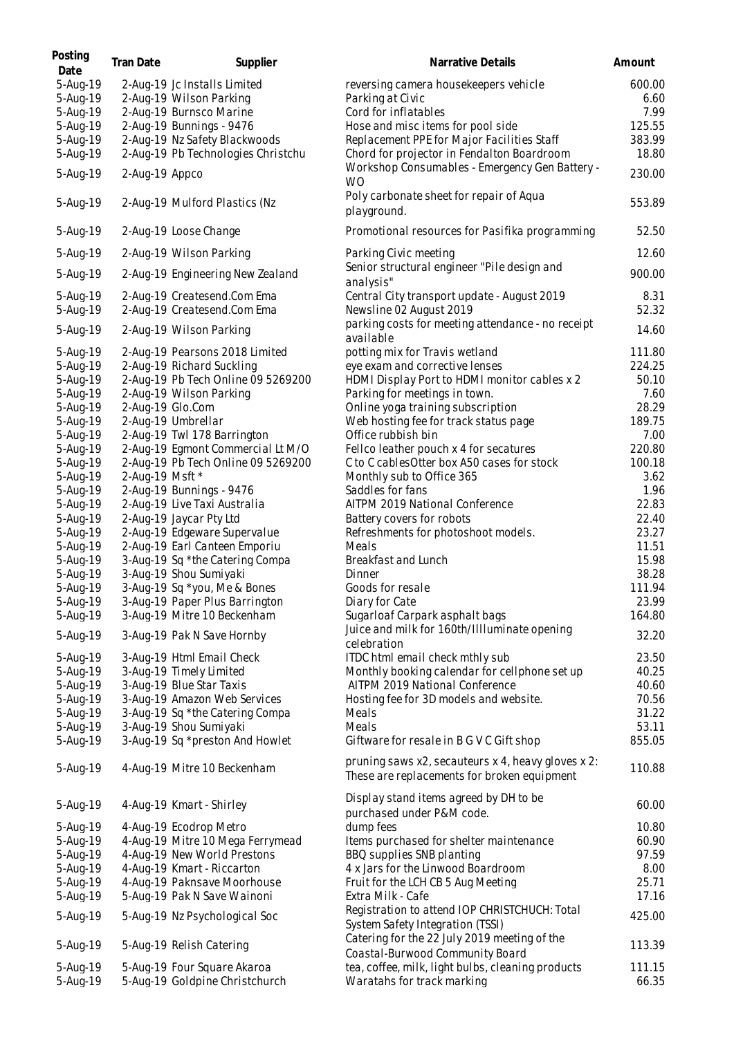| Posting Date | Tran Date | Supplier | Narrative Details | Amount |
|---|---|---|---|---|
| 5-Aug-19 | 2-Aug-19 | Jc Installs Limited | reversing camera housekeepers vehicle | 600.00 |
| 5-Aug-19 | 2-Aug-19 | Wilson Parking | Parking at Civic | 6.60 |
| 5-Aug-19 | 2-Aug-19 | Burnsco Marine | Cord for inflatables | 7.99 |
| 5-Aug-19 | 2-Aug-19 | Bunnings - 9476 | Hose and misc items for pool side | 125.55 |
| 5-Aug-19 | 2-Aug-19 | Nz Safety Blackwoods | Replacement PPE for Major Facilities Staff | 383.99 |
| 5-Aug-19 | 2-Aug-19 | Pb Technologies Christchu | Chord for projector in Fendalton Boardroom | 18.80 |
| 5-Aug-19 | 2-Aug-19 | Appco | Workshop Consumables - Emergency Gen Battery - WO | 230.00 |
| 5-Aug-19 | 2-Aug-19 | Mulford Plastics (Nz | Poly carbonate sheet for repair of Aqua playground. | 553.89 |
| 5-Aug-19 | 2-Aug-19 | Loose Change | Promotional resources for Pasifika programming | 52.50 |
| 5-Aug-19 | 2-Aug-19 | Wilson Parking | Parking Civic meeting | 12.60 |
| 5-Aug-19 | 2-Aug-19 | Engineering New Zealand | Senior structural engineer "Pile design and analysis" | 900.00 |
| 5-Aug-19 | 2-Aug-19 | Createsend.Com Ema | Central City transport update - August 2019 | 8.31 |
| 5-Aug-19 | 2-Aug-19 | Createsend.Com Ema | Newsline 02 August 2019 | 52.32 |
| 5-Aug-19 | 2-Aug-19 | Wilson Parking | parking costs for meeting attendance - no receipt available | 14.60 |
| 5-Aug-19 | 2-Aug-19 | Pearsons 2018 Limited | potting mix for Travis wetland | 111.80 |
| 5-Aug-19 | 2-Aug-19 | Richard Suckling | eye exam and corrective lenses | 224.25 |
| 5-Aug-19 | 2-Aug-19 | Pb Tech Online 09 5269200 | HDMI Display Port to HDMI monitor cables x 2 | 50.10 |
| 5-Aug-19 | 2-Aug-19 | Wilson Parking | Parking for meetings in town. | 7.60 |
| 5-Aug-19 | 2-Aug-19 | Glo.Com | Online yoga training subscription | 28.29 |
| 5-Aug-19 | 2-Aug-19 | Umbrellar | Web hosting fee for track status page | 189.75 |
| 5-Aug-19 | 2-Aug-19 | Twl 178 Barrington | Office rubbish bin | 7.00 |
| 5-Aug-19 | 2-Aug-19 | Egmont Commercial Lt M/O | Fellco leather pouch x 4 for secatures | 220.80 |
| 5-Aug-19 | 2-Aug-19 | Pb Tech Online 09 5269200 | C to C cablesOtter box A50 cases for stock | 100.18 |
| 5-Aug-19 | 2-Aug-19 | Msft * | Monthly sub to Office 365 | 3.62 |
| 5-Aug-19 | 2-Aug-19 | Bunnings - 9476 | Saddles for fans | 1.96 |
| 5-Aug-19 | 2-Aug-19 | Live Taxi Australia | AITPM 2019 National Conference | 22.83 |
| 5-Aug-19 | 2-Aug-19 | Jaycar Pty Ltd | Battery covers for robots | 22.40 |
| 5-Aug-19 | 2-Aug-19 | Edgeware Supervalue | Refreshments for photoshoot models. | 23.27 |
| 5-Aug-19 | 2-Aug-19 | Earl Canteen Emporiu | Meals | 11.51 |
| 5-Aug-19 | 3-Aug-19 | Sq *the Catering Compa | Breakfast and Lunch | 15.98 |
| 5-Aug-19 | 3-Aug-19 | Shou Sumiyaki | Dinner | 38.28 |
| 5-Aug-19 | 3-Aug-19 | Sq *you, Me & Bones | Goods for resale | 111.94 |
| 5-Aug-19 | 3-Aug-19 | Paper Plus Barrington | Diary for Cate | 23.99 |
| 5-Aug-19 | 3-Aug-19 | Mitre 10 Beckenham | Sugarloaf Carpark asphalt bags | 164.80 |
| 5-Aug-19 | 3-Aug-19 | Pak N Save Hornby | Juice and milk for 160th/Illluminate opening celebration | 32.20 |
| 5-Aug-19 | 3-Aug-19 | Html Email Check | ITDC html email check mthly sub | 23.50 |
| 5-Aug-19 | 3-Aug-19 | Timely Limited | Monthly booking calendar for cellphone set up | 40.25 |
| 5-Aug-19 | 3-Aug-19 | Blue Star Taxis | AITPM 2019 National Conference | 40.60 |
| 5-Aug-19 | 3-Aug-19 | Amazon Web Services | Hosting fee for 3D models and website. | 70.56 |
| 5-Aug-19 | 3-Aug-19 | Sq *the Catering Compa | Meals | 31.22 |
| 5-Aug-19 | 3-Aug-19 | Shou Sumiyaki | Meals | 53.11 |
| 5-Aug-19 | 3-Aug-19 | Sq *preston And Howlet | Giftware for resale in B G V C Gift shop | 855.05 |
| 5-Aug-19 | 4-Aug-19 | Mitre 10 Beckenham | pruning saws x2, secauteurs x 4, heavy gloves x 2: These are replacements for broken equipment | 110.88 |
| 5-Aug-19 | 4-Aug-19 | Kmart - Shirley | Display stand items agreed by DH to be purchased under P&M code. | 60.00 |
| 5-Aug-19 | 4-Aug-19 | Ecodrop Metro | dump fees | 10.80 |
| 5-Aug-19 | 4-Aug-19 | Mitre 10 Mega Ferrymead | Items purchased for shelter maintenance | 60.90 |
| 5-Aug-19 | 4-Aug-19 | New World Prestons | BBQ supplies SNB planting | 97.59 |
| 5-Aug-19 | 4-Aug-19 | Kmart - Riccarton | 4 x Jars for the Linwood Boardroom | 8.00 |
| 5-Aug-19 | 4-Aug-19 | Paknsave Moorhouse | Fruit for the LCH CB 5 Aug Meeting | 25.71 |
| 5-Aug-19 | 5-Aug-19 | Pak N Save Wainoni | Extra Milk - Cafe | 17.16 |
| 5-Aug-19 | 5-Aug-19 | Nz Psychological Soc | Registration to attend IOP CHRISTCHUCH: Total System Safety Integration (TSSI) | 425.00 |
| 5-Aug-19 | 5-Aug-19 | Relish Catering | Catering for the 22 July 2019 meeting of the Coastal-Burwood Community Board | 113.39 |
| 5-Aug-19 | 5-Aug-19 | Four Square Akaroa | tea, coffee, milk, light bulbs, cleaning products | 111.15 |
| 5-Aug-19 | 5-Aug-19 | Goldpine Christchurch | Waratahs for track marking | 66.35 |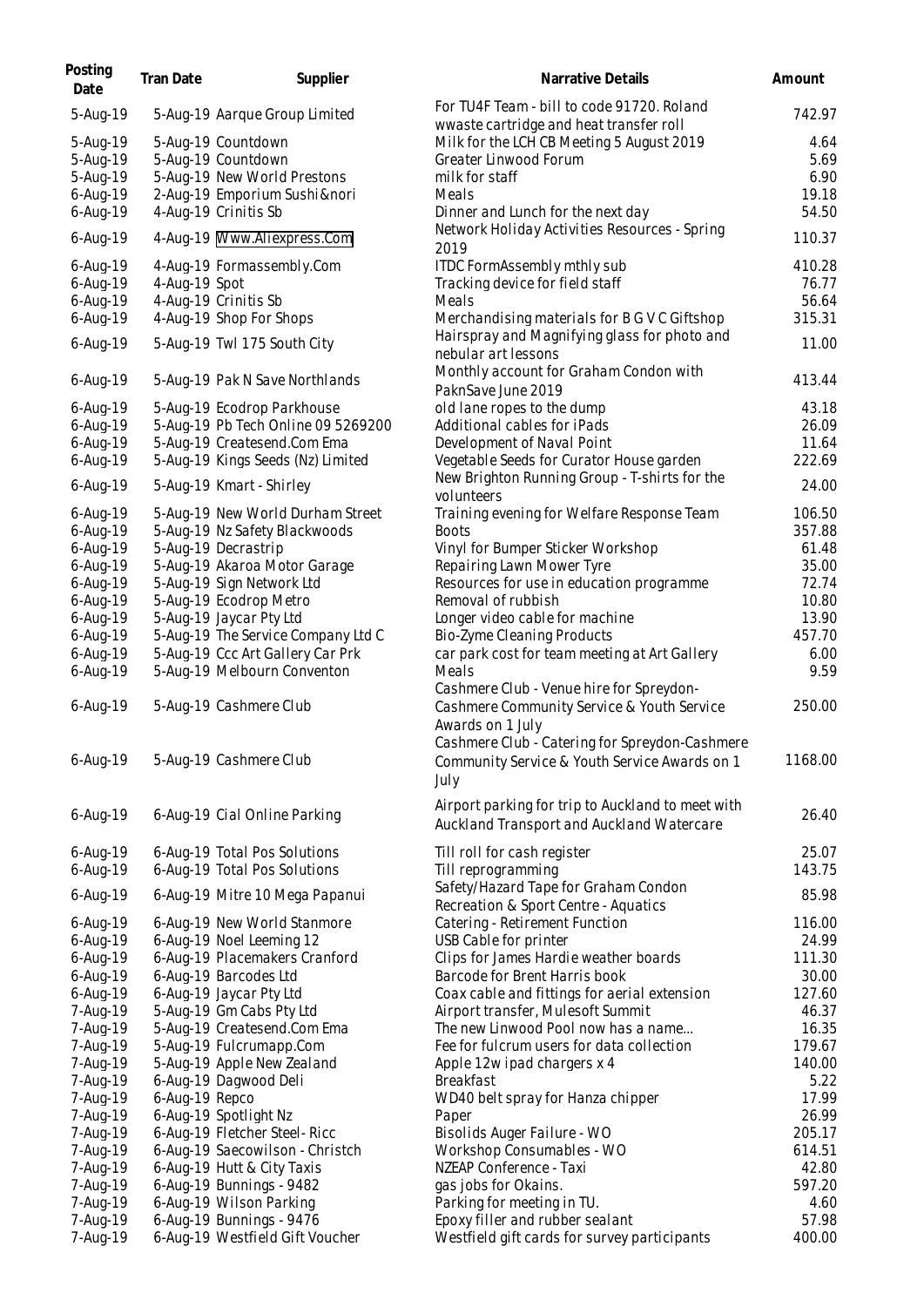| Posting Date | Tran Date | Supplier | Narrative Details | Amount |
|---|---|---|---|---|
| 5-Aug-19 | 5-Aug-19 | Aarque Group Limited | For TU4F Team - bill to code 91720. Roland wwaste cartridge and heat transfer roll | 742.97 |
| 5-Aug-19 | 5-Aug-19 | Countdown | Milk for the LCH CB Meeting 5 August 2019 | 4.64 |
| 5-Aug-19 | 5-Aug-19 | Countdown | Greater Linwood Forum | 5.69 |
| 5-Aug-19 | 5-Aug-19 | New World Prestons | milk for staff | 6.90 |
| 6-Aug-19 | 2-Aug-19 | Emporium Sushi&nori | Meals | 19.18 |
| 6-Aug-19 | 4-Aug-19 | Crinitis Sb | Dinner and Lunch for the next day | 54.50 |
| 6-Aug-19 | 4-Aug-19 | Www.Aliexpress.Com | Network Holiday Activities Resources - Spring 2019 | 110.37 |
| 6-Aug-19 | 4-Aug-19 | Formassembly.Com | ITDC FormAssembly mthly sub | 410.28 |
| 6-Aug-19 | 4-Aug-19 | Spot | Tracking device for field staff | 76.77 |
| 6-Aug-19 | 4-Aug-19 | Crinitis Sb | Meals | 56.64 |
| 6-Aug-19 | 4-Aug-19 | Shop For Shops | Merchandising materials for B G V C Giftshop | 315.31 |
| 6-Aug-19 | 5-Aug-19 | Twl 175 South City | Hairspray and Magnifying glass for photo and nebular art lessons | 11.00 |
| 6-Aug-19 | 5-Aug-19 | Pak N Save Northlands | Monthly account for Graham Condon with PaknSave June 2019 | 413.44 |
| 6-Aug-19 | 5-Aug-19 | Ecodrop Parkhouse | old lane ropes to the dump | 43.18 |
| 6-Aug-19 | 5-Aug-19 | Pb Tech Online 09 5269200 | Additional cables for iPads | 26.09 |
| 6-Aug-19 | 5-Aug-19 | Createsend.Com Ema | Development of Naval Point | 11.64 |
| 6-Aug-19 | 5-Aug-19 | Kings Seeds (Nz) Limited | Vegetable Seeds for Curator House garden | 222.69 |
| 6-Aug-19 | 5-Aug-19 | Kmart - Shirley | New Brighton Running Group - T-shirts for the volunteers | 24.00 |
| 6-Aug-19 | 5-Aug-19 | New World Durham Street | Training evening for Welfare Response Team | 106.50 |
| 6-Aug-19 | 5-Aug-19 | Nz Safety Blackwoods | Boots | 357.88 |
| 6-Aug-19 | 5-Aug-19 | Decrastrip | Vinyl for Bumper Sticker Workshop | 61.48 |
| 6-Aug-19 | 5-Aug-19 | Akaroa Motor Garage | Repairing Lawn Mower Tyre | 35.00 |
| 6-Aug-19 | 5-Aug-19 | Sign Network Ltd | Resources for use in education programme | 72.74 |
| 6-Aug-19 | 5-Aug-19 | Ecodrop Metro | Removal of rubbish | 10.80 |
| 6-Aug-19 | 5-Aug-19 | Jaycar Pty Ltd | Longer video cable for machine | 13.90 |
| 6-Aug-19 | 5-Aug-19 | The Service Company Ltd C | Bio-Zyme Cleaning Products | 457.70 |
| 6-Aug-19 | 5-Aug-19 | Ccc Art Gallery Car Prk | car park cost for team meeting at Art Gallery | 6.00 |
| 6-Aug-19 | 5-Aug-19 | Melbourn Conventon | Meals | 9.59 |
| 6-Aug-19 | 5-Aug-19 | Cashmere Club | Cashmere Club - Venue hire for Spreydon-Cashmere Community Service & Youth Service Awards on 1 July | 250.00 |
| 6-Aug-19 | 5-Aug-19 | Cashmere Club | Cashmere Club - Catering for Spreydon-Cashmere Community Service & Youth Service Awards on 1 July | 1168.00 |
| 6-Aug-19 | 6-Aug-19 | Cial Online Parking | Airport parking for trip to Auckland to meet with Auckland Transport and Auckland Watercare | 26.40 |
| 6-Aug-19 | 6-Aug-19 | Total Pos Solutions | Till roll for cash register | 25.07 |
| 6-Aug-19 | 6-Aug-19 | Total Pos Solutions | Till reprogramming | 143.75 |
| 6-Aug-19 | 6-Aug-19 | Mitre 10 Mega Papanui | Safety/Hazard Tape for Graham Condon Recreation & Sport Centre - Aquatics | 85.98 |
| 6-Aug-19 | 6-Aug-19 | New World Stanmore | Catering - Retirement Function | 116.00 |
| 6-Aug-19 | 6-Aug-19 | Noel Leeming 12 | USB Cable for printer | 24.99 |
| 6-Aug-19 | 6-Aug-19 | Placemakers Cranford | Clips for James Hardie weather boards | 111.30 |
| 6-Aug-19 | 6-Aug-19 | Barcodes Ltd | Barcode for Brent Harris book | 30.00 |
| 6-Aug-19 | 6-Aug-19 | Jaycar Pty Ltd | Coax cable and fittings for aerial extension | 127.60 |
| 7-Aug-19 | 5-Aug-19 | Gm Cabs Pty Ltd | Airport transfer, Mulesoft Summit | 46.37 |
| 7-Aug-19 | 5-Aug-19 | Createsend.Com Ema | The new Linwood Pool now has a name... | 16.35 |
| 7-Aug-19 | 5-Aug-19 | Fulcrumapp.Com | Fee for fulcrum users for data collection | 179.67 |
| 7-Aug-19 | 5-Aug-19 | Apple New Zealand | Apple 12w ipad chargers x 4 | 140.00 |
| 7-Aug-19 | 6-Aug-19 | Dagwood Deli | Breakfast | 5.22 |
| 7-Aug-19 | 6-Aug-19 | Repco | WD40 belt spray for Hanza chipper | 17.99 |
| 7-Aug-19 | 6-Aug-19 | Spotlight Nz | Paper | 26.99 |
| 7-Aug-19 | 6-Aug-19 | Fletcher Steel- Ricc | Bisolids Auger Failure - WO | 205.17 |
| 7-Aug-19 | 6-Aug-19 | Saecowilson - Christch | Workshop Consumables - WO | 614.51 |
| 7-Aug-19 | 6-Aug-19 | Hutt & City Taxis | NZEAP Conference - Taxi | 42.80 |
| 7-Aug-19 | 6-Aug-19 | Bunnings - 9482 | gas jobs for Okains. | 597.20 |
| 7-Aug-19 | 6-Aug-19 | Wilson Parking | Parking for meeting in TU. | 4.60 |
| 7-Aug-19 | 6-Aug-19 | Bunnings - 9476 | Epoxy filler and rubber sealant | 57.98 |
| 7-Aug-19 | 6-Aug-19 | Westfield Gift Voucher | Westfield gift cards for survey participants | 400.00 |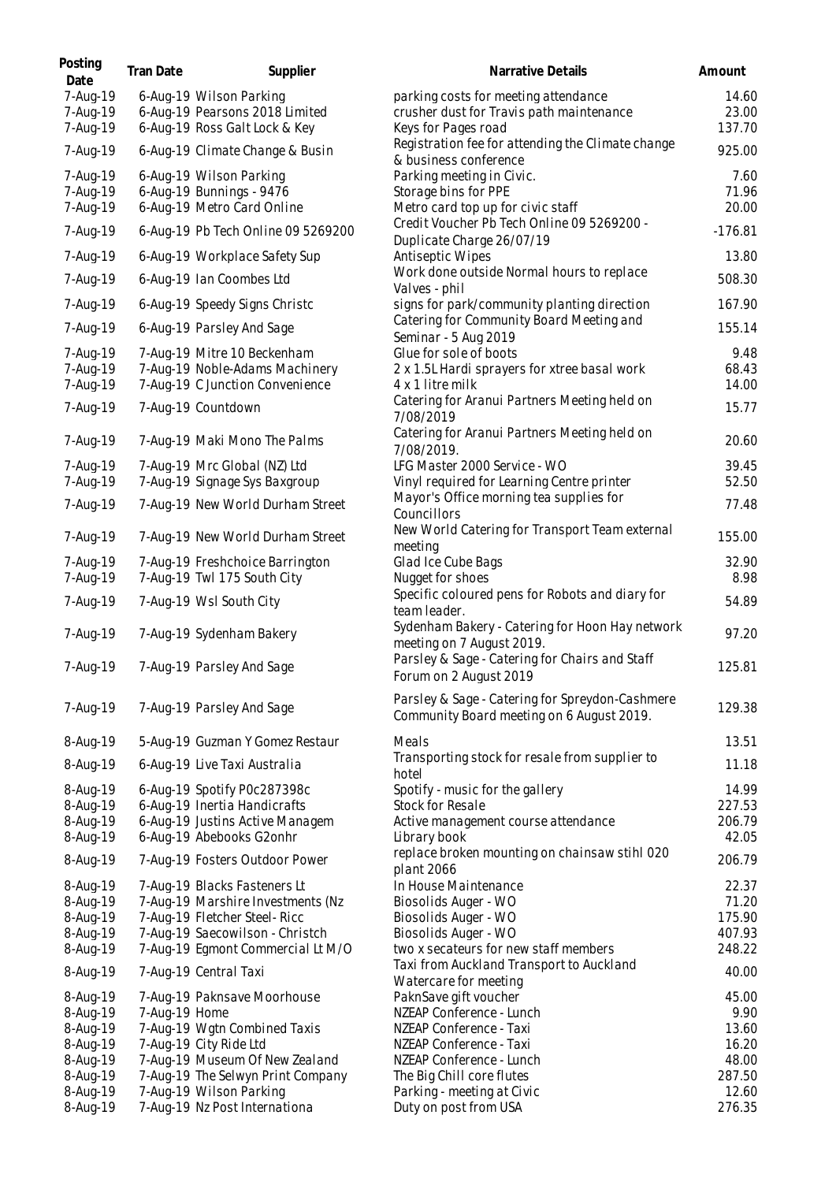| Posting Date | Tran Date | Supplier | Narrative Details | Amount |
|---|---|---|---|---|
| 7-Aug-19 | 6-Aug-19 | Wilson Parking | parking costs for meeting attendance | 14.60 |
| 7-Aug-19 | 6-Aug-19 | Pearsons 2018 Limited | crusher dust for Travis path maintenance | 23.00 |
| 7-Aug-19 | 6-Aug-19 | Ross Galt Lock & Key | Keys for Pages road | 137.70 |
| 7-Aug-19 | 6-Aug-19 | Climate Change & Busin | Registration fee for attending the Climate change & business conference | 925.00 |
| 7-Aug-19 | 6-Aug-19 | Wilson Parking | Parking meeting in Civic. | 7.60 |
| 7-Aug-19 | 6-Aug-19 | Bunnings - 9476 | Storage bins for PPE | 71.96 |
| 7-Aug-19 | 6-Aug-19 | Metro Card Online | Metro card top up for civic staff | 20.00 |
| 7-Aug-19 | 6-Aug-19 | Pb Tech Online 09 5269200 | Credit Voucher Pb Tech Online 09 5269200 - Duplicate Charge 26/07/19 | -176.81 |
| 7-Aug-19 | 6-Aug-19 | Workplace Safety Sup | Antiseptic Wipes | 13.80 |
| 7-Aug-19 | 6-Aug-19 | Ian Coombes Ltd | Work done outside Normal hours to replace Valves - phil | 508.30 |
| 7-Aug-19 | 6-Aug-19 | Speedy Signs Christc | signs for park/community planting direction | 167.90 |
| 7-Aug-19 | 6-Aug-19 | Parsley And Sage | Catering for Community Board Meeting and Seminar - 5 Aug 2019 | 155.14 |
| 7-Aug-19 | 7-Aug-19 | Mitre 10 Beckenham | Glue for sole of boots | 9.48 |
| 7-Aug-19 | 7-Aug-19 | Noble-Adams Machinery | 2 x 1.5L Hardi sprayers for xtree basal work | 68.43 |
| 7-Aug-19 | 7-Aug-19 | C Junction Convenience | 4 x 1 litre milk | 14.00 |
| 7-Aug-19 | 7-Aug-19 | Countdown | Catering for Aranui Partners Meeting held on 7/08/2019 | 15.77 |
| 7-Aug-19 | 7-Aug-19 | Maki Mono The Palms | Catering for Aranui Partners Meeting held on 7/08/2019. | 20.60 |
| 7-Aug-19 | 7-Aug-19 | Mrc Global (NZ) Ltd | LFG Master 2000 Service - WO | 39.45 |
| 7-Aug-19 | 7-Aug-19 | Signage Sys Baxgroup | Vinyl required for Learning Centre printer | 52.50 |
| 7-Aug-19 | 7-Aug-19 | New World Durham Street | Mayor's Office morning tea supplies for Councillors | 77.48 |
| 7-Aug-19 | 7-Aug-19 | New World Durham Street | New World Catering for Transport Team external meeting | 155.00 |
| 7-Aug-19 | 7-Aug-19 | Freshchoice Barrington | Glad Ice Cube Bags | 32.90 |
| 7-Aug-19 | 7-Aug-19 | Twl 175 South City | Nugget for shoes | 8.98 |
| 7-Aug-19 | 7-Aug-19 | Wsl South City | Specific coloured pens for Robots and diary for team leader. | 54.89 |
| 7-Aug-19 | 7-Aug-19 | Sydenham Bakery | Sydenham Bakery - Catering for Hoon Hay network meeting on 7 August 2019. | 97.20 |
| 7-Aug-19 | 7-Aug-19 | Parsley And Sage | Parsley & Sage - Catering for Chairs and Staff Forum on 2 August 2019 | 125.81 |
| 7-Aug-19 | 7-Aug-19 | Parsley And Sage | Parsley & Sage - Catering for Spreydon-Cashmere Community Board meeting on 6 August 2019. | 129.38 |
| 8-Aug-19 | 5-Aug-19 | Guzman Y Gomez Restaur | Meals | 13.51 |
| 8-Aug-19 | 6-Aug-19 | Live Taxi Australia | Transporting stock for resale from supplier to hotel | 11.18 |
| 8-Aug-19 | 6-Aug-19 | Spotify P0c287398c | Spotify - music for the gallery | 14.99 |
| 8-Aug-19 | 6-Aug-19 | Inertia Handicrafts | Stock for Resale | 227.53 |
| 8-Aug-19 | 6-Aug-19 | Justins Active Managem | Active management course attendance | 206.79 |
| 8-Aug-19 | 6-Aug-19 | Abebooks G2onhr | Library book | 42.05 |
| 8-Aug-19 | 7-Aug-19 | Fosters Outdoor Power | replace broken mounting on chainsaw stihl 020 plant 2066 | 206.79 |
| 8-Aug-19 | 7-Aug-19 | Blacks Fasteners Lt | In House Maintenance | 22.37 |
| 8-Aug-19 | 7-Aug-19 | Marshire Investments (Nz | Biosolids Auger - WO | 71.20 |
| 8-Aug-19 | 7-Aug-19 | Fletcher Steel- Ricc | Biosolids Auger - WO | 175.90 |
| 8-Aug-19 | 7-Aug-19 | Saecowilson - Christch | Biosolids Auger - WO | 407.93 |
| 8-Aug-19 | 7-Aug-19 | Egmont Commercial Lt M/O | two x secateurs for new staff members | 248.22 |
| 8-Aug-19 | 7-Aug-19 | Central Taxi | Taxi from Auckland Transport to Auckland Watercare for meeting | 40.00 |
| 8-Aug-19 | 7-Aug-19 | Paknsave Moorhouse | PaknSave gift voucher | 45.00 |
| 8-Aug-19 | 7-Aug-19 | Home | NZEAP Conference - Lunch | 9.90 |
| 8-Aug-19 | 7-Aug-19 | Wgtn Combined Taxis | NZEAP Conference - Taxi | 13.60 |
| 8-Aug-19 | 7-Aug-19 | City Ride Ltd | NZEAP Conference - Taxi | 16.20 |
| 8-Aug-19 | 7-Aug-19 | Museum Of New Zealand | NZEAP Conference - Lunch | 48.00 |
| 8-Aug-19 | 7-Aug-19 | The Selwyn Print Company | The Big Chill core flutes | 287.50 |
| 8-Aug-19 | 7-Aug-19 | Wilson Parking | Parking - meeting at Civic | 12.60 |
| 8-Aug-19 | 7-Aug-19 | Nz Post Internationa | Duty on post from USA | 276.35 |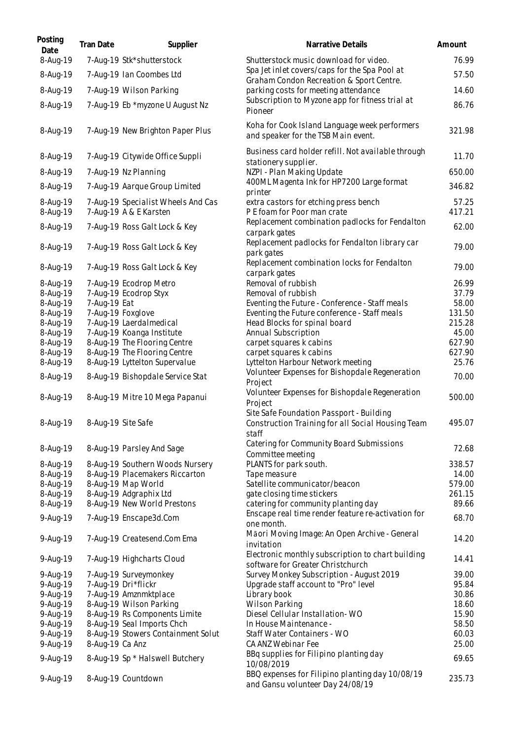| Posting Date | Tran Date | Supplier | Narrative Details | Amount |
|---|---|---|---|---|
| 8-Aug-19 | 7-Aug-19 | Stk*shutterstock | Shutterstock music download for video. | 76.99 |
| 8-Aug-19 | 7-Aug-19 | Ian Coombes Ltd | Spa Jet inlet covers/caps for the Spa Pool at Graham Condon Recreation & Sport Centre. | 57.50 |
| 8-Aug-19 | 7-Aug-19 | Wilson Parking | parking costs for meeting attendance | 14.60 |
| 8-Aug-19 | 7-Aug-19 | Eb *myzone U August Nz | Subscription to Myzone app for fitness trial at Pioneer | 86.76 |
| 8-Aug-19 | 7-Aug-19 | New Brighton Paper Plus | Koha for Cook Island Language week performers and speaker for the TSB Main event. | 321.98 |
| 8-Aug-19 | 7-Aug-19 | Citywide Office Suppli | Business card holder refill. Not available through stationery supplier. | 11.70 |
| 8-Aug-19 | 7-Aug-19 | Nz Planning | NZPI - Plan Making Update | 650.00 |
| 8-Aug-19 | 7-Aug-19 | Aarque Group Limited | 400ML Magenta Ink for HP7200 Large format printer | 346.82 |
| 8-Aug-19 | 7-Aug-19 | Specialist Wheels And Cas | extra castors for etching press bench | 57.25 |
| 8-Aug-19 | 7-Aug-19 | A & E Karsten | P E foam for Poor man crate | 417.21 |
| 8-Aug-19 | 7-Aug-19 | Ross Galt Lock & Key | Replacement combination padlocks for Fendalton carpark gates | 62.00 |
| 8-Aug-19 | 7-Aug-19 | Ross Galt Lock & Key | Replacement padlocks for Fendalton library car park gates | 79.00 |
| 8-Aug-19 | 7-Aug-19 | Ross Galt Lock & Key | Replacement combination locks for Fendalton carpark gates | 79.00 |
| 8-Aug-19 | 7-Aug-19 | Ecodrop Metro | Removal of rubbish | 26.99 |
| 8-Aug-19 | 7-Aug-19 | Ecodrop Styx | Removal of rubbish | 37.79 |
| 8-Aug-19 | 7-Aug-19 | Eat | Eventing the Future - Conference - Staff meals | 58.00 |
| 8-Aug-19 | 7-Aug-19 | Foxglove | Eventing the Future conference - Staff meals | 131.50 |
| 8-Aug-19 | 7-Aug-19 | Laerdalmedical | Head Blocks for spinal board | 215.28 |
| 8-Aug-19 | 7-Aug-19 | Koanga Institute | Annual Subscription | 45.00 |
| 8-Aug-19 | 8-Aug-19 | The Flooring Centre | carpet squares k cabins | 627.90 |
| 8-Aug-19 | 8-Aug-19 | The Flooring Centre | carpet squares k cabins | 627.90 |
| 8-Aug-19 | 8-Aug-19 | Lyttelton Supervalue | Lyttelton Harbour Network meeting | 25.76 |
| 8-Aug-19 | 8-Aug-19 | Bishopdale Service Stat | Volunteer Expenses for Bishopdale Regeneration Project | 70.00 |
| 8-Aug-19 | 8-Aug-19 | Mitre 10 Mega Papanui | Volunteer Expenses for Bishopdale Regeneration Project | 500.00 |
| 8-Aug-19 | 8-Aug-19 | Site Safe | Site Safe Foundation Passport - Building Construction Training for all Social Housing Team staff | 495.07 |
| 8-Aug-19 | 8-Aug-19 | Parsley And Sage | Catering for Community Board Submissions Committee meeting | 72.68 |
| 8-Aug-19 | 8-Aug-19 | Southern Woods Nursery | PLANTS for park south. | 338.57 |
| 8-Aug-19 | 8-Aug-19 | Placemakers Riccarton | Tape measure | 14.00 |
| 8-Aug-19 | 8-Aug-19 | Map World | Satellite communicator/beacon | 579.00 |
| 8-Aug-19 | 8-Aug-19 | Adgraphix Ltd | gate closing time stickers | 261.15 |
| 8-Aug-19 | 8-Aug-19 | New World Prestons | catering for community planting day | 89.66 |
| 9-Aug-19 | 7-Aug-19 | Enscape3d.Com | Enscape real time render feature re-activation for one month. | 68.70 |
| 9-Aug-19 | 7-Aug-19 | Createsend.Com Ema | Māori Moving Image: An Open Archive - General invitation | 14.20 |
| 9-Aug-19 | 7-Aug-19 | Highcharts Cloud | Electronic monthly subscription to chart building software for Greater Christchurch | 14.41 |
| 9-Aug-19 | 7-Aug-19 | Surveymonkey | Survey Monkey Subscription - August 2019 | 39.00 |
| 9-Aug-19 | 7-Aug-19 | Dri*flickr | Upgrade staff account to "Pro" level | 95.84 |
| 9-Aug-19 | 7-Aug-19 | Amznmktplace | Library book | 30.86 |
| 9-Aug-19 | 8-Aug-19 | Wilson Parking | Wilson Parking | 18.60 |
| 9-Aug-19 | 8-Aug-19 | Rs Components Limite | Diesel Cellular Installation- WO | 15.90 |
| 9-Aug-19 | 8-Aug-19 | Seal Imports Chch | In House Maintenance - | 58.50 |
| 9-Aug-19 | 8-Aug-19 | Stowers Containment Solut | Staff Water Containers - WO | 60.03 |
| 9-Aug-19 | 8-Aug-19 | Ca Anz | CA ANZ Webinar Fee | 25.00 |
| 9-Aug-19 | 8-Aug-19 | Sp * Halswell Butchery | BBq supplies for Filipino planting day 10/08/2019 | 69.65 |
| 9-Aug-19 | 8-Aug-19 | Countdown | BBQ expenses for Filipino planting day 10/08/19 and Gansu volunteer Day 24/08/19 | 235.73 |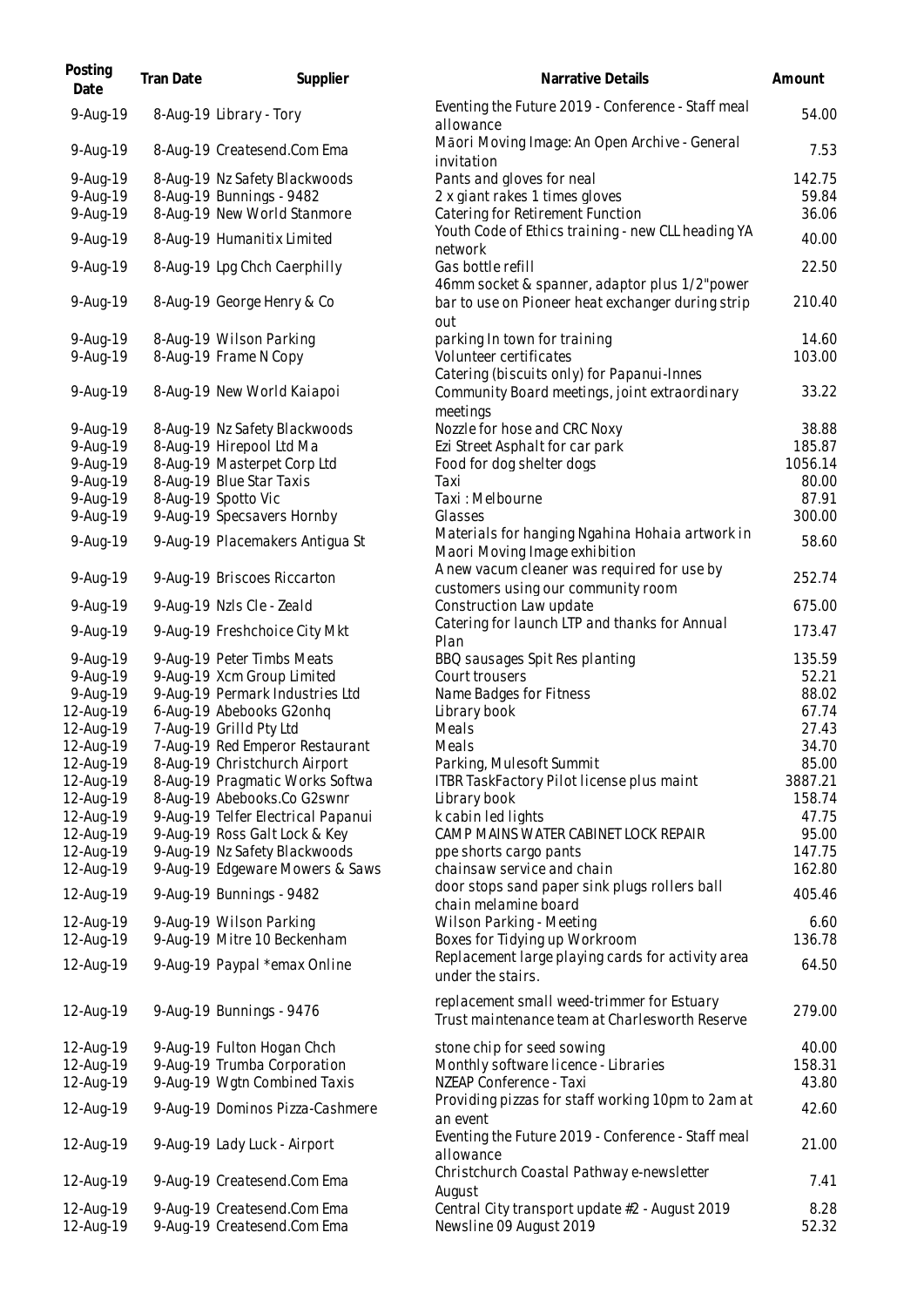| Posting Date | Tran Date | Supplier | Narrative Details | Amount |
| --- | --- | --- | --- | --- |
| 9-Aug-19 | 8-Aug-19 | Library - Tory | Eventing the Future 2019 - Conference - Staff meal allowance | 54.00 |
| 9-Aug-19 | 8-Aug-19 | Createsend.Com Ema | Māori Moving Image: An Open Archive - General invitation | 7.53 |
| 9-Aug-19 | 8-Aug-19 | Nz Safety Blackwoods | Pants and gloves for neal | 142.75 |
| 9-Aug-19 | 8-Aug-19 | Bunnings - 9482 | 2 x giant rakes 1 times gloves | 59.84 |
| 9-Aug-19 | 8-Aug-19 | New World Stanmore | Catering for Retirement Function | 36.06 |
| 9-Aug-19 | 8-Aug-19 | Humanitix Limited | Youth Code of Ethics training - new CLL heading YA network | 40.00 |
| 9-Aug-19 | 8-Aug-19 | Lpg Chch Caerphilly | Gas bottle refill | 22.50 |
| 9-Aug-19 | 8-Aug-19 | George Henry & Co | 46mm socket & spanner, adaptor plus 1/2"power bar to use on Pioneer heat exchanger during strip out | 210.40 |
| 9-Aug-19 | 8-Aug-19 | Wilson Parking | parking In town for training | 14.60 |
| 9-Aug-19 | 8-Aug-19 | Frame N Copy | Volunteer certificates | 103.00 |
| 9-Aug-19 | 8-Aug-19 | New World Kaiapoi | Catering (biscuits only) for Papanui-Innes Community Board meetings, joint extraordinary meetings | 33.22 |
| 9-Aug-19 | 8-Aug-19 | Nz Safety Blackwoods | Nozzle for hose and CRC Noxy | 38.88 |
| 9-Aug-19 | 8-Aug-19 | Hirepool Ltd Ma | Ezi Street Asphalt for car park | 185.87 |
| 9-Aug-19 | 8-Aug-19 | Masterpet Corp Ltd | Food for dog shelter dogs | 1056.14 |
| 9-Aug-19 | 8-Aug-19 | Blue Star Taxis | Taxi | 80.00 |
| 9-Aug-19 | 8-Aug-19 | Spotto Vic | Taxi : Melbourne | 87.91 |
| 9-Aug-19 | 9-Aug-19 | Specsavers Hornby | Glasses | 300.00 |
| 9-Aug-19 | 9-Aug-19 | Placemakers Antigua St | Materials for hanging Ngahina Hohaia artwork in Maori Moving Image exhibition | 58.60 |
| 9-Aug-19 | 9-Aug-19 | Briscoes Riccarton | A new vacum cleaner was required for use by customers using our community room | 252.74 |
| 9-Aug-19 | 9-Aug-19 | Nzls Cle - Zeald | Construction Law update | 675.00 |
| 9-Aug-19 | 9-Aug-19 | Freshchoice City Mkt | Catering for launch LTP and thanks for Annual Plan | 173.47 |
| 9-Aug-19 | 9-Aug-19 | Peter Timbs Meats | BBQ sausages Spit Res planting | 135.59 |
| 9-Aug-19 | 9-Aug-19 | Xcm Group Limited | Court trousers | 52.21 |
| 9-Aug-19 | 9-Aug-19 | Permark Industries Ltd | Name Badges for Fitness | 88.02 |
| 12-Aug-19 | 6-Aug-19 | Abebooks G2onhq | Library book | 67.74 |
| 12-Aug-19 | 7-Aug-19 | Grilld Pty Ltd | Meals | 27.43 |
| 12-Aug-19 | 7-Aug-19 | Red Emperor Restaurant | Meals | 34.70 |
| 12-Aug-19 | 8-Aug-19 | Christchurch Airport | Parking, Mulesoft Summit | 85.00 |
| 12-Aug-19 | 8-Aug-19 | Pragmatic Works Softwa | ITBR TaskFactory Pilot license plus maint | 3887.21 |
| 12-Aug-19 | 8-Aug-19 | Abebooks.Co G2swnr | Library book | 158.74 |
| 12-Aug-19 | 9-Aug-19 | Telfer Electrical Papanui | k cabin led lights | 47.75 |
| 12-Aug-19 | 9-Aug-19 | Ross Galt Lock & Key | CAMP MAINS WATER CABINET LOCK REPAIR | 95.00 |
| 12-Aug-19 | 9-Aug-19 | Nz Safety Blackwoods | ppe shorts cargo pants | 147.75 |
| 12-Aug-19 | 9-Aug-19 | Edgeware Mowers & Saws | chainsaw service and chain | 162.80 |
| 12-Aug-19 | 9-Aug-19 | Bunnings - 9482 | door stops sand paper sink plugs rollers ball chain melamine board | 405.46 |
| 12-Aug-19 | 9-Aug-19 | Wilson Parking | Wilson Parking - Meeting | 6.60 |
| 12-Aug-19 | 9-Aug-19 | Mitre 10 Beckenham | Boxes for Tidying up Workroom | 136.78 |
| 12-Aug-19 | 9-Aug-19 | Paypal *emax Online | Replacement large playing cards for activity area under the stairs. | 64.50 |
| 12-Aug-19 | 9-Aug-19 | Bunnings - 9476 | replacement small weed-trimmer for Estuary Trust maintenance team at Charlesworth Reserve | 279.00 |
| 12-Aug-19 | 9-Aug-19 | Fulton Hogan Chch | stone chip for seed sowing | 40.00 |
| 12-Aug-19 | 9-Aug-19 | Trumba Corporation | Monthly software licence - Libraries | 158.31 |
| 12-Aug-19 | 9-Aug-19 | Wgtn Combined Taxis | NZEAP Conference - Taxi | 43.80 |
| 12-Aug-19 | 9-Aug-19 | Dominos Pizza-Cashmere | Providing pizzas for staff working 10pm to 2am at an event | 42.60 |
| 12-Aug-19 | 9-Aug-19 | Lady Luck - Airport | Eventing the Future 2019 - Conference - Staff meal allowance | 21.00 |
| 12-Aug-19 | 9-Aug-19 | Createsend.Com Ema | Christchurch Coastal Pathway e-newsletter August | 7.41 |
| 12-Aug-19 | 9-Aug-19 | Createsend.Com Ema | Central City transport update #2 - August 2019 | 8.28 |
| 12-Aug-19 | 9-Aug-19 | Createsend.Com Ema | Newsline 09 August 2019 | 52.32 |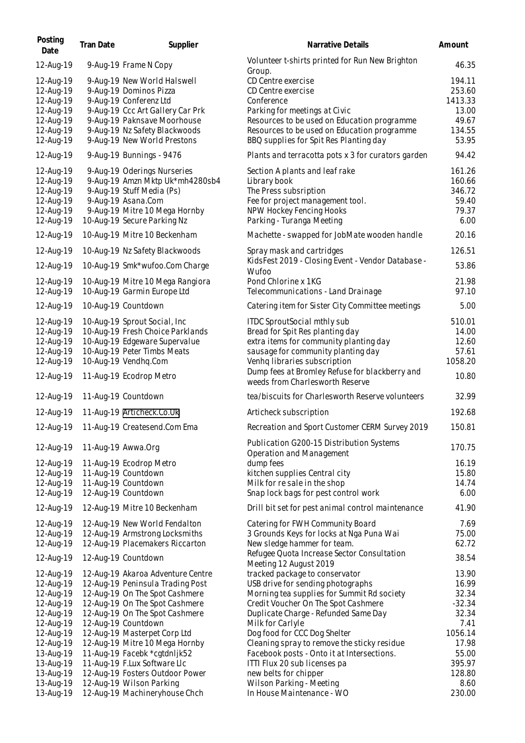| Posting Date | Tran Date | Supplier | Narrative Details | Amount |
| --- | --- | --- | --- | --- |
| 12-Aug-19 | 9-Aug-19 | Frame N Copy | Volunteer t-shirts printed for Run New Brighton Group. | 46.35 |
| 12-Aug-19 | 9-Aug-19 | New World Halswell | CD Centre exercise | 194.11 |
| 12-Aug-19 | 9-Aug-19 | Dominos Pizza | CD Centre exercise | 253.60 |
| 12-Aug-19 | 9-Aug-19 | Conferenz Ltd | Conference | 1413.33 |
| 12-Aug-19 | 9-Aug-19 | Ccc Art Gallery Car Prk | Parking for meetings at Civic | 13.00 |
| 12-Aug-19 | 9-Aug-19 | Paknsave Moorhouse | Resources to be used on Education programme | 49.67 |
| 12-Aug-19 | 9-Aug-19 | Nz Safety Blackwoods | Resources to be used on Education programme | 134.55 |
| 12-Aug-19 | 9-Aug-19 | New World Prestons | BBQ supplies for Spit Res Planting day | 53.95 |
| 12-Aug-19 | 9-Aug-19 | Bunnings - 9476 | Plants and terracotta pots x 3 for curators garden | 94.42 |
| 12-Aug-19 | 9-Aug-19 | Oderings Nurseries | Section A plants and leaf rake | 161.26 |
| 12-Aug-19 | 9-Aug-19 | Amzn Mktp Uk*mh4280sb4 | Library book | 160.66 |
| 12-Aug-19 | 9-Aug-19 | Stuff Media (Ps) | The Press subsription | 346.72 |
| 12-Aug-19 | 9-Aug-19 | Asana.Com | Fee for project management tool. | 59.40 |
| 12-Aug-19 | 9-Aug-19 | Mitre 10 Mega Hornby | NPW Hockey Fencing Hooks | 79.37 |
| 12-Aug-19 | 10-Aug-19 | Secure Parking Nz | Parking - Turanga Meeting | 6.00 |
| 12-Aug-19 | 10-Aug-19 | Mitre 10 Beckenham | Machette - swapped for JobMate wooden handle | 20.16 |
| 12-Aug-19 | 10-Aug-19 | Nz Safety Blackwoods | Spray mask and cartridges | 126.51 |
| 12-Aug-19 | 10-Aug-19 | Smk*wufoo.Com Charge | KidsFest 2019 - Closing Event - Vendor Database - Wufoo | 53.86 |
| 12-Aug-19 | 10-Aug-19 | Mitre 10 Mega Rangiora | Pond Chlorine x 1KG | 21.98 |
| 12-Aug-19 | 10-Aug-19 | Garmin Europe Ltd | Telecommunications - Land Drainage | 97.10 |
| 12-Aug-19 | 10-Aug-19 | Countdown | Catering item for Sister City Committee meetings | 5.00 |
| 12-Aug-19 | 10-Aug-19 | Sprout Social, Inc | ITDC SproutSocial mthly sub | 510.01 |
| 12-Aug-19 | 10-Aug-19 | Fresh Choice Parklands | Bread for Spit Res planting day | 14.00 |
| 12-Aug-19 | 10-Aug-19 | Edgeware Supervalue | extra items for community planting day | 12.60 |
| 12-Aug-19 | 10-Aug-19 | Peter Timbs Meats | sausage for community planting day | 57.61 |
| 12-Aug-19 | 10-Aug-19 | Vendhq.Com | Venhq libraries subscription | 1058.20 |
| 12-Aug-19 | 11-Aug-19 | Ecodrop Metro | Dump fees at Bromley Refuse for blackberry and weeds from Charlesworth Reserve | 10.80 |
| 12-Aug-19 | 11-Aug-19 | Countdown | tea/biscuits for Charlesworth Reserve volunteers | 32.99 |
| 12-Aug-19 | 11-Aug-19 | Articheck.Co.Uk | Articheck subscription | 192.68 |
| 12-Aug-19 | 11-Aug-19 | Createsend.Com Ema | Recreation and Sport Customer CERM Survey 2019 | 150.81 |
| 12-Aug-19 | 11-Aug-19 | Awwa.Org | Publication G200-15 Distribution Systems Operation and Management | 170.75 |
| 12-Aug-19 | 11-Aug-19 | Ecodrop Metro | dump fees | 16.19 |
| 12-Aug-19 | 11-Aug-19 | Countdown | kitchen supplies Central city | 15.80 |
| 12-Aug-19 | 11-Aug-19 | Countdown | Milk for re sale in the shop | 14.74 |
| 12-Aug-19 | 12-Aug-19 | Countdown | Snap lock bags for pest control work | 6.00 |
| 12-Aug-19 | 12-Aug-19 | Mitre 10 Beckenham | Drill bit set for pest animal control maintenance | 41.90 |
| 12-Aug-19 | 12-Aug-19 | New World Fendalton | Catering for FWH Community Board | 7.69 |
| 12-Aug-19 | 12-Aug-19 | Armstrong Locksmiths | 3 Grounds Keys for locks at Nga Puna Wai | 75.00 |
| 12-Aug-19 | 12-Aug-19 | Placemakers Riccarton | New sledge hammer for team. | 62.72 |
| 12-Aug-19 | 12-Aug-19 | Countdown | Refugee Quota Increase Sector Consultation Meeting 12 August 2019 | 38.54 |
| 12-Aug-19 | 12-Aug-19 | Akaroa Adventure Centre | tracked package to conservator | 13.90 |
| 12-Aug-19 | 12-Aug-19 | Peninsula Trading Post | USB drive for sending photographs | 16.99 |
| 12-Aug-19 | 12-Aug-19 | On The Spot Cashmere | Morning tea supplies for Summit Rd society | 32.34 |
| 12-Aug-19 | 12-Aug-19 | On The Spot Cashmere | Credit Voucher On The Spot Cashmere | -32.34 |
| 12-Aug-19 | 12-Aug-19 | On The Spot Cashmere | Duplicate Charge - Refunded Same Day | 32.34 |
| 12-Aug-19 | 12-Aug-19 | Countdown | Milk for Carlyle | 7.41 |
| 12-Aug-19 | 12-Aug-19 | Masterpet Corp Ltd | Dog food for CCC Dog Shelter | 1056.14 |
| 12-Aug-19 | 12-Aug-19 | Mitre 10 Mega Hornby | Cleaning spray to remove the sticky residue | 17.98 |
| 13-Aug-19 | 11-Aug-19 | Facebk *cgtdnljk52 | Facebook posts - Onto it at Intersections. | 55.00 |
| 13-Aug-19 | 11-Aug-19 | F.Lux Software Llc | ITTI Flux 20 sub licenses pa | 395.97 |
| 13-Aug-19 | 12-Aug-19 | Fosters Outdoor Power | new belts for chipper | 128.80 |
| 13-Aug-19 | 12-Aug-19 | Wilson Parking | Wilson Parking - Meeting | 8.60 |
| 13-Aug-19 | 12-Aug-19 | Machineryhouse Chch | In House Maintenance - WO | 230.00 |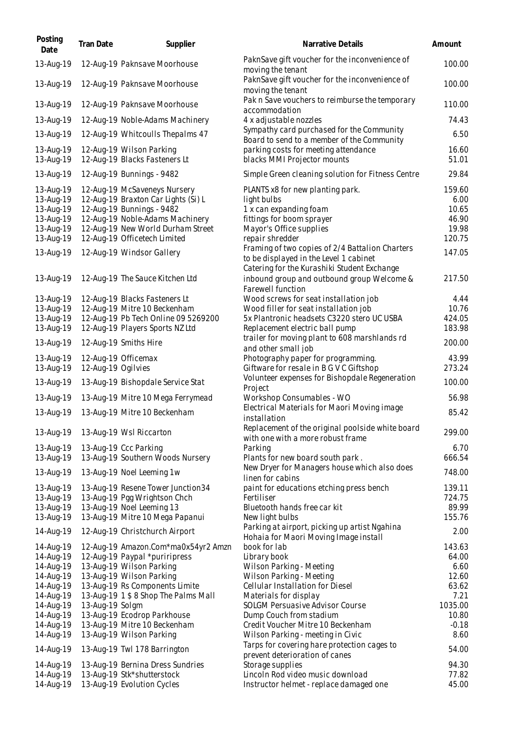| Posting Date | Tran Date | Supplier | Narrative Details | Amount |
|---|---|---|---|---|
| 13-Aug-19 | 12-Aug-19 | Paknsave Moorhouse | PaknSave gift voucher for the inconvenience of moving the tenant | 100.00 |
| 13-Aug-19 | 12-Aug-19 | Paknsave Moorhouse | PaknSave gift voucher for the inconvenience of moving the tenant | 100.00 |
| 13-Aug-19 | 12-Aug-19 | Paknsave Moorhouse | Pak n Save vouchers to reimburse the temporary accommodation | 110.00 |
| 13-Aug-19 | 12-Aug-19 | Noble-Adams Machinery | 4 x adjustable nozzles | 74.43 |
| 13-Aug-19 | 12-Aug-19 | Whitcoulls Thepalms 47 | Sympathy card purchased for the Community Board to send to a member of the Community | 6.50 |
| 13-Aug-19 | 12-Aug-19 | Wilson Parking | parking costs for meeting attendance | 16.60 |
| 13-Aug-19 | 12-Aug-19 | Blacks Fasteners Lt | blacks MMI Projector mounts | 51.01 |
| 13-Aug-19 | 12-Aug-19 | Bunnings - 9482 | Simple Green cleaning solution for Fitness Centre | 29.84 |
| 13-Aug-19 | 12-Aug-19 | McSaveneys Nursery | PLANTS x8 for new planting park. | 159.60 |
| 13-Aug-19 | 12-Aug-19 | Braxton Car Lights (Si) L | light bulbs | 6.00 |
| 13-Aug-19 | 12-Aug-19 | Bunnings - 9482 | 1 x can expanding foam | 10.65 |
| 13-Aug-19 | 12-Aug-19 | Noble-Adams Machinery | fittings for boom sprayer | 46.90 |
| 13-Aug-19 | 12-Aug-19 | New World Durham Street | Mayor's Office supplies | 19.98 |
| 13-Aug-19 | 12-Aug-19 | Officetech Limited | repair shredder | 120.75 |
| 13-Aug-19 | 12-Aug-19 | Windsor Gallery | Framing of two copies of 2/4 Battalion Charters to be displayed in the Level 1 cabinet | 147.05 |
| 13-Aug-19 | 12-Aug-19 | The Sauce Kitchen Ltd | Catering for the Kurashiki Student Exchange inbound group and outbound group Welcome & Farewell function | 217.50 |
| 13-Aug-19 | 12-Aug-19 | Blacks Fasteners Lt | Wood screws for seat installation job | 4.44 |
| 13-Aug-19 | 12-Aug-19 | Mitre 10 Beckenham | Wood filler for seat installation job | 10.76 |
| 13-Aug-19 | 12-Aug-19 | Pb Tech Online 09 5269200 | 5x Plantronic headsets C3220 stero UC USBA | 424.05 |
| 13-Aug-19 | 12-Aug-19 | Players Sports NZ Ltd | Replacement electric ball pump | 183.98 |
| 13-Aug-19 | 12-Aug-19 | Smiths Hire | trailer for moving plant to 608 marshlands rd and other small job | 200.00 |
| 13-Aug-19 | 12-Aug-19 | Officemax | Photography paper for programming. | 43.99 |
| 13-Aug-19 | 12-Aug-19 | Ogilvies | Giftware for resale in B G V C Giftshop | 273.24 |
| 13-Aug-19 | 13-Aug-19 | Bishopdale Service Stat | Volunteer expenses for Bishopdale Regeneration Project | 100.00 |
| 13-Aug-19 | 13-Aug-19 | Mitre 10 Mega Ferrymead | Workshop Consumables - WO | 56.98 |
| 13-Aug-19 | 13-Aug-19 | Mitre 10 Beckenham | Electrical Materials for Maori Moving image installation | 85.42 |
| 13-Aug-19 | 13-Aug-19 | Wsl Riccarton | Replacement of the original poolside white board with one with a more robust frame | 299.00 |
| 13-Aug-19 | 13-Aug-19 | Ccc Parking | Parking | 6.70 |
| 13-Aug-19 | 13-Aug-19 | Southern Woods Nursery | Plants for new board south park . | 666.54 |
| 13-Aug-19 | 13-Aug-19 | Noel Leeming 1w | New Dryer for Managers house which also does linen for cabins | 748.00 |
| 13-Aug-19 | 13-Aug-19 | Resene Tower Junction34 | paint for educations etching press bench | 139.11 |
| 13-Aug-19 | 13-Aug-19 | Pgg Wrightson Chch | Fertiliser | 724.75 |
| 13-Aug-19 | 13-Aug-19 | Noel Leeming 13 | Bluetooth hands free car kit | 89.99 |
| 13-Aug-19 | 13-Aug-19 | Mitre 10 Mega Papanui | New light bulbs | 155.76 |
| 14-Aug-19 | 12-Aug-19 | Christchurch Airport | Parking at airport, picking up artist Ngahina Hohaia for Maori Moving Image install | 2.00 |
| 14-Aug-19 | 12-Aug-19 | Amazon.Com*ma0x54yr2 Amzn | book for lab | 143.63 |
| 14-Aug-19 | 12-Aug-19 | Paypal *puriripress | Library book | 64.00 |
| 14-Aug-19 | 13-Aug-19 | Wilson Parking | Wilson Parking - Meeting | 6.60 |
| 14-Aug-19 | 13-Aug-19 | Wilson Parking | Wilson Parking - Meeting | 12.60 |
| 14-Aug-19 | 13-Aug-19 | Rs Components Limite | Cellular Installation for Diesel | 63.62 |
| 14-Aug-19 | 13-Aug-19 | 1 $ 8 Shop The Palms Mall | Materials for display | 7.21 |
| 14-Aug-19 | 13-Aug-19 | Solgm | SOLGM Persuasive Advisor Course | 1035.00 |
| 14-Aug-19 | 13-Aug-19 | Ecodrop Parkhouse | Dump Couch from stadium | 10.80 |
| 14-Aug-19 | 13-Aug-19 | Mitre 10 Beckenham | Credit Voucher Mitre 10 Beckenham | -0.18 |
| 14-Aug-19 | 13-Aug-19 | Wilson Parking | Wilson Parking - meeting in Civic | 8.60 |
| 14-Aug-19 | 13-Aug-19 | Twl 178 Barrington | Tarps for covering hare protection cages to prevent deterioration of canes | 54.00 |
| 14-Aug-19 | 13-Aug-19 | Bernina Dress Sundries | Storage supplies | 94.30 |
| 14-Aug-19 | 13-Aug-19 | Stk*shutterstock | Lincoln Rod video music download | 77.82 |
| 14-Aug-19 | 13-Aug-19 | Evolution Cycles | Instructor helmet - replace damaged one | 45.00 |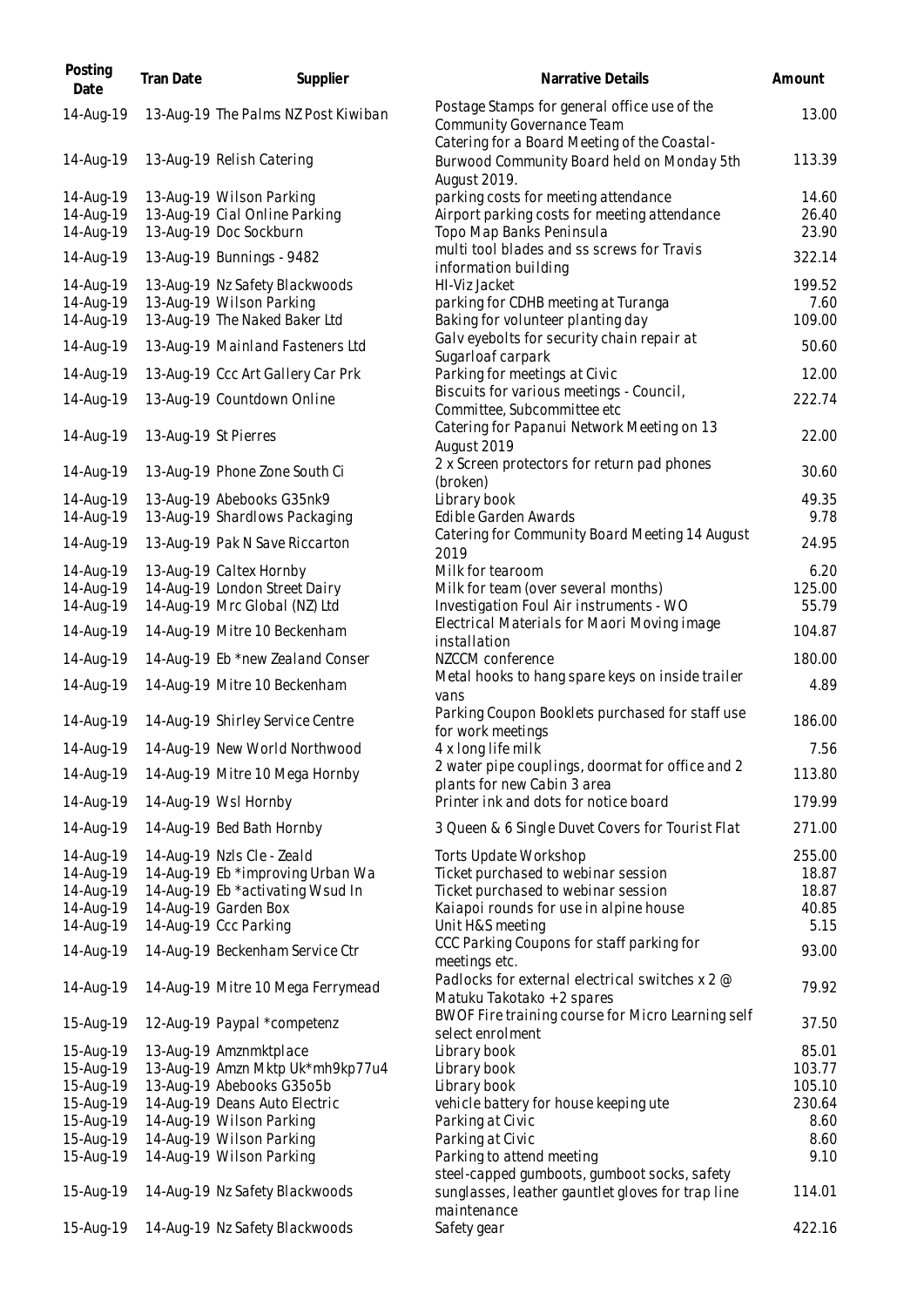| Posting Date | Tran Date | Supplier | Narrative Details | Amount |
|---|---|---|---|---|
| 14-Aug-19 | 13-Aug-19 | The Palms NZ Post Kiwiban | Postage Stamps for general office use of the Community Governance Team | 13.00 |
| 14-Aug-19 | 13-Aug-19 | Relish Catering | Catering for a Board Meeting of the Coastal-Burwood Community Board held on Monday 5th August 2019. | 113.39 |
| 14-Aug-19 | 13-Aug-19 | Wilson Parking | parking costs for meeting attendance | 14.60 |
| 14-Aug-19 | 13-Aug-19 | Cial Online Parking | Airport parking costs for meeting attendance | 26.40 |
| 14-Aug-19 | 13-Aug-19 | Doc Sockburn | Topo Map Banks Peninsula | 23.90 |
| 14-Aug-19 | 13-Aug-19 | Bunnings - 9482 | multi tool blades and ss screws for Travis information building | 322.14 |
| 14-Aug-19 | 13-Aug-19 | Nz Safety Blackwoods | HI-Viz Jacket | 199.52 |
| 14-Aug-19 | 13-Aug-19 | Wilson Parking | parking for CDHB meeting at Turanga | 7.60 |
| 14-Aug-19 | 13-Aug-19 | The Naked Baker Ltd | Baking for volunteer planting day | 109.00 |
| 14-Aug-19 | 13-Aug-19 | Mainland Fasteners Ltd | Galv eyebolts for security chain repair at Sugarloaf carpark | 50.60 |
| 14-Aug-19 | 13-Aug-19 | Ccc Art Gallery Car Prk | Parking for meetings at Civic | 12.00 |
| 14-Aug-19 | 13-Aug-19 | Countdown Online | Biscuits for various meetings - Council, Committee, Subcommittee etc | 222.74 |
| 14-Aug-19 | 13-Aug-19 | St Pierres | Catering for Papanui Network Meeting on 13 August 2019 | 22.00 |
| 14-Aug-19 | 13-Aug-19 | Phone Zone South Ci | 2 x Screen protectors for return pad phones (broken) | 30.60 |
| 14-Aug-19 | 13-Aug-19 | Abebooks G35nk9 | Library book | 49.35 |
| 14-Aug-19 | 13-Aug-19 | Shardlows Packaging | Edible Garden Awards | 9.78 |
| 14-Aug-19 | 13-Aug-19 | Pak N Save Riccarton | Catering for Community Board Meeting 14 August 2019 | 24.95 |
| 14-Aug-19 | 13-Aug-19 | Caltex Hornby | Milk for tearoom | 6.20 |
| 14-Aug-19 | 14-Aug-19 | London Street Dairy | Milk for team (over several months) | 125.00 |
| 14-Aug-19 | 14-Aug-19 | Mrc Global (NZ) Ltd | Investigation Foul Air instruments - WO | 55.79 |
| 14-Aug-19 | 14-Aug-19 | Mitre 10 Beckenham | Electrical Materials for Maori Moving image installation | 104.87 |
| 14-Aug-19 | 14-Aug-19 | Eb *new Zealand Conser | NZCCM conference | 180.00 |
| 14-Aug-19 | 14-Aug-19 | Mitre 10 Beckenham | Metal hooks to hang spare keys on inside trailer vans | 4.89 |
| 14-Aug-19 | 14-Aug-19 | Shirley Service Centre | Parking Coupon Booklets purchased for staff use for work meetings | 186.00 |
| 14-Aug-19 | 14-Aug-19 | New World Northwood | 4 x long life milk | 7.56 |
| 14-Aug-19 | 14-Aug-19 | Mitre 10 Mega Hornby | 2 water pipe couplings, doormat for office and 2 plants for new Cabin 3 area | 113.80 |
| 14-Aug-19 | 14-Aug-19 | Wsl Hornby | Printer ink and dots for notice board | 179.99 |
| 14-Aug-19 | 14-Aug-19 | Bed Bath Hornby | 3 Queen & 6 Single Duvet Covers for Tourist Flat | 271.00 |
| 14-Aug-19 | 14-Aug-19 | Nzls Cle - Zeald | Torts Update Workshop | 255.00 |
| 14-Aug-19 | 14-Aug-19 | Eb *improving Urban Wa | Ticket purchased to webinar session | 18.87 |
| 14-Aug-19 | 14-Aug-19 | Eb *activating Wsud In | Ticket purchased to webinar session | 18.87 |
| 14-Aug-19 | 14-Aug-19 | Garden Box | Kaiapoi rounds for use in alpine house | 40.85 |
| 14-Aug-19 | 14-Aug-19 | Ccc Parking | Unit H&S meeting | 5.15 |
| 14-Aug-19 | 14-Aug-19 | Beckenham Service Ctr | CCC Parking Coupons for staff parking for meetings etc. | 93.00 |
| 14-Aug-19 | 14-Aug-19 | Mitre 10 Mega Ferrymead | Padlocks for external electrical switches x 2 @ Matuku Takotako +2 spares | 79.92 |
| 15-Aug-19 | 12-Aug-19 | Paypal *competenz | BWOF Fire training course for Micro Learning self select enrolment | 37.50 |
| 15-Aug-19 | 13-Aug-19 | Amznmktplace | Library book | 85.01 |
| 15-Aug-19 | 13-Aug-19 | Amzn Mktp Uk*mh9kp77u4 | Library book | 103.77 |
| 15-Aug-19 | 13-Aug-19 | Abebooks G35o5b | Library book | 105.10 |
| 15-Aug-19 | 14-Aug-19 | Deans Auto Electric | vehicle battery for house keeping ute | 230.64 |
| 15-Aug-19 | 14-Aug-19 | Wilson Parking | Parking at Civic | 8.60 |
| 15-Aug-19 | 14-Aug-19 | Wilson Parking | Parking at Civic | 8.60 |
| 15-Aug-19 | 14-Aug-19 | Wilson Parking | Parking to attend meeting | 9.10 |
| 15-Aug-19 | 14-Aug-19 | Nz Safety Blackwoods | steel-capped gumboots, gumboot socks, safety sunglasses, leather gauntlet gloves for trap line maintenance | 114.01 |
| 15-Aug-19 | 14-Aug-19 | Nz Safety Blackwoods | Safety gear | 422.16 |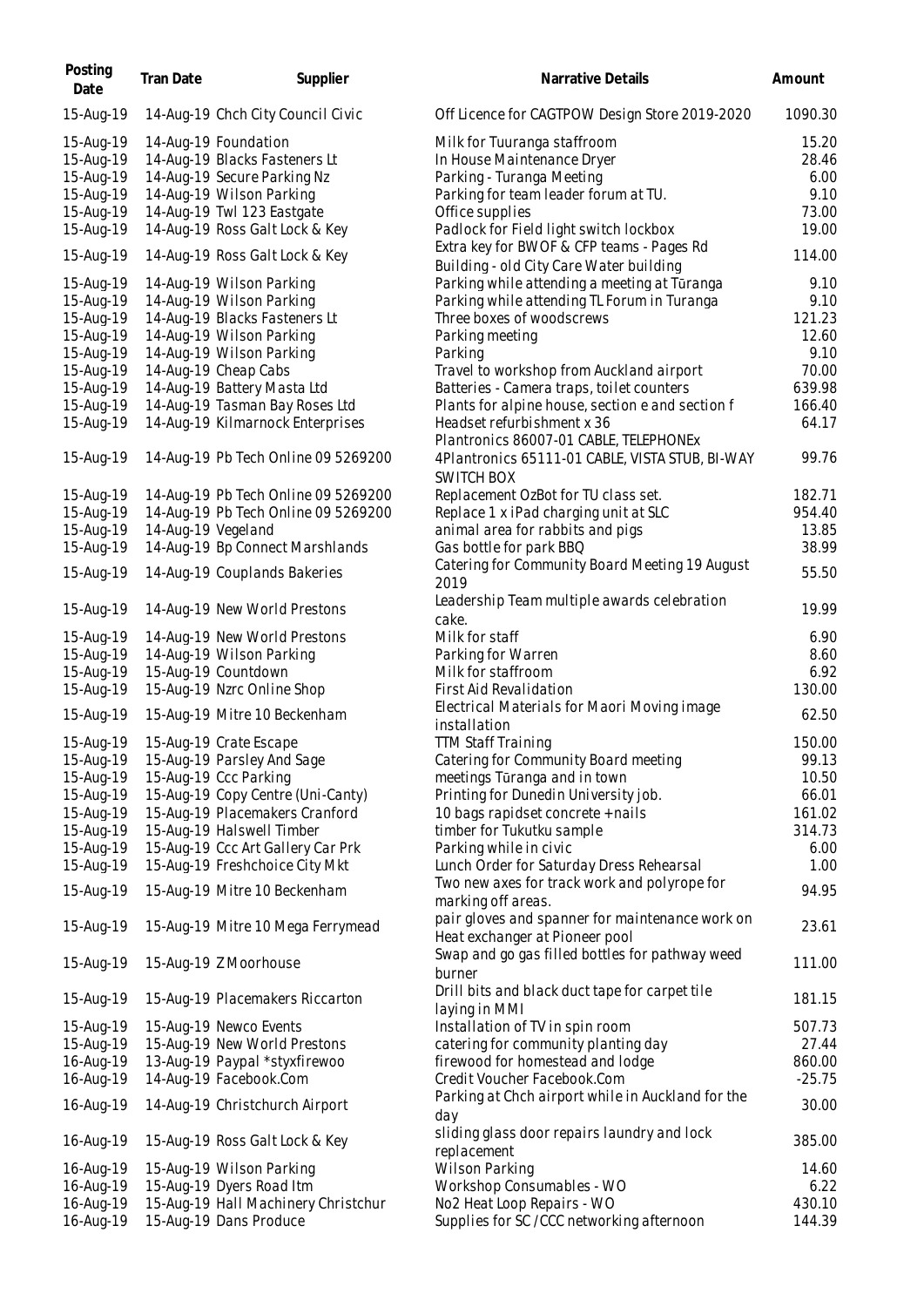| Posting Date | Tran Date | Supplier | Narrative Details | Amount |
|---|---|---|---|---|
| 15-Aug-19 | 14-Aug-19 | Chch City Council Civic | Off Licence for CAGTPOW Design Store 2019-2020 | 1090.30 |
| 15-Aug-19 | 14-Aug-19 | Foundation | Milk for Tuuranga staffroom | 15.20 |
| 15-Aug-19 | 14-Aug-19 | Blacks Fasteners Lt | In House Maintenance Dryer | 28.46 |
| 15-Aug-19 | 14-Aug-19 | Secure Parking Nz | Parking - Turanga Meeting | 6.00 |
| 15-Aug-19 | 14-Aug-19 | Wilson Parking | Parking for team leader forum at TU. | 9.10 |
| 15-Aug-19 | 14-Aug-19 | Twl 123 Eastgate | Office supplies | 73.00 |
| 15-Aug-19 | 14-Aug-19 | Ross Galt Lock & Key | Padlock for Field light switch lockbox | 19.00 |
| 15-Aug-19 | 14-Aug-19 | Ross Galt Lock & Key | Extra key for BWOF & CFP teams - Pages Rd Building - old City Care Water building | 114.00 |
| 15-Aug-19 | 14-Aug-19 | Wilson Parking | Parking while attending a meeting at Tūranga | 9.10 |
| 15-Aug-19 | 14-Aug-19 | Wilson Parking | Parking while attending TL Forum in Turanga | 9.10 |
| 15-Aug-19 | 14-Aug-19 | Blacks Fasteners Lt | Three boxes of woodscrews | 121.23 |
| 15-Aug-19 | 14-Aug-19 | Wilson Parking | Parking meeting | 12.60 |
| 15-Aug-19 | 14-Aug-19 | Wilson Parking | Parking | 9.10 |
| 15-Aug-19 | 14-Aug-19 | Cheap Cabs | Travel to workshop from Auckland airport | 70.00 |
| 15-Aug-19 | 14-Aug-19 | Battery Masta Ltd | Batteries - Camera traps, toilet counters | 639.98 |
| 15-Aug-19 | 14-Aug-19 | Tasman Bay Roses Ltd | Plants for alpine house, section e and section f | 166.40 |
| 15-Aug-19 | 14-Aug-19 | Kilmarnock Enterprises | Headset refurbishment x 36 | 64.17 |
| 15-Aug-19 | 14-Aug-19 | Pb Tech Online 09 5269200 | Plantronics 86007-01 CABLE, TELEPHONEx 4Plantronics 65111-01 CABLE, VISTA STUB, BI-WAY SWITCH BOX | 99.76 |
| 15-Aug-19 | 14-Aug-19 | Pb Tech Online 09 5269200 | Replacement OzBot for TU class set. | 182.71 |
| 15-Aug-19 | 14-Aug-19 | Pb Tech Online 09 5269200 | Replace 1 x iPad charging unit at SLC | 954.40 |
| 15-Aug-19 | 14-Aug-19 | Vegeland | animal area for rabbits and pigs | 13.85 |
| 15-Aug-19 | 14-Aug-19 | Bp Connect Marshlands | Gas bottle for park BBQ | 38.99 |
| 15-Aug-19 | 14-Aug-19 | Couplands Bakeries | Catering for Community Board Meeting 19 August 2019 | 55.50 |
| 15-Aug-19 | 14-Aug-19 | New World Prestons | Leadership Team multiple awards celebration cake. | 19.99 |
| 15-Aug-19 | 14-Aug-19 | New World Prestons | Milk for staff | 6.90 |
| 15-Aug-19 | 14-Aug-19 | Wilson Parking | Parking for Warren | 8.60 |
| 15-Aug-19 | 15-Aug-19 | Countdown | Milk for staffroom | 6.92 |
| 15-Aug-19 | 15-Aug-19 | Nzrc Online Shop | First Aid Revalidation | 130.00 |
| 15-Aug-19 | 15-Aug-19 | Mitre 10 Beckenham | Electrical Materials for Maori Moving image installation | 62.50 |
| 15-Aug-19 | 15-Aug-19 | Crate Escape | TTM Staff Training | 150.00 |
| 15-Aug-19 | 15-Aug-19 | Parsley And Sage | Catering for Community Board meeting | 99.13 |
| 15-Aug-19 | 15-Aug-19 | Ccc Parking | meetings Tūranga and in town | 10.50 |
| 15-Aug-19 | 15-Aug-19 | Copy Centre (Uni-Canty) | Printing for Dunedin University job. | 66.01 |
| 15-Aug-19 | 15-Aug-19 | Placemakers Cranford | 10 bags rapidset concrete + nails | 161.02 |
| 15-Aug-19 | 15-Aug-19 | Halswell Timber | timber for Tukutku sample | 314.73 |
| 15-Aug-19 | 15-Aug-19 | Ccc Art Gallery Car Prk | Parking while in civic | 6.00 |
| 15-Aug-19 | 15-Aug-19 | Freshchoice City Mkt | Lunch Order for Saturday Dress Rehearsal | 1.00 |
| 15-Aug-19 | 15-Aug-19 | Mitre 10 Beckenham | Two new axes for track work and polyrope for marking off areas. | 94.95 |
| 15-Aug-19 | 15-Aug-19 | Mitre 10 Mega Ferrymead | pair gloves and spanner for maintenance work on Heat exchanger at Pioneer pool | 23.61 |
| 15-Aug-19 | 15-Aug-19 | Z Moorhouse | Swap and go gas filled bottles for pathway weed burner | 111.00 |
| 15-Aug-19 | 15-Aug-19 | Placemakers Riccarton | Drill bits and black duct tape for carpet tile laying in MMI | 181.15 |
| 15-Aug-19 | 15-Aug-19 | Newco Events | Installation of TV in spin room | 507.73 |
| 15-Aug-19 | 15-Aug-19 | New World Prestons | catering for community planting day | 27.44 |
| 16-Aug-19 | 13-Aug-19 | Paypal *styxfirewoo | firewood for homestead and lodge | 860.00 |
| 16-Aug-19 | 14-Aug-19 | Facebook.Com | Credit Voucher Facebook.Com | -25.75 |
| 16-Aug-19 | 14-Aug-19 | Christchurch Airport | Parking at Chch airport while in Auckland for the day | 30.00 |
| 16-Aug-19 | 15-Aug-19 | Ross Galt Lock & Key | sliding glass door repairs laundry and lock replacement | 385.00 |
| 16-Aug-19 | 15-Aug-19 | Wilson Parking | Wilson Parking | 14.60 |
| 16-Aug-19 | 15-Aug-19 | Dyers Road Itm | Workshop Consumables - WO | 6.22 |
| 16-Aug-19 | 15-Aug-19 | Hall Machinery Christchur | No2 Heat Loop Repairs - WO | 430.10 |
| 16-Aug-19 | 15-Aug-19 | Dans Produce | Supplies for SC /CCC networking afternoon | 144.39 |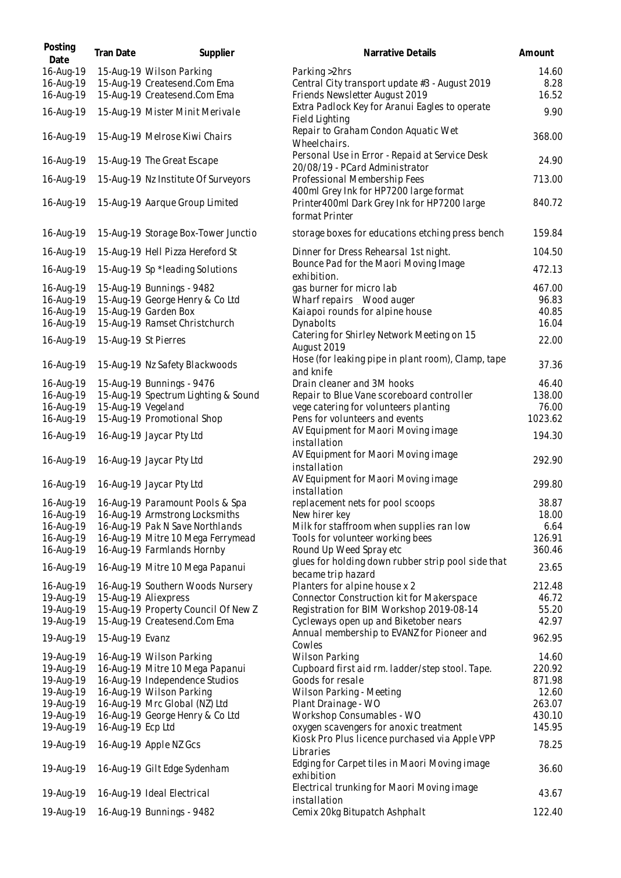| Posting Date | Tran Date | Supplier | Narrative Details | Amount |
|---|---|---|---|---|
| 16-Aug-19 | 15-Aug-19 | Wilson Parking | Parking >2hrs | 14.60 |
| 16-Aug-19 | 15-Aug-19 | Createsend.Com Ema | Central City transport update #3 - August 2019 | 8.28 |
| 16-Aug-19 | 15-Aug-19 | Createsend.Com Ema | Friends Newsletter August 2019 | 16.52 |
| 16-Aug-19 | 15-Aug-19 | Mister Minit Merivale | Extra Padlock Key for Aranui Eagles to operate Field Lighting | 9.90 |
| 16-Aug-19 | 15-Aug-19 | Melrose Kiwi Chairs | Repair to Graham Condon Aquatic Wet Wheelchairs. | 368.00 |
| 16-Aug-19 | 15-Aug-19 | The Great Escape | Personal Use in Error - Repaid at Service Desk 20/08/19 - PCard Administrator | 24.90 |
| 16-Aug-19 | 15-Aug-19 | Nz Institute Of Surveyors | Professional Membership Fees | 713.00 |
| 16-Aug-19 | 15-Aug-19 | Aarque Group Limited | 400ml Grey Ink for HP7200 large format Printer400ml Dark Grey Ink for HP7200 large format Printer | 840.72 |
| 16-Aug-19 | 15-Aug-19 | Storage Box-Tower Junctio | storage boxes for educations etching press bench | 159.84 |
| 16-Aug-19 | 15-Aug-19 | Hell Pizza Hereford St | Dinner for Dress Rehearsal 1st night. | 104.50 |
| 16-Aug-19 | 15-Aug-19 | Sp *leading Solutions | Bounce Pad for the Maori Moving Image exhibition. | 472.13 |
| 16-Aug-19 | 15-Aug-19 | Bunnings - 9482 | gas burner for micro lab | 467.00 |
| 16-Aug-19 | 15-Aug-19 | George Henry & Co Ltd | Wharf repairs Wood auger | 96.83 |
| 16-Aug-19 | 15-Aug-19 | Garden Box | Kaiapoi rounds for alpine house | 40.85 |
| 16-Aug-19 | 15-Aug-19 | Ramset Christchurch | Dynabolts | 16.04 |
| 16-Aug-19 | 15-Aug-19 | St Pierres | Catering for Shirley Network Meeting on 15 August 2019 | 22.00 |
| 16-Aug-19 | 15-Aug-19 | Nz Safety Blackwoods | Hose (for leaking pipe in plant room), Clamp, tape and knife | 37.36 |
| 16-Aug-19 | 15-Aug-19 | Bunnings - 9476 | Drain cleaner and 3M hooks | 46.40 |
| 16-Aug-19 | 15-Aug-19 | Spectrum Lighting & Sound | Repair to Blue Vane scoreboard controller | 138.00 |
| 16-Aug-19 | 15-Aug-19 | Vegeland | vege catering for volunteers planting | 76.00 |
| 16-Aug-19 | 15-Aug-19 | Promotional Shop | Pens for volunteers and events | 1023.62 |
| 16-Aug-19 | 16-Aug-19 | Jaycar Pty Ltd | AV Equipment for Maori Moving image installation | 194.30 |
| 16-Aug-19 | 16-Aug-19 | Jaycar Pty Ltd | AV Equipment for Maori Moving image installation | 292.90 |
| 16-Aug-19 | 16-Aug-19 | Jaycar Pty Ltd | AV Equipment for Maori Moving image installation | 299.80 |
| 16-Aug-19 | 16-Aug-19 | Paramount Pools & Spa | replacement nets for pool scoops | 38.87 |
| 16-Aug-19 | 16-Aug-19 | Armstrong Locksmiths | New hirer key | 18.00 |
| 16-Aug-19 | 16-Aug-19 | Pak N Save Northlands | Milk for staffroom when supplies ran low | 6.64 |
| 16-Aug-19 | 16-Aug-19 | Mitre 10 Mega Ferrymead | Tools for volunteer working bees | 126.91 |
| 16-Aug-19 | 16-Aug-19 | Farmlands Hornby | Round Up Weed Spray etc | 360.46 |
| 16-Aug-19 | 16-Aug-19 | Mitre 10 Mega Papanui | glues for holding down rubber strip pool side that became trip hazard | 23.65 |
| 16-Aug-19 | 16-Aug-19 | Southern Woods Nursery | Planters for alpine house x 2 | 212.48 |
| 19-Aug-19 | 15-Aug-19 | Aliexpress | Connector Construction kit for Makerspace | 46.72 |
| 19-Aug-19 | 15-Aug-19 | Property Council Of New Z | Registration for BIM Workshop 2019-08-14 | 55.20 |
| 19-Aug-19 | 15-Aug-19 | Createsend.Com Ema | Cycleways open up and Biketober nears | 42.97 |
| 19-Aug-19 | 15-Aug-19 | Evanz | Annual membership to EVANZ for Pioneer and Cowles | 962.95 |
| 19-Aug-19 | 16-Aug-19 | Wilson Parking | Wilson Parking | 14.60 |
| 19-Aug-19 | 16-Aug-19 | Mitre 10 Mega Papanui | Cupboard first aid rm. ladder/step stool. Tape. | 220.92 |
| 19-Aug-19 | 16-Aug-19 | Independence Studios | Goods for resale | 871.98 |
| 19-Aug-19 | 16-Aug-19 | Wilson Parking | Wilson Parking - Meeting | 12.60 |
| 19-Aug-19 | 16-Aug-19 | Mrc Global (NZ) Ltd | Plant Drainage - WO | 263.07 |
| 19-Aug-19 | 16-Aug-19 | George Henry & Co Ltd | Workshop Consumables - WO | 430.10 |
| 19-Aug-19 | 16-Aug-19 | Ecp Ltd | oxygen scavengers for anoxic treatment | 145.95 |
| 19-Aug-19 | 16-Aug-19 | Apple NZ Gcs | Kiosk Pro Plus licence purchased via Apple VPP Libraries | 78.25 |
| 19-Aug-19 | 16-Aug-19 | Gilt Edge Sydenham | Edging for Carpet tiles in Maori Moving image exhibition | 36.60 |
| 19-Aug-19 | 16-Aug-19 | Ideal Electrical | Electrical trunking for Maori Moving image installation | 43.67 |
| 19-Aug-19 | 16-Aug-19 | Bunnings - 9482 | Cemix 20kg Bitupatch Ashphalt | 122.40 |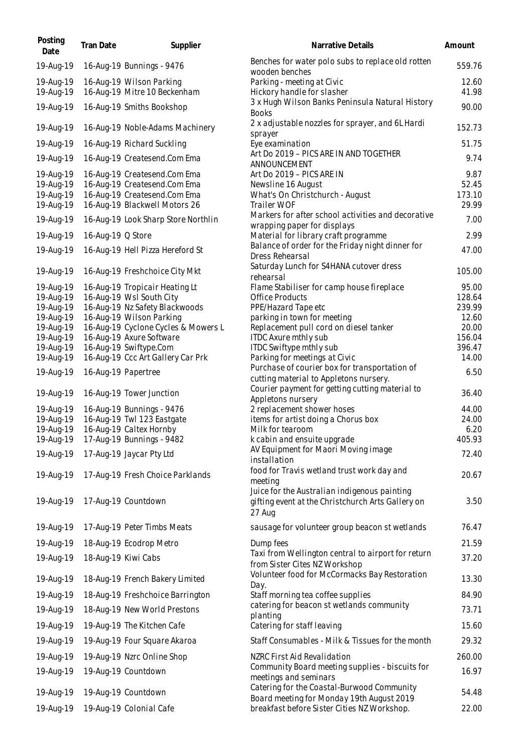| Posting Date | Tran Date | Supplier | Narrative Details | Amount |
|---|---|---|---|---|
| 19-Aug-19 | 16-Aug-19 | Bunnings - 9476 | Benches for water polo subs to replace old rotten wooden benches | 559.76 |
| 19-Aug-19 | 16-Aug-19 | Wilson Parking | Parking - meeting at Civic | 12.60 |
| 19-Aug-19 | 16-Aug-19 | Mitre 10 Beckenham | Hickory handle for slasher | 41.98 |
| 19-Aug-19 | 16-Aug-19 | Smiths Bookshop | 3 x Hugh Wilson Banks Peninsula Natural History Books | 90.00 |
| 19-Aug-19 | 16-Aug-19 | Noble-Adams Machinery | 2 x adjustable nozzles for sprayer, and 6L Hardi sprayer | 152.73 |
| 19-Aug-19 | 16-Aug-19 | Richard Suckling | Eye examination | 51.75 |
| 19-Aug-19 | 16-Aug-19 | Createsend.Com Ema | Art Do 2019 – PICS ARE IN AND TOGETHER ANNOUNCEMENT | 9.74 |
| 19-Aug-19 | 16-Aug-19 | Createsend.Com Ema | Art Do 2019 – PICS ARE IN | 9.87 |
| 19-Aug-19 | 16-Aug-19 | Createsend.Com Ema | Newsline 16 August | 52.45 |
| 19-Aug-19 | 16-Aug-19 | Createsend.Com Ema | What's On Christchurch - August | 173.10 |
| 19-Aug-19 | 16-Aug-19 | Blackwell Motors 26 | Trailer WOF | 29.99 |
| 19-Aug-19 | 16-Aug-19 | Look Sharp Store Northlin | Markers for after school activities and decorative wrapping paper for displays | 7.00 |
| 19-Aug-19 | 16-Aug-19 | Q Store | Material for library craft programme | 2.99 |
| 19-Aug-19 | 16-Aug-19 | Hell Pizza Hereford St | Balance of order for the Friday night dinner for Dress Rehearsal | 47.00 |
| 19-Aug-19 | 16-Aug-19 | Freshchoice City Mkt | Saturday Lunch for S4HANA cutover dress rehearsal | 105.00 |
| 19-Aug-19 | 16-Aug-19 | Tropicair Heating Lt | Flame Stabiliser for camp house fireplace | 95.00 |
| 19-Aug-19 | 16-Aug-19 | Wsl South City | Office Products | 128.64 |
| 19-Aug-19 | 16-Aug-19 | Nz Safety Blackwoods | PPE/Hazard Tape etc | 239.99 |
| 19-Aug-19 | 16-Aug-19 | Wilson Parking | parking in town for meeting | 12.60 |
| 19-Aug-19 | 16-Aug-19 | Cyclone Cycles & Mowers L | Replacement pull cord on diesel tanker | 20.00 |
| 19-Aug-19 | 16-Aug-19 | Axure Software | ITDC Axure mthly sub | 156.04 |
| 19-Aug-19 | 16-Aug-19 | Swiftype.Com | ITDC Swiftype mthly sub | 396.47 |
| 19-Aug-19 | 16-Aug-19 | Ccc Art Gallery Car Prk | Parking for meetings at Civic | 14.00 |
| 19-Aug-19 | 16-Aug-19 | Papertree | Purchase of courier box for transportation of cutting material to Appletons nursery. | 6.50 |
| 19-Aug-19 | 16-Aug-19 | Tower Junction | Courier payment for getting cutting material to Appletons nursery | 36.40 |
| 19-Aug-19 | 16-Aug-19 | Bunnings - 9476 | 2 replacement shower hoses | 44.00 |
| 19-Aug-19 | 16-Aug-19 | Twl 123 Eastgate | items for artist doing a Chorus box | 24.00 |
| 19-Aug-19 | 16-Aug-19 | Caltex Hornby | Milk for tearoom | 6.20 |
| 19-Aug-19 | 17-Aug-19 | Bunnings - 9482 | k cabin and ensuite upgrade | 405.93 |
| 19-Aug-19 | 17-Aug-19 | Jaycar Pty Ltd | AV Equipment for Maori Moving image installation | 72.40 |
| 19-Aug-19 | 17-Aug-19 | Fresh Choice Parklands | food for Travis wetland trust work day and meeting | 20.67 |
| 19-Aug-19 | 17-Aug-19 | Countdown | Juice for the Australian indigenous painting gifting event at the Christchurch Arts Gallery on 27 Aug | 3.50 |
| 19-Aug-19 | 17-Aug-19 | Peter Timbs Meats | sausage for volunteer group beacon st wetlands | 76.47 |
| 19-Aug-19 | 18-Aug-19 | Ecodrop Metro | Dump fees | 21.59 |
| 19-Aug-19 | 18-Aug-19 | Kiwi Cabs | Taxi from Wellington central to airport for return from Sister Cites NZ Workshop | 37.20 |
| 19-Aug-19 | 18-Aug-19 | French Bakery Limited | Volunteer food for McCormacks Bay Restoration Day. | 13.30 |
| 19-Aug-19 | 18-Aug-19 | Freshchoice Barrington | Staff morning tea coffee supplies | 84.90 |
| 19-Aug-19 | 18-Aug-19 | New World Prestons | catering for beacon st wetlands community planting | 73.71 |
| 19-Aug-19 | 19-Aug-19 | The Kitchen Cafe | Catering for staff leaving | 15.60 |
| 19-Aug-19 | 19-Aug-19 | Four Square Akaroa | Staff Consumables - Milk & Tissues for the month | 29.32 |
| 19-Aug-19 | 19-Aug-19 | Nzrc Online Shop | NZRC First Aid Revalidation | 260.00 |
| 19-Aug-19 | 19-Aug-19 | Countdown | Community Board meeting supplies - biscuits for meetings and seminars | 16.97 |
| 19-Aug-19 | 19-Aug-19 | Countdown | Catering for the Coastal-Burwood Community Board meeting for Monday 19th August 2019 | 54.48 |
| 19-Aug-19 | 19-Aug-19 | Colonial Cafe | breakfast before Sister Cities NZ Workshop. | 22.00 |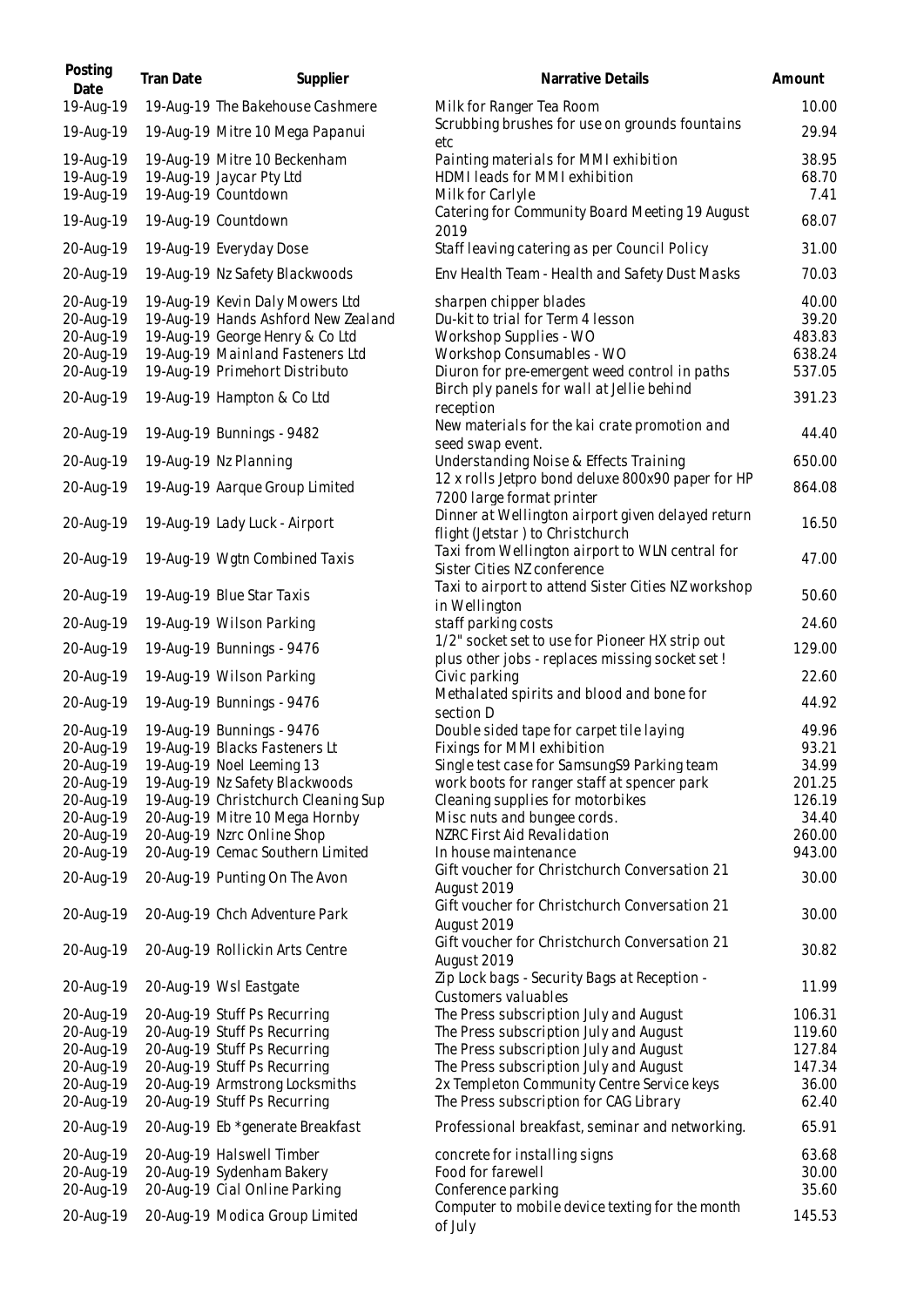| Posting Date | Tran Date | Supplier | Narrative Details | Amount |
|---|---|---|---|---|
| 19-Aug-19 | 19-Aug-19 | The Bakehouse Cashmere | Milk for Ranger Tea Room | 10.00 |
| 19-Aug-19 | 19-Aug-19 | Mitre 10 Mega Papanui | Scrubbing brushes for use on grounds fountains etc | 29.94 |
| 19-Aug-19 | 19-Aug-19 | Mitre 10 Beckenham | Painting materials for MMI exhibition | 38.95 |
| 19-Aug-19 | 19-Aug-19 | Jaycar Pty Ltd | HDMI leads for MMI exhibition | 68.70 |
| 19-Aug-19 | 19-Aug-19 | Countdown | Milk for Carlyle | 7.41 |
| 19-Aug-19 | 19-Aug-19 | Countdown | Catering for Community Board Meeting 19 August 2019 | 68.07 |
| 20-Aug-19 | 19-Aug-19 | Everyday Dose | Staff leaving catering as per Council Policy | 31.00 |
| 20-Aug-19 | 19-Aug-19 | Nz Safety Blackwoods | Env Health Team - Health and Safety Dust Masks | 70.03 |
| 20-Aug-19 | 19-Aug-19 | Kevin Daly Mowers Ltd | sharpen chipper blades | 40.00 |
| 20-Aug-19 | 19-Aug-19 | Hands Ashford New Zealand | Du-kit to trial for Term 4 lesson | 39.20 |
| 20-Aug-19 | 19-Aug-19 | George Henry & Co Ltd | Workshop Supplies - WO | 483.83 |
| 20-Aug-19 | 19-Aug-19 | Mainland Fasteners Ltd | Workshop Consumables - WO | 638.24 |
| 20-Aug-19 | 19-Aug-19 | Primehort Distributo | Diuron for pre-emergent weed control in paths | 537.05 |
| 20-Aug-19 | 19-Aug-19 | Hampton & Co Ltd | Birch ply panels for wall at Jellie behind reception | 391.23 |
| 20-Aug-19 | 19-Aug-19 | Bunnings - 9482 | New materials for the kai crate promotion and seed swap event. | 44.40 |
| 20-Aug-19 | 19-Aug-19 | Nz Planning | Understanding Noise & Effects Training | 650.00 |
| 20-Aug-19 | 19-Aug-19 | Aarque Group Limited | 12 x rolls Jetpro bond deluxe 800x90 paper for HP 7200 large format printer | 864.08 |
| 20-Aug-19 | 19-Aug-19 | Lady Luck - Airport | Dinner at Wellington airport given delayed return flight (Jetstar ) to Christchurch | 16.50 |
| 20-Aug-19 | 19-Aug-19 | Wgtn Combined Taxis | Taxi from Wellington airport to WLN central for Sister Cities NZ conference | 47.00 |
| 20-Aug-19 | 19-Aug-19 | Blue Star Taxis | Taxi to airport to attend Sister Cities NZ workshop in Wellington | 50.60 |
| 20-Aug-19 | 19-Aug-19 | Wilson Parking | staff parking costs | 24.60 |
| 20-Aug-19 | 19-Aug-19 | Bunnings - 9476 | 1/2" socket set to use for Pioneer HX strip out plus other jobs - replaces missing socket set ! | 129.00 |
| 20-Aug-19 | 19-Aug-19 | Wilson Parking | Civic parking | 22.60 |
| 20-Aug-19 | 19-Aug-19 | Bunnings - 9476 | Methalated spirits and blood and bone for section D | 44.92 |
| 20-Aug-19 | 19-Aug-19 | Bunnings - 9476 | Double sided tape for carpet tile laying | 49.96 |
| 20-Aug-19 | 19-Aug-19 | Blacks Fasteners Lt | Fixings for MMI exhibition | 93.21 |
| 20-Aug-19 | 19-Aug-19 | Noel Leeming 13 | Single test case for SamsungS9 Parking team | 34.99 |
| 20-Aug-19 | 19-Aug-19 | Nz Safety Blackwoods | work boots for ranger staff at spencer park | 201.25 |
| 20-Aug-19 | 19-Aug-19 | Christchurch Cleaning Sup | Cleaning supplies for motorbikes | 126.19 |
| 20-Aug-19 | 20-Aug-19 | Mitre 10 Mega Hornby | Misc nuts and bungee cords. | 34.40 |
| 20-Aug-19 | 20-Aug-19 | Nzrc Online Shop | NZRC First Aid Revalidation | 260.00 |
| 20-Aug-19 | 20-Aug-19 | Cemac Southern Limited | In house maintenance | 943.00 |
| 20-Aug-19 | 20-Aug-19 | Punting On The Avon | Gift voucher for Christchurch Conversation 21 August 2019 | 30.00 |
| 20-Aug-19 | 20-Aug-19 | Chch Adventure Park | Gift voucher for Christchurch Conversation 21 August 2019 | 30.00 |
| 20-Aug-19 | 20-Aug-19 | Rollickin Arts Centre | Gift voucher for Christchurch Conversation 21 August 2019 | 30.82 |
| 20-Aug-19 | 20-Aug-19 | Wsl Eastgate | Zip Lock bags - Security Bags at Reception - Customers valuables | 11.99 |
| 20-Aug-19 | 20-Aug-19 | Stuff Ps Recurring | The Press subscription July and August | 106.31 |
| 20-Aug-19 | 20-Aug-19 | Stuff Ps Recurring | The Press subscription July and August | 119.60 |
| 20-Aug-19 | 20-Aug-19 | Stuff Ps Recurring | The Press subscription July and August | 127.84 |
| 20-Aug-19 | 20-Aug-19 | Stuff Ps Recurring | The Press subscription July and August | 147.34 |
| 20-Aug-19 | 20-Aug-19 | Armstrong Locksmiths | 2x Templeton Community Centre Service keys | 36.00 |
| 20-Aug-19 | 20-Aug-19 | Stuff Ps Recurring | The Press subscription for CAG Library | 62.40 |
| 20-Aug-19 | 20-Aug-19 | Eb *generate Breakfast | Professional breakfast, seminar and networking. | 65.91 |
| 20-Aug-19 | 20-Aug-19 | Halswell Timber | concrete for installing signs | 63.68 |
| 20-Aug-19 | 20-Aug-19 | Sydenham Bakery | Food for farewell | 30.00 |
| 20-Aug-19 | 20-Aug-19 | Cial Online Parking | Conference parking | 35.60 |
| 20-Aug-19 | 20-Aug-19 | Modica Group Limited | Computer to mobile device texting for the month of July | 145.53 |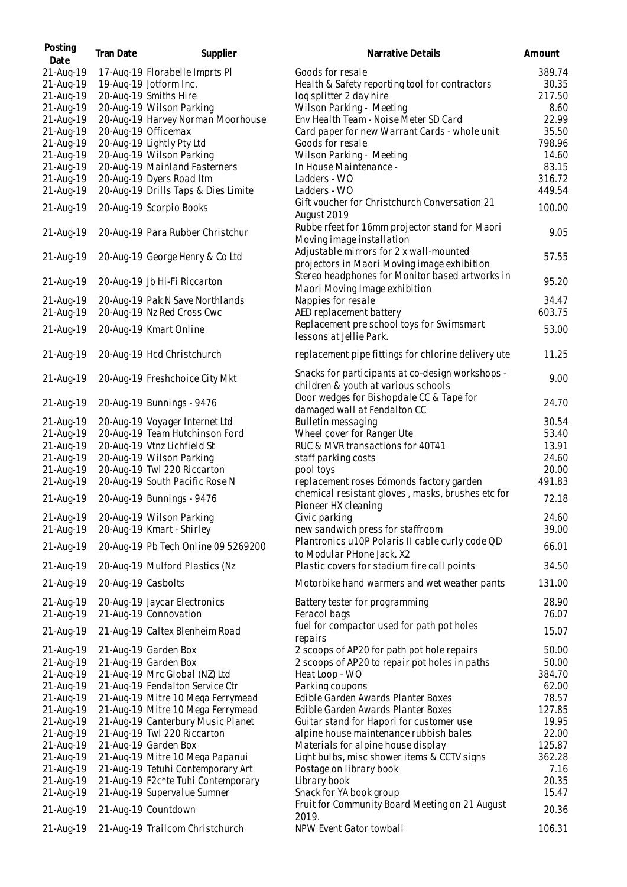| Posting Date | Tran Date | Supplier | Narrative Details | Amount |
|---|---|---|---|---|
| 21-Aug-19 | 17-Aug-19 | Florabelle Imprts Pl | Goods for resale | 389.74 |
| 21-Aug-19 | 19-Aug-19 | Jotform Inc. | Health & Safety reporting tool for contractors | 30.35 |
| 21-Aug-19 | 20-Aug-19 | Smiths Hire | log splitter 2 day hire | 217.50 |
| 21-Aug-19 | 20-Aug-19 | Wilson Parking | Wilson Parking - Meeting | 8.60 |
| 21-Aug-19 | 20-Aug-19 | Harvey Norman Moorhouse | Env Health Team - Noise Meter SD Card | 22.99 |
| 21-Aug-19 | 20-Aug-19 | Officemax | Card paper for new Warrant Cards - whole unit | 35.50 |
| 21-Aug-19 | 20-Aug-19 | Lightly Pty Ltd | Goods for resale | 798.96 |
| 21-Aug-19 | 20-Aug-19 | Wilson Parking | Wilson Parking - Meeting | 14.60 |
| 21-Aug-19 | 20-Aug-19 | Mainland Fasterners | In House Maintenance - | 83.15 |
| 21-Aug-19 | 20-Aug-19 | Dyers Road Itm | Ladders - WO | 316.72 |
| 21-Aug-19 | 20-Aug-19 | Drills Taps & Dies Limite | Ladders - WO | 449.54 |
| 21-Aug-19 | 20-Aug-19 | Scorpio Books | Gift voucher for Christchurch Conversation 21 August 2019 | 100.00 |
| 21-Aug-19 | 20-Aug-19 | Para Rubber Christchur | Rubbe rfeet for 16mm projector stand for Maori Moving image installation | 9.05 |
| 21-Aug-19 | 20-Aug-19 | George Henry & Co Ltd | Adjustable mirrors for 2 x wall-mounted projectors in Maori Moving image exhibition | 57.55 |
| 21-Aug-19 | 20-Aug-19 | Jb Hi-Fi Riccarton | Stereo headphones for Monitor based artworks in Maori Moving Image exhibition | 95.20 |
| 21-Aug-19 | 20-Aug-19 | Pak N Save Northlands | Nappies for resale | 34.47 |
| 21-Aug-19 | 20-Aug-19 | Nz Red Cross Cwc | AED replacement battery | 603.75 |
| 21-Aug-19 | 20-Aug-19 | Kmart Online | Replacement pre school toys for Swimsmart lessons at Jellie Park. | 53.00 |
| 21-Aug-19 | 20-Aug-19 | Hcd Christchurch | replacement pipe fittings for chlorine delivery ute | 11.25 |
| 21-Aug-19 | 20-Aug-19 | Freshchoice City Mkt | Snacks for participants at co-design workshops - children & youth at various schools | 9.00 |
| 21-Aug-19 | 20-Aug-19 | Bunnings - 9476 | Door wedges for Bishopdale CC & Tape for damaged wall at Fendalton CC | 24.70 |
| 21-Aug-19 | 20-Aug-19 | Voyager Internet Ltd | Bulletin messaging | 30.54 |
| 21-Aug-19 | 20-Aug-19 | Team Hutchinson Ford | Wheel cover for Ranger Ute | 53.40 |
| 21-Aug-19 | 20-Aug-19 | Vtnz Lichfield St | RUC & MVR transactions for 40T41 | 13.91 |
| 21-Aug-19 | 20-Aug-19 | Wilson Parking | staff parking costs | 24.60 |
| 21-Aug-19 | 20-Aug-19 | Twl 220 Riccarton | pool toys | 20.00 |
| 21-Aug-19 | 20-Aug-19 | South Pacific Rose N | replacement roses Edmonds factory garden | 491.83 |
| 21-Aug-19 | 20-Aug-19 | Bunnings - 9476 | chemical resistant gloves , masks, brushes etc for Pioneer HX cleaning | 72.18 |
| 21-Aug-19 | 20-Aug-19 | Wilson Parking | Civic parking | 24.60 |
| 21-Aug-19 | 20-Aug-19 | Kmart - Shirley | new sandwich press for staffroom | 39.00 |
| 21-Aug-19 | 20-Aug-19 | Pb Tech Online 09 5269200 | Plantronics u10P Polaris II cable curly code QD to Modular PHone Jack. X2 | 66.01 |
| 21-Aug-19 | 20-Aug-19 | Mulford Plastics (Nz | Plastic covers for stadium fire call points | 34.50 |
| 21-Aug-19 | 20-Aug-19 | Casbolts | Motorbike hand warmers and wet weather pants | 131.00 |
| 21-Aug-19 | 20-Aug-19 | Jaycar Electronics | Battery tester for programming | 28.90 |
| 21-Aug-19 | 21-Aug-19 | Connovation | Feracol bags | 76.07 |
| 21-Aug-19 | 21-Aug-19 | Caltex Blenheim Road | fuel for compactor used for path pot holes repairs | 15.07 |
| 21-Aug-19 | 21-Aug-19 | Garden Box | 2 scoops of AP20 for path pot hole repairs | 50.00 |
| 21-Aug-19 | 21-Aug-19 | Garden Box | 2 scoops of AP20 to repair pot holes in paths | 50.00 |
| 21-Aug-19 | 21-Aug-19 | Mrc Global (NZ) Ltd | Heat Loop - WO | 384.70 |
| 21-Aug-19 | 21-Aug-19 | Fendalton Service Ctr | Parking coupons | 62.00 |
| 21-Aug-19 | 21-Aug-19 | Mitre 10 Mega Ferrymead | Edible Garden Awards Planter Boxes | 78.57 |
| 21-Aug-19 | 21-Aug-19 | Mitre 10 Mega Ferrymead | Edible Garden Awards Planter Boxes | 127.85 |
| 21-Aug-19 | 21-Aug-19 | Canterbury Music Planet | Guitar stand for Hapori for customer use | 19.95 |
| 21-Aug-19 | 21-Aug-19 | Twl 220 Riccarton | alpine house maintenance rubbish bales | 22.00 |
| 21-Aug-19 | 21-Aug-19 | Garden Box | Materials for alpine house display | 125.87 |
| 21-Aug-19 | 21-Aug-19 | Mitre 10 Mega Papanui | Light bulbs, misc shower items & CCTV signs | 362.28 |
| 21-Aug-19 | 21-Aug-19 | Tetuhi Contemporary Art | Postage on library book | 7.16 |
| 21-Aug-19 | 21-Aug-19 | F2c*te Tuhi Contemporary | Library book | 20.35 |
| 21-Aug-19 | 21-Aug-19 | Supervalue Sumner | Snack for YA book group | 15.47 |
| 21-Aug-19 | 21-Aug-19 | Countdown | Fruit for Community Board Meeting on 21 August 2019. | 20.36 |
| 21-Aug-19 | 21-Aug-19 | Trailcom Christchurch | NPW Event Gator towball | 106.31 |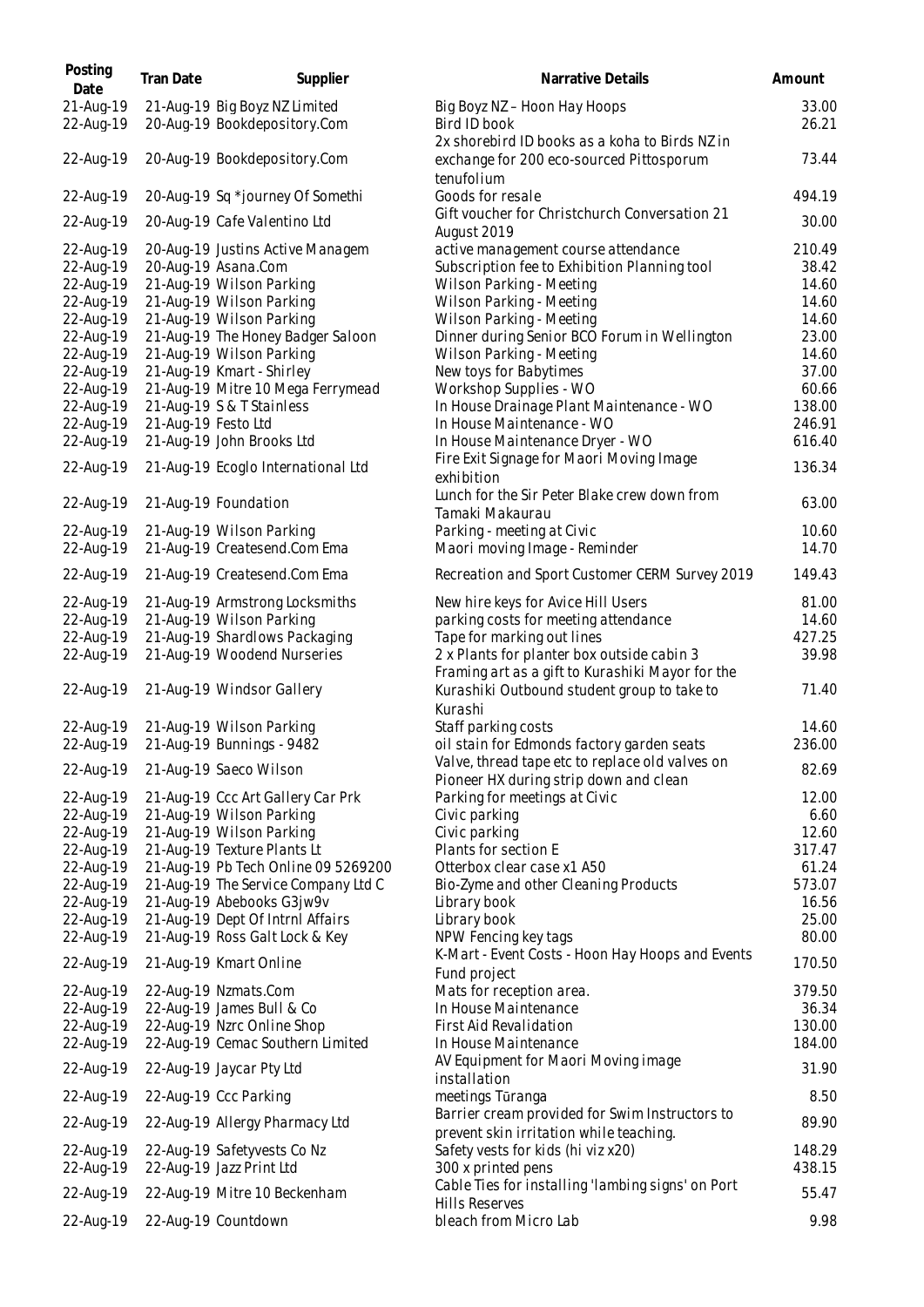| Posting Date | Tran Date | Supplier | Narrative Details | Amount |
|---|---|---|---|---|
| 21-Aug-19 | 21-Aug-19 | Big Boyz NZ Limited | Big Boyz NZ – Hoon Hay Hoops | 33.00 |
| 22-Aug-19 | 20-Aug-19 | Bookdepository.Com | Bird ID book | 26.21 |
| 22-Aug-19 | 20-Aug-19 | Bookdepository.Com | 2x shorebird ID books as a koha to Birds NZ in exchange for 200 eco-sourced Pittosporum tenufolium | 73.44 |
| 22-Aug-19 | 20-Aug-19 | Sq *journey Of Somethi | Goods for resale | 494.19 |
| 22-Aug-19 | 20-Aug-19 | Cafe Valentino Ltd | Gift voucher for Christchurch Conversation 21 August 2019 | 30.00 |
| 22-Aug-19 | 20-Aug-19 | Justins Active Managem | active management course attendance | 210.49 |
| 22-Aug-19 | 20-Aug-19 | Asana.Com | Subscription fee to Exhibition Planning tool | 38.42 |
| 22-Aug-19 | 21-Aug-19 | Wilson Parking | Wilson Parking - Meeting | 14.60 |
| 22-Aug-19 | 21-Aug-19 | Wilson Parking | Wilson Parking - Meeting | 14.60 |
| 22-Aug-19 | 21-Aug-19 | Wilson Parking | Wilson Parking - Meeting | 14.60 |
| 22-Aug-19 | 21-Aug-19 | The Honey Badger Saloon | Dinner during Senior BCO Forum in Wellington | 23.00 |
| 22-Aug-19 | 21-Aug-19 | Wilson Parking | Wilson Parking - Meeting | 14.60 |
| 22-Aug-19 | 21-Aug-19 | Kmart - Shirley | New toys for Babytimes | 37.00 |
| 22-Aug-19 | 21-Aug-19 | Mitre 10 Mega Ferrymead | Workshop Supplies - WO | 60.66 |
| 22-Aug-19 | 21-Aug-19 | S & T Stainless | In House Drainage Plant Maintenance - WO | 138.00 |
| 22-Aug-19 | 21-Aug-19 | Festo Ltd | In House Maintenance - WO | 246.91 |
| 22-Aug-19 | 21-Aug-19 | John Brooks Ltd | In House Maintenance Dryer - WO | 616.40 |
| 22-Aug-19 | 21-Aug-19 | Ecoglo International Ltd | Fire Exit Signage for Maori Moving Image exhibition | 136.34 |
| 22-Aug-19 | 21-Aug-19 | Foundation | Lunch for the Sir Peter Blake crew down from Tamaki Makaurau | 63.00 |
| 22-Aug-19 | 21-Aug-19 | Wilson Parking | Parking - meeting at Civic | 10.60 |
| 22-Aug-19 | 21-Aug-19 | Createsend.Com Ema | Maori moving Image - Reminder | 14.70 |
| 22-Aug-19 | 21-Aug-19 | Createsend.Com Ema | Recreation and Sport Customer CERM Survey 2019 | 149.43 |
| 22-Aug-19 | 21-Aug-19 | Armstrong Locksmiths | New hire keys for Avice Hill Users | 81.00 |
| 22-Aug-19 | 21-Aug-19 | Wilson Parking | parking costs for meeting attendance | 14.60 |
| 22-Aug-19 | 21-Aug-19 | Shardlows Packaging | Tape for marking out lines | 427.25 |
| 22-Aug-19 | 21-Aug-19 | Woodend Nurseries | 2 x Plants for planter box outside cabin 3 | 39.98 |
| 22-Aug-19 | 21-Aug-19 | Windsor Gallery | Framing art as a gift to Kurashiki Mayor for the Kurashiki Outbound student group to take to Kurashi | 71.40 |
| 22-Aug-19 | 21-Aug-19 | Wilson Parking | Staff parking costs | 14.60 |
| 22-Aug-19 | 21-Aug-19 | Bunnings - 9482 | oil stain for Edmonds factory garden seats | 236.00 |
| 22-Aug-19 | 21-Aug-19 | Saeco Wilson | Valve, thread tape etc to replace old valves on Pioneer HX during strip down and clean | 82.69 |
| 22-Aug-19 | 21-Aug-19 | Ccc Art Gallery Car Prk | Parking for meetings at Civic | 12.00 |
| 22-Aug-19 | 21-Aug-19 | Wilson Parking | Civic parking | 6.60 |
| 22-Aug-19 | 21-Aug-19 | Wilson Parking | Civic parking | 12.60 |
| 22-Aug-19 | 21-Aug-19 | Texture Plants Lt | Plants for section E | 317.47 |
| 22-Aug-19 | 21-Aug-19 | Pb Tech Online 09 5269200 | Otterbox clear case x1 A50 | 61.24 |
| 22-Aug-19 | 21-Aug-19 | The Service Company Ltd C | Bio-Zyme and other Cleaning Products | 573.07 |
| 22-Aug-19 | 21-Aug-19 | Abebooks G3jw9v | Library book | 16.56 |
| 22-Aug-19 | 21-Aug-19 | Dept Of Intrnl Affairs | Library book | 25.00 |
| 22-Aug-19 | 21-Aug-19 | Ross Galt Lock & Key | NPW Fencing key tags | 80.00 |
| 22-Aug-19 | 21-Aug-19 | Kmart Online | K-Mart - Event Costs - Hoon Hay Hoops and Events Fund project | 170.50 |
| 22-Aug-19 | 22-Aug-19 | Nzmats.Com | Mats for reception area. | 379.50 |
| 22-Aug-19 | 22-Aug-19 | James Bull & Co | In House Maintenance | 36.34 |
| 22-Aug-19 | 22-Aug-19 | Nzrc Online Shop | First Aid Revalidation | 130.00 |
| 22-Aug-19 | 22-Aug-19 | Cemac Southern Limited | In House Maintenance | 184.00 |
| 22-Aug-19 | 22-Aug-19 | Jaycar Pty Ltd | AV Equipment for Maori Moving image installation | 31.90 |
| 22-Aug-19 | 22-Aug-19 | Ccc Parking | meetings Tūranga | 8.50 |
| 22-Aug-19 | 22-Aug-19 | Allergy Pharmacy Ltd | Barrier cream provided for Swim Instructors to prevent skin irritation while teaching. | 89.90 |
| 22-Aug-19 | 22-Aug-19 | Safetyvests Co Nz | Safety vests for kids (hi viz x20) | 148.29 |
| 22-Aug-19 | 22-Aug-19 | Jazz Print Ltd | 300 x printed pens | 438.15 |
| 22-Aug-19 | 22-Aug-19 | Mitre 10 Beckenham | Cable Ties for installing 'lambing signs' on Port Hills Reserves | 55.47 |
| 22-Aug-19 | 22-Aug-19 | Countdown | bleach from Micro Lab | 9.98 |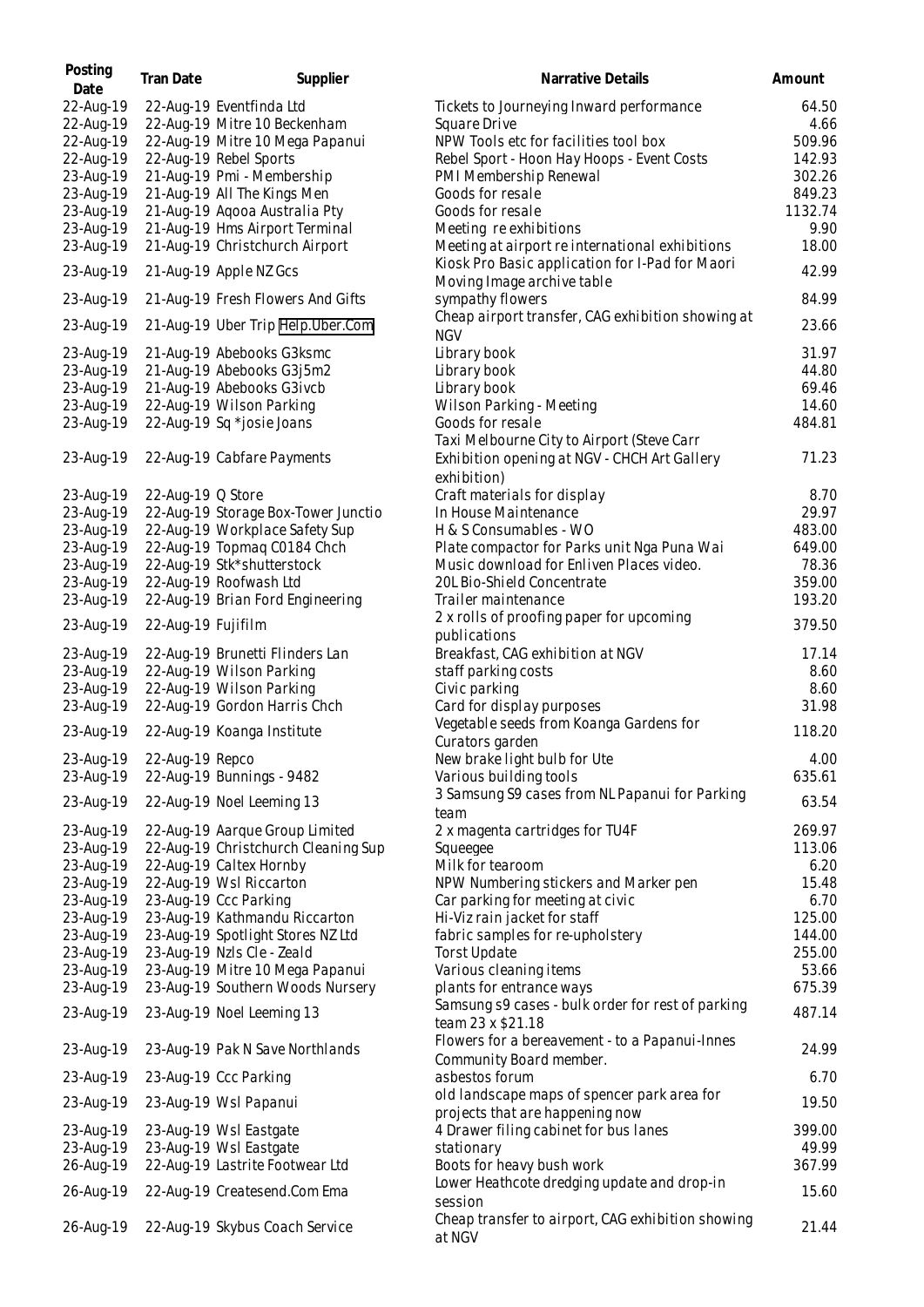| Posting Date | Tran Date | Supplier | Narrative Details | Amount |
|---|---|---|---|---|
| 22-Aug-19 | 22-Aug-19 | Eventfinda Ltd | Tickets to Journeying Inward performance | 64.50 |
| 22-Aug-19 | 22-Aug-19 | Mitre 10 Beckenham | Square Drive | 4.66 |
| 22-Aug-19 | 22-Aug-19 | Mitre 10 Mega Papanui | NPW Tools etc for facilities tool box | 509.96 |
| 22-Aug-19 | 22-Aug-19 | Rebel Sports | Rebel Sport - Hoon Hay Hoops - Event Costs | 142.93 |
| 23-Aug-19 | 21-Aug-19 | Pmi - Membership | PMI Membership Renewal | 302.26 |
| 23-Aug-19 | 21-Aug-19 | All The Kings Men | Goods for resale | 849.23 |
| 23-Aug-19 | 21-Aug-19 | Aqooa Australia Pty | Goods for resale | 1132.74 |
| 23-Aug-19 | 21-Aug-19 | Hms Airport Terminal | Meeting re exhibitions | 9.90 |
| 23-Aug-19 | 21-Aug-19 | Christchurch Airport | Meeting at airport re international exhibitions | 18.00 |
| 23-Aug-19 | 21-Aug-19 | Apple NZ Gcs | Kiosk Pro Basic application for I-Pad for Maori Moving Image archive table | 42.99 |
| 23-Aug-19 | 21-Aug-19 | Fresh Flowers And Gifts | sympathy flowers | 84.99 |
| 23-Aug-19 | 21-Aug-19 | Uber Trip Help.Uber.Com | Cheap airport transfer, CAG exhibition showing at NGV | 23.66 |
| 23-Aug-19 | 21-Aug-19 | Abebooks G3ksmc | Library book | 31.97 |
| 23-Aug-19 | 21-Aug-19 | Abebooks G3j5m2 | Library book | 44.80 |
| 23-Aug-19 | 21-Aug-19 | Abebooks G3ivcb | Library book | 69.46 |
| 23-Aug-19 | 22-Aug-19 | Wilson Parking | Wilson Parking - Meeting | 14.60 |
| 23-Aug-19 | 22-Aug-19 | Sq *josie Joans | Goods for resale | 484.81 |
| 23-Aug-19 | 22-Aug-19 | Cabfare Payments | Taxi Melbourne City to Airport (Steve Carr Exhibition opening at NGV - CHCH Art Gallery exhibition) | 71.23 |
| 23-Aug-19 | 22-Aug-19 | Q Store | Craft materials for display | 8.70 |
| 23-Aug-19 | 22-Aug-19 | Storage Box-Tower Junctio | In House Maintenance | 29.97 |
| 23-Aug-19 | 22-Aug-19 | Workplace Safety Sup | H & S Consumables - WO | 483.00 |
| 23-Aug-19 | 22-Aug-19 | Topmaq C0184 Chch | Plate compactor for Parks unit Nga Puna Wai | 649.00 |
| 23-Aug-19 | 22-Aug-19 | Stk*shutterstock | Music download for Enliven Places video. | 78.36 |
| 23-Aug-19 | 22-Aug-19 | Roofwash Ltd | 20L Bio-Shield Concentrate | 359.00 |
| 23-Aug-19 | 22-Aug-19 | Brian Ford Engineering | Trailer maintenance | 193.20 |
| 23-Aug-19 | 22-Aug-19 | Fujifilm | 2 x rolls of proofing paper for upcoming publications | 379.50 |
| 23-Aug-19 | 22-Aug-19 | Brunetti Flinders Lan | Breakfast, CAG exhibition at NGV | 17.14 |
| 23-Aug-19 | 22-Aug-19 | Wilson Parking | staff parking costs | 8.60 |
| 23-Aug-19 | 22-Aug-19 | Wilson Parking | Civic parking | 8.60 |
| 23-Aug-19 | 22-Aug-19 | Gordon Harris Chch | Card for display purposes | 31.98 |
| 23-Aug-19 | 22-Aug-19 | Koanga Institute | Vegetable seeds from Koanga Gardens for Curators garden | 118.20 |
| 23-Aug-19 | 22-Aug-19 | Repco | New brake light bulb for Ute | 4.00 |
| 23-Aug-19 | 22-Aug-19 | Bunnings - 9482 | Various building tools | 635.61 |
| 23-Aug-19 | 22-Aug-19 | Noel Leeming 13 | 3 Samsung S9 cases from NL Papanui for Parking team | 63.54 |
| 23-Aug-19 | 22-Aug-19 | Aarque Group Limited | 2 x magenta cartridges for TU4F | 269.97 |
| 23-Aug-19 | 22-Aug-19 | Christchurch Cleaning Sup | Squeegee | 113.06 |
| 23-Aug-19 | 22-Aug-19 | Caltex Hornby | Milk for tearoom | 6.20 |
| 23-Aug-19 | 22-Aug-19 | Wsl Riccarton | NPW Numbering stickers and Marker pen | 15.48 |
| 23-Aug-19 | 23-Aug-19 | Ccc Parking | Car parking for meeting at civic | 6.70 |
| 23-Aug-19 | 23-Aug-19 | Kathmandu Riccarton | Hi-Viz rain jacket for staff | 125.00 |
| 23-Aug-19 | 23-Aug-19 | Spotlight Stores NZ Ltd | fabric samples for re-upholstery | 144.00 |
| 23-Aug-19 | 23-Aug-19 | Nzls Cle - Zeald | Torst Update | 255.00 |
| 23-Aug-19 | 23-Aug-19 | Mitre 10 Mega Papanui | Various cleaning items | 53.66 |
| 23-Aug-19 | 23-Aug-19 | Southern Woods Nursery | plants for entrance ways | 675.39 |
| 23-Aug-19 | 23-Aug-19 | Noel Leeming 13 | Samsung s9 cases - bulk order for rest of parking team 23 x $21.18 | 487.14 |
| 23-Aug-19 | 23-Aug-19 | Pak N Save Northlands | Flowers for a bereavement - to a Papanui-Innes Community Board member. | 24.99 |
| 23-Aug-19 | 23-Aug-19 | Ccc Parking | asbestos forum | 6.70 |
| 23-Aug-19 | 23-Aug-19 | Wsl Papanui | old landscape maps of spencer park area for projects that are happening now | 19.50 |
| 23-Aug-19 | 23-Aug-19 | Wsl Eastgate | 4 Drawer filing cabinet for bus lanes | 399.00 |
| 23-Aug-19 | 23-Aug-19 | Wsl Eastgate | stationary | 49.99 |
| 26-Aug-19 | 22-Aug-19 | Lastrite Footwear Ltd | Boots for heavy bush work | 367.99 |
| 26-Aug-19 | 22-Aug-19 | Createsend.Com Ema | Lower Heathcote dredging update and drop-in session | 15.60 |
| 26-Aug-19 | 22-Aug-19 | Skybus Coach Service | Cheap transfer to airport, CAG exhibition showing at NGV | 21.44 |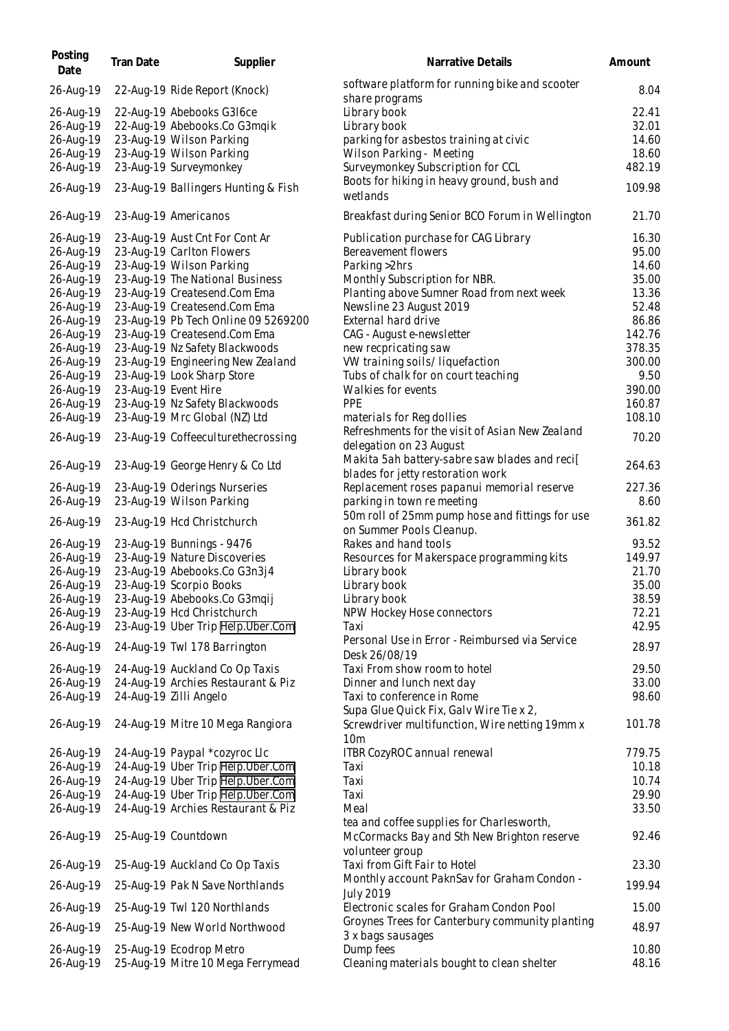| Posting Date | Tran Date | Supplier | Narrative Details | Amount |
|---|---|---|---|---|
| 26-Aug-19 | 22-Aug-19 | Ride Report (Knock) | software platform for running bike and scooter share programs | 8.04 |
| 26-Aug-19 | 22-Aug-19 | Abebooks G3l6ce | Library book | 22.41 |
| 26-Aug-19 | 22-Aug-19 | Abebooks.Co G3mqik | Library book | 32.01 |
| 26-Aug-19 | 23-Aug-19 | Wilson Parking | parking for asbestos training at civic | 14.60 |
| 26-Aug-19 | 23-Aug-19 | Wilson Parking | Wilson Parking - Meeting | 18.60 |
| 26-Aug-19 | 23-Aug-19 | Surveymonkey | Surveymonkey Subscription for CCL | 482.19 |
| 26-Aug-19 | 23-Aug-19 | Ballingers Hunting & Fish | Boots for hiking in heavy ground, bush and wetlands | 109.98 |
| 26-Aug-19 | 23-Aug-19 | Americanos | Breakfast during Senior BCO Forum in Wellington | 21.70 |
| 26-Aug-19 | 23-Aug-19 | Aust Cnt For Cont Ar | Publication purchase for CAG Library | 16.30 |
| 26-Aug-19 | 23-Aug-19 | Carlton Flowers | Bereavement flowers | 95.00 |
| 26-Aug-19 | 23-Aug-19 | Wilson Parking | Parking >2hrs | 14.60 |
| 26-Aug-19 | 23-Aug-19 | The National Business | Monthly Subscription for NBR. | 35.00 |
| 26-Aug-19 | 23-Aug-19 | Createsend.Com Ema | Planting above Sumner Road from next week | 13.36 |
| 26-Aug-19 | 23-Aug-19 | Createsend.Com Ema | Newsline 23 August 2019 | 52.48 |
| 26-Aug-19 | 23-Aug-19 | Pb Tech Online 09 5269200 | External hard drive | 86.86 |
| 26-Aug-19 | 23-Aug-19 | Createsend.Com Ema | CAG - August e-newsletter | 142.76 |
| 26-Aug-19 | 23-Aug-19 | Nz Safety Blackwoods | new recpricating saw | 378.35 |
| 26-Aug-19 | 23-Aug-19 | Engineering New Zealand | VW training soils/ liquefaction | 300.00 |
| 26-Aug-19 | 23-Aug-19 | Look Sharp Store | Tubs of chalk for on court teaching | 9.50 |
| 26-Aug-19 | 23-Aug-19 | Event Hire | Walkies for events | 390.00 |
| 26-Aug-19 | 23-Aug-19 | Nz Safety Blackwoods | PPE | 160.87 |
| 26-Aug-19 | 23-Aug-19 | Mrc Global (NZ) Ltd | materials for Reg dollies | 108.10 |
| 26-Aug-19 | 23-Aug-19 | Coffeeculturethecrossing | Refreshments for the visit of Asian New Zealand delegation on 23 August | 70.20 |
| 26-Aug-19 | 23-Aug-19 | George Henry & Co Ltd | Makita 5ah battery-sabre saw blades and reci[ blades for jetty restoration work | 264.63 |
| 26-Aug-19 | 23-Aug-19 | Oderings Nurseries | Replacement roses papanui memorial reserve | 227.36 |
| 26-Aug-19 | 23-Aug-19 | Wilson Parking | parking in town re meeting | 8.60 |
| 26-Aug-19 | 23-Aug-19 | Hcd Christchurch | 50m roll of 25mm pump hose and fittings for use on Summer Pools Cleanup. | 361.82 |
| 26-Aug-19 | 23-Aug-19 | Bunnings - 9476 | Rakes and hand tools | 93.52 |
| 26-Aug-19 | 23-Aug-19 | Nature Discoveries | Resources for Makerspace programming kits | 149.97 |
| 26-Aug-19 | 23-Aug-19 | Abebooks.Co G3n3j4 | Library book | 21.70 |
| 26-Aug-19 | 23-Aug-19 | Scorpio Books | Library book | 35.00 |
| 26-Aug-19 | 23-Aug-19 | Abebooks.Co G3mqij | Library book | 38.59 |
| 26-Aug-19 | 23-Aug-19 | Hcd Christchurch | NPW Hockey Hose connectors | 72.21 |
| 26-Aug-19 | 23-Aug-19 | Uber Trip Help.Uber.Com | Taxi | 42.95 |
| 26-Aug-19 | 24-Aug-19 | Twl 178 Barrington | Personal Use in Error - Reimbursed via Service Desk 26/08/19 | 28.97 |
| 26-Aug-19 | 24-Aug-19 | Auckland Co Op Taxis | Taxi From show room to hotel | 29.50 |
| 26-Aug-19 | 24-Aug-19 | Archies Restaurant & Piz | Dinner and lunch next day | 33.00 |
| 26-Aug-19 | 24-Aug-19 | Zilli Angelo | Taxi to conference in Rome | 98.60 |
| 26-Aug-19 | 24-Aug-19 | Mitre 10 Mega Rangiora | Supa Glue Quick Fix, Galv Wire Tie x 2, Screwdriver multifunction, Wire netting 19mm x 10m | 101.78 |
| 26-Aug-19 | 24-Aug-19 | Paypal *cozyroc Llc | ITBR CozyROC annual renewal | 779.75 |
| 26-Aug-19 | 24-Aug-19 | Uber Trip Help.Uber.Com | Taxi | 10.18 |
| 26-Aug-19 | 24-Aug-19 | Uber Trip Help.Uber.Com | Taxi | 10.74 |
| 26-Aug-19 | 24-Aug-19 | Uber Trip Help.Uber.Com | Taxi | 29.90 |
| 26-Aug-19 | 24-Aug-19 | Archies Restaurant & Piz | Meal | 33.50 |
| 26-Aug-19 | 25-Aug-19 | Countdown | tea and coffee supplies for Charlesworth, McCormacks Bay and Sth New Brighton reserve volunteer group | 92.46 |
| 26-Aug-19 | 25-Aug-19 | Auckland Co Op Taxis | Taxi from Gift Fair to Hotel | 23.30 |
| 26-Aug-19 | 25-Aug-19 | Pak N Save Northlands | Monthly account PaknSav for Graham Condon - July 2019 | 199.94 |
| 26-Aug-19 | 25-Aug-19 | Twl 120 Northlands | Electronic scales for Graham Condon Pool | 15.00 |
| 26-Aug-19 | 25-Aug-19 | New World Northwood | Groynes Trees for Canterbury community planting 3 x bags sausages | 48.97 |
| 26-Aug-19 | 25-Aug-19 | Ecodrop Metro | Dump fees | 10.80 |
| 26-Aug-19 | 25-Aug-19 | Mitre 10 Mega Ferrymead | Cleaning materials bought to clean shelter | 48.16 |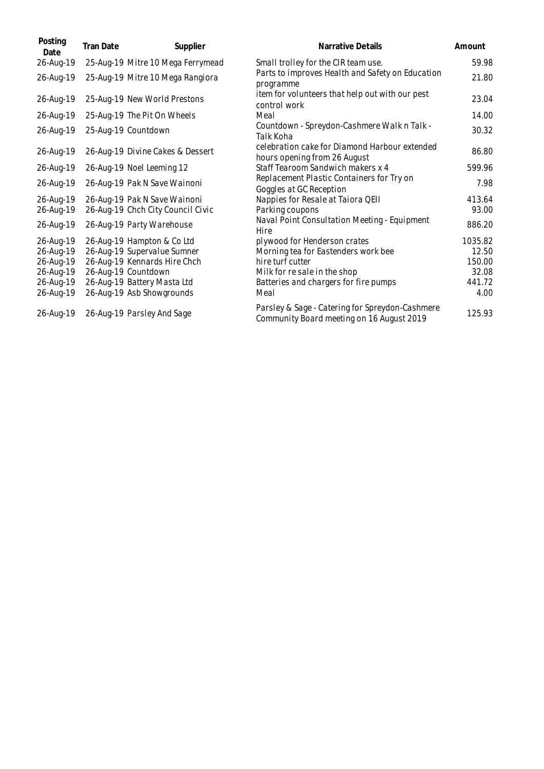| Posting Date | Tran Date | Supplier | Narrative Details | Amount |
|---|---|---|---|---|
| 26-Aug-19 | 25-Aug-19 | Mitre 10 Mega Ferrymead | Small trolley for the CIR team use. | 59.98 |
| 26-Aug-19 | 25-Aug-19 | Mitre 10 Mega Rangiora | Parts to improves Health and Safety on Education programme | 21.80 |
| 26-Aug-19 | 25-Aug-19 | New World Prestons | item for volunteers that help out with our pest control work | 23.04 |
| 26-Aug-19 | 25-Aug-19 | The Pit On Wheels | Meal | 14.00 |
| 26-Aug-19 | 25-Aug-19 | Countdown | Countdown - Spreydon-Cashmere Walk n Talk - Talk Koha | 30.32 |
| 26-Aug-19 | 26-Aug-19 | Divine Cakes & Dessert | celebration cake for Diamond Harbour extended hours opening from 26 August | 86.80 |
| 26-Aug-19 | 26-Aug-19 | Noel Leeming 12 | Staff Tearoom Sandwich makers x 4 | 599.96 |
| 26-Aug-19 | 26-Aug-19 | Pak N Save Wainoni | Replacement Plastic Containers for Try on Goggles at GC Reception | 7.98 |
| 26-Aug-19 | 26-Aug-19 | Pak N Save Wainoni | Nappies for Resale at Taiora QEII | 413.64 |
| 26-Aug-19 | 26-Aug-19 | Chch City Council Civic | Parking coupons | 93.00 |
| 26-Aug-19 | 26-Aug-19 | Party Warehouse | Naval Point Consultation Meeting - Equipment Hire | 886.20 |
| 26-Aug-19 | 26-Aug-19 | Hampton & Co Ltd | plywood for Henderson crates | 1035.82 |
| 26-Aug-19 | 26-Aug-19 | Supervalue Sumner | Morning tea for Eastenders work bee | 12.50 |
| 26-Aug-19 | 26-Aug-19 | Kennards Hire Chch | hire turf cutter | 150.00 |
| 26-Aug-19 | 26-Aug-19 | Countdown | Milk for re sale in the shop | 32.08 |
| 26-Aug-19 | 26-Aug-19 | Battery Masta Ltd | Batteries and chargers for fire pumps | 441.72 |
| 26-Aug-19 | 26-Aug-19 | Asb Showgrounds | Meal | 4.00 |
| 26-Aug-19 | 26-Aug-19 | Parsley And Sage | Parsley & Sage - Catering for Spreydon-Cashmere Community Board meeting on 16 August 2019 | 125.93 |